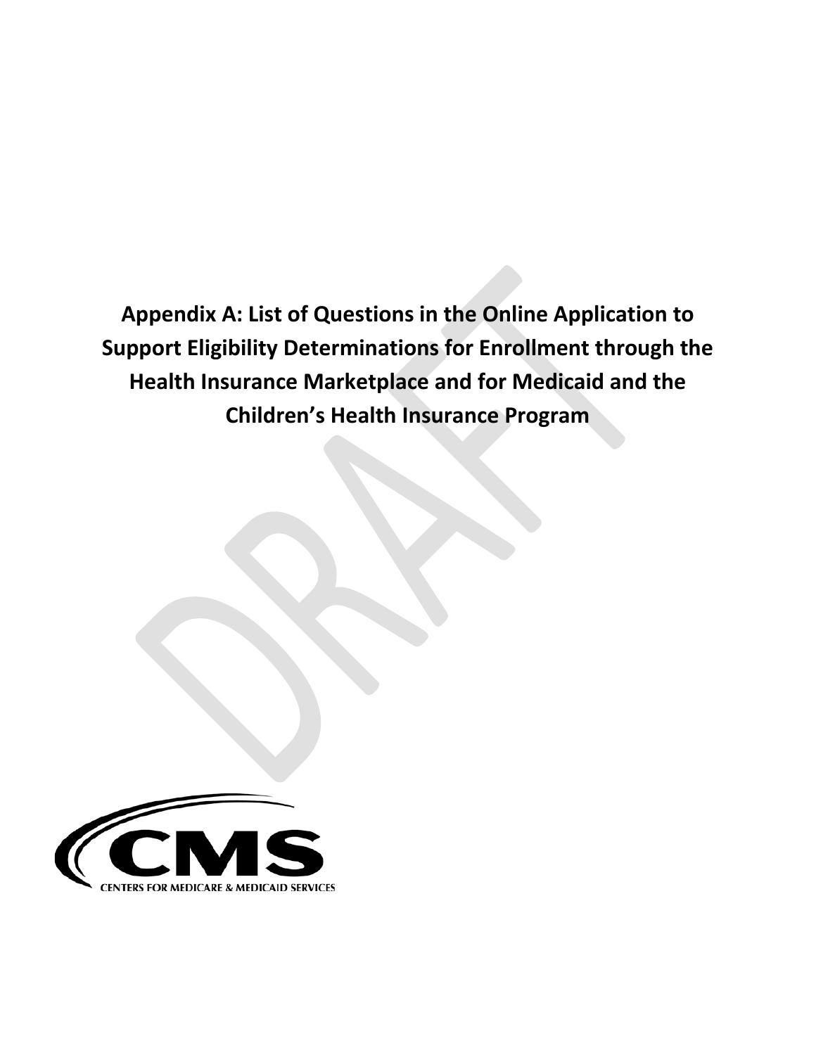# Appendix A: List of Questions in the Online Application to Support Eligibility Determinations for Enrollment through the Health Insurance Marketplace and for Medicaid and the Children's Health Insurance Program

CMS

CENTERS FOR MEDICARE & MEDICAID SERVICES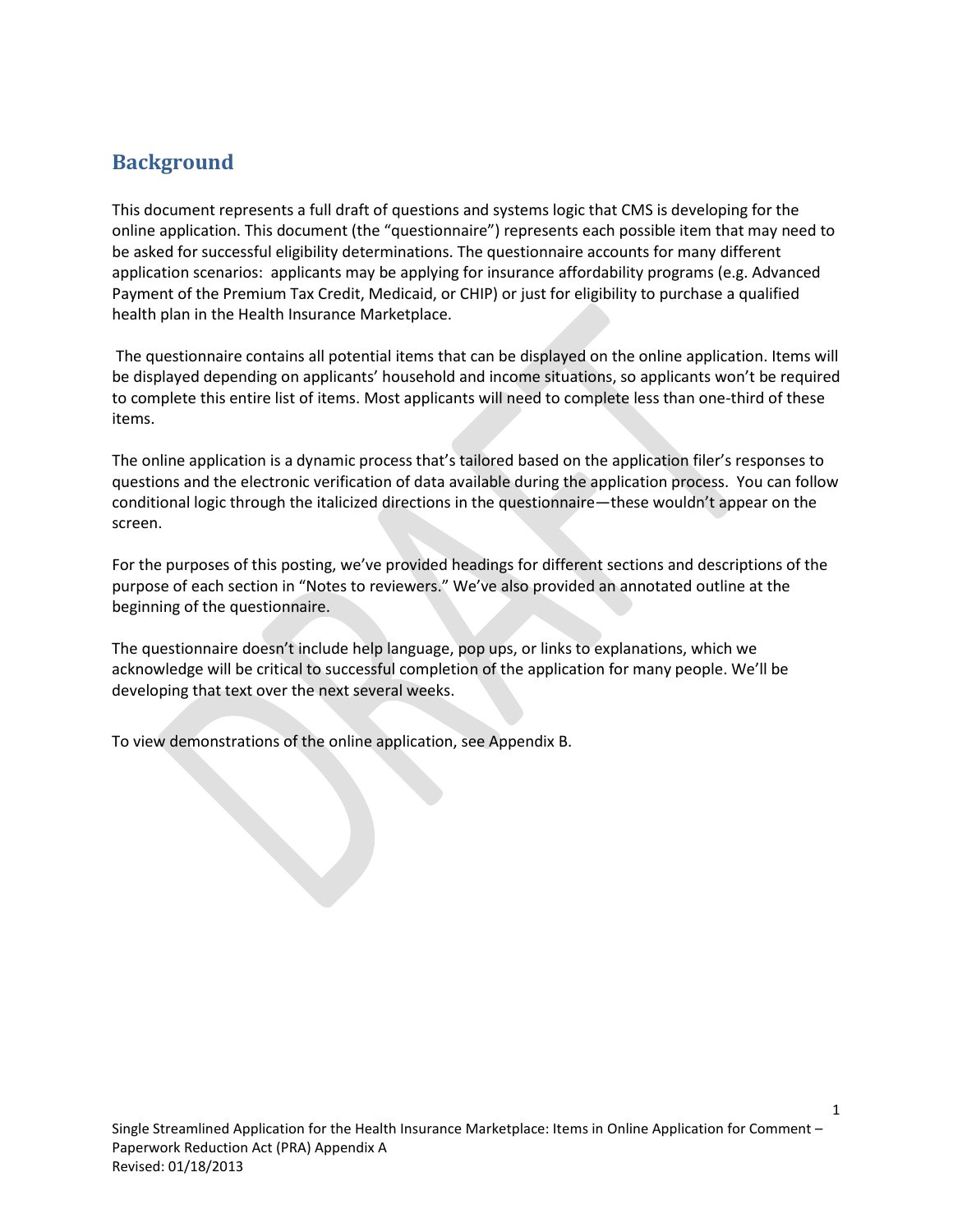## Background

This document represents a full draft of questions and systems logic that CMS is developing for the online application. This document (the "questionnaire") represents each possible item that may need to be asked for successful eligibility determinations. The questionnaire accounts for many different application scenarios: applicants may be applying for insurance affordability programs (e.g. Advanced Payment of the Premium Tax Credit, Medicaid, or CHIP) or just for eligibility to purchase a qualified health plan in the Health Insurance Marketplace.

The questionnaire contains all potential items that can be displayed on the online application. Items will be displayed depending on applicants' household and income situations, so applicants won't be required to complete this entire list of items. Most applicants will need to complete less than one-third of these items.

The online application is a dynamic process that's tailored based on the application filer's responses to questions and the electronic verification of data available during the application process. You can follow conditional logic through the italicized directions in the questionnaire—these wouldn't appear on the screen.

For the purposes of this posting, we've provided headings for different sections and descriptions of the purpose of each section in "Notes to reviewers." We've also provided an annotated outline at the beginning of the questionnaire.

The questionnaire doesn't include help language, pop ups, or links to explanations, which we acknowledge will be critical to successful completion of the application for many people. We'll be developing that text over the next several weeks.

To view demonstrations of the online application, see Appendix B.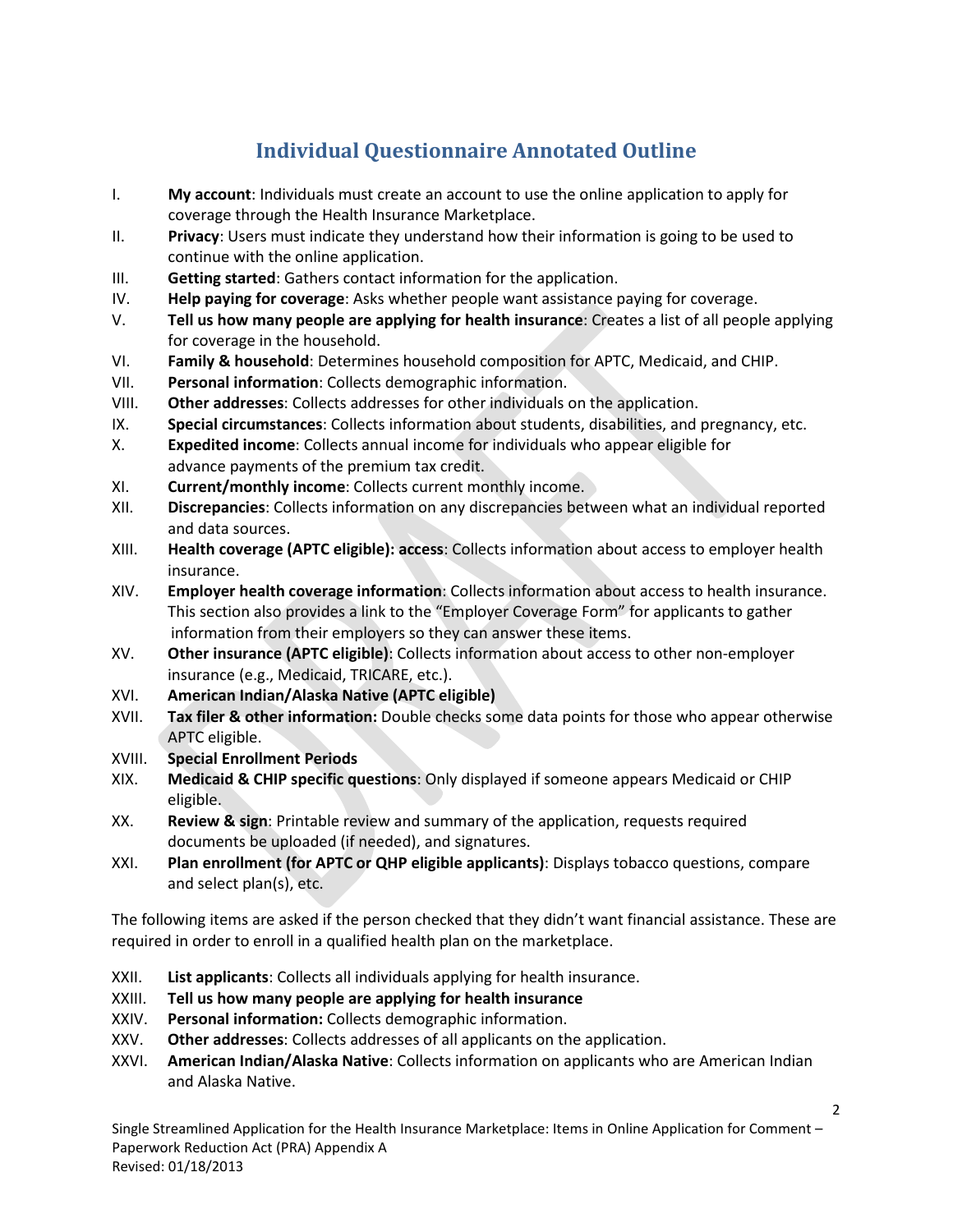# Individual Questionnaire Annotated Outline

I. **My account**: Individuals must create an account to use the online application to apply for coverage through the Health Insurance Marketplace.

II. **Privacy**: Users must indicate they understand how their information is going to be used to continue with the online application.

III. **Getting started**: Gathers contact information for the application.

IV. **Help paying for coverage**: Asks whether people want assistance paying for coverage.

V. **Tell us how many people are applying for health insurance**: Creates a list of all people applying for coverage in the household.

VI. **Family & household**: Determines household composition for APTC, Medicaid, and CHIP.

VII. **Personal information**: Collects demographic information.

VIII. **Other addresses**: Collects addresses for other individuals on the application.

IX. **Special circumstances**: Collects information about students, disabilities, and pregnancy, etc.

X. **Expedited income**: Collects annual income for individuals who appear eligible for advance payments of the premium tax credit.

XI. **Current/monthly income**: Collects current monthly income.

XII. **Discrepancies**: Collects information on any discrepancies between what an individual reported and data sources.

XIII. **Health coverage (APTC eligible): access**: Collects information about access to employer health insurance.

XIV. **Employer health coverage information**: Collects information about access to health insurance. This section also provides a link to the "Employer Coverage Form" for applicants to gather information from their employers so they can answer these items.

XV. **Other insurance (APTC eligible)**: Collects information about access to other non-employer insurance (e.g., Medicaid, TRICARE, etc.).

XVI. **American Indian/Alaska Native (APTC eligible)**

XVII. **Tax filer & other information:** Double checks some data points for those who appear otherwise APTC eligible.

XVIII. **Special Enrollment Periods**

XIX. **Medicaid & CHIP specific questions**: Only displayed if someone appears Medicaid or CHIP eligible.

XX. **Review & sign**: Printable review and summary of the application, requests required documents be uploaded (if needed), and signatures.

XXI. **Plan enrollment (for APTC or QHP eligible applicants)**: Displays tobacco questions, compare and select plan(s), etc.

The following items are asked if the person checked that they didn't want financial assistance. These are required in order to enroll in a qualified health plan on the marketplace.

XXII. **List applicants**: Collects all individuals applying for health insurance.

XXIII. **Tell us how many people are applying for health insurance**

XXIV. **Personal information:** Collects demographic information.

XXV. **Other addresses**: Collects addresses of all applicants on the application.

XXVI. **American Indian/Alaska Native**: Collects information on applicants who are American Indian and Alaska Native.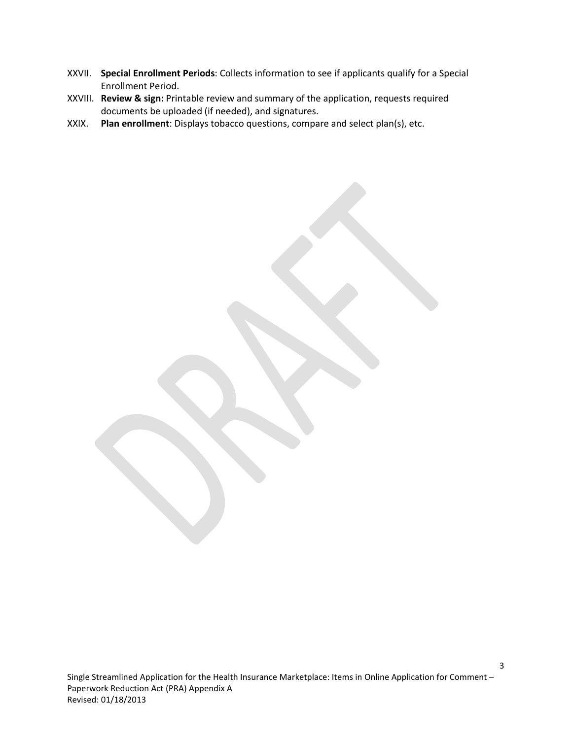XXVII. **Special Enrollment Periods**: Collects information to see if applicants qualify for a Special Enrollment Period.

XXVIII. **Review & sign:** Printable review and summary of the application, requests required documents be uploaded (if needed), and signatures.

XXIX. **Plan enrollment**: Displays tobacco questions, compare and select plan(s), etc.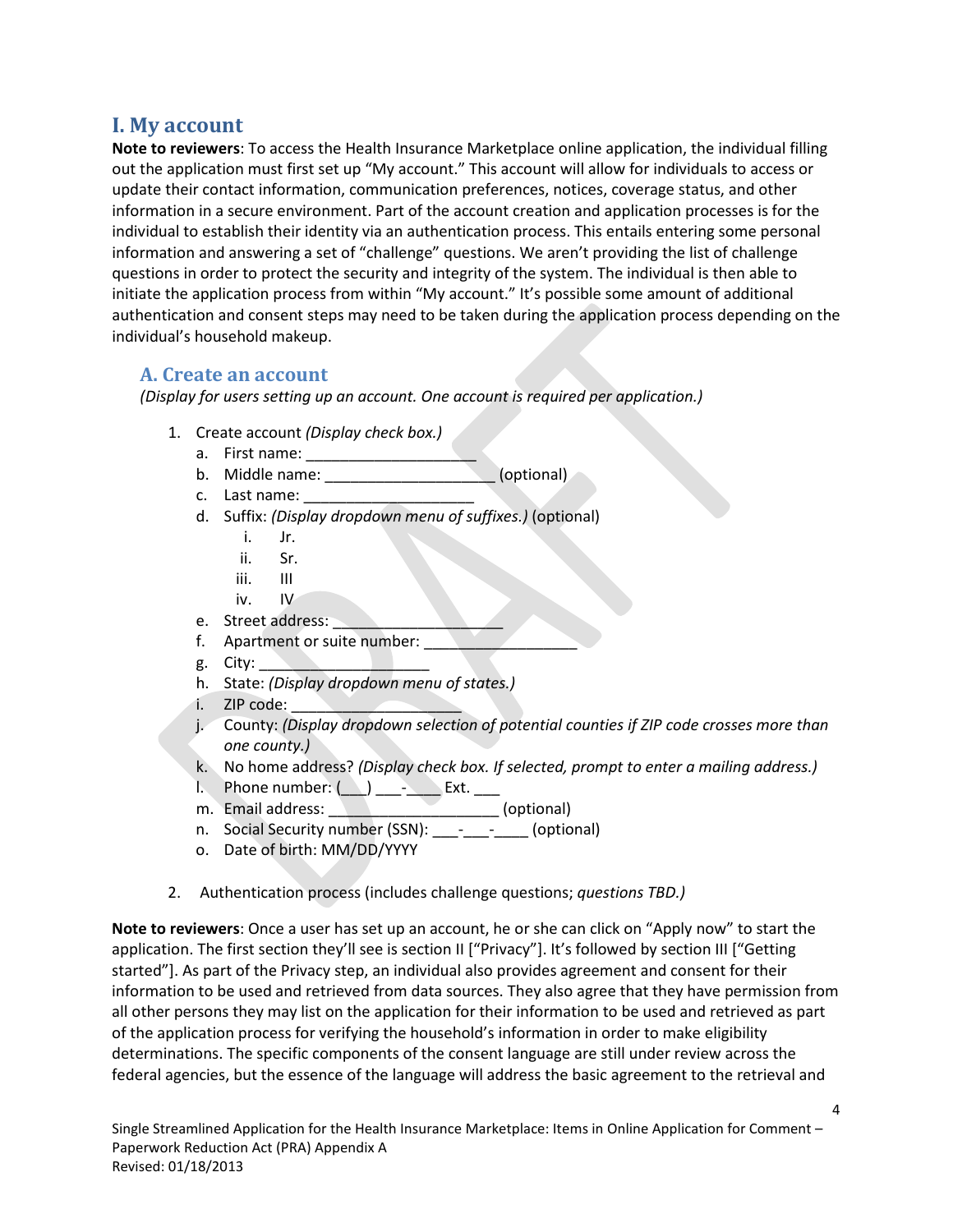# I. My account

**Note to reviewers**: To access the Health Insurance Marketplace online application, the individual filling out the application must first set up "My account." This account will allow for individuals to access or update their contact information, communication preferences, notices, coverage status, and other information in a secure environment. Part of the account creation and application processes is for the individual to establish their identity via an authentication process. This entails entering some personal information and answering a set of "challenge" questions. We aren't providing the list of challenge questions in order to protect the security and integrity of the system. The individual is then able to initiate the application process from within "My account." It's possible some amount of additional authentication and consent steps may need to be taken during the application process depending on the individual's household makeup.

## A. Create an account

*(Display for users setting up an account. One account is required per application.)*

1. Create account *(Display check box.)*
   a. First name: ____________________
   b. Middle name: ____________________ (optional)
   c. Last name: ____________________
   d. Suffix: *(Display dropdown menu of suffixes.)* (optional)
      i. Jr.
      ii. Sr.
      iii. III
      iv. IV
   e. Street address: ____________________
   f. Apartment or suite number: __________________
   g. City: ____________________
   h. State: *(Display dropdown menu of states.)*
   i. ZIP code: ____________________
   j. County: *(Display dropdown selection of potential counties if ZIP code crosses more than one county.)*
   k. No home address? *(Display check box. If selected, prompt to enter a mailing address.)*
   l. Phone number: (___) ___-____ Ext. ___
   m. Email address: ____________________ (optional)
   n. Social Security number (SSN): ___-___-____ (optional)
   o. Date of birth: MM/DD/YYYY

2. Authentication process (includes challenge questions; *questions TBD.)*

**Note to reviewers**: Once a user has set up an account, he or she can click on "Apply now" to start the application. The first section they'll see is section II ["Privacy"]. It's followed by section III ["Getting started"]. As part of the Privacy step, an individual also provides agreement and consent for their information to be used and retrieved from data sources. They also agree that they have permission from all other persons they may list on the application for their information to be used and retrieved as part of the application process for verifying the household's information in order to make eligibility determinations. The specific components of the consent language are still under review across the federal agencies, but the essence of the language will address the basic agreement to the retrieval and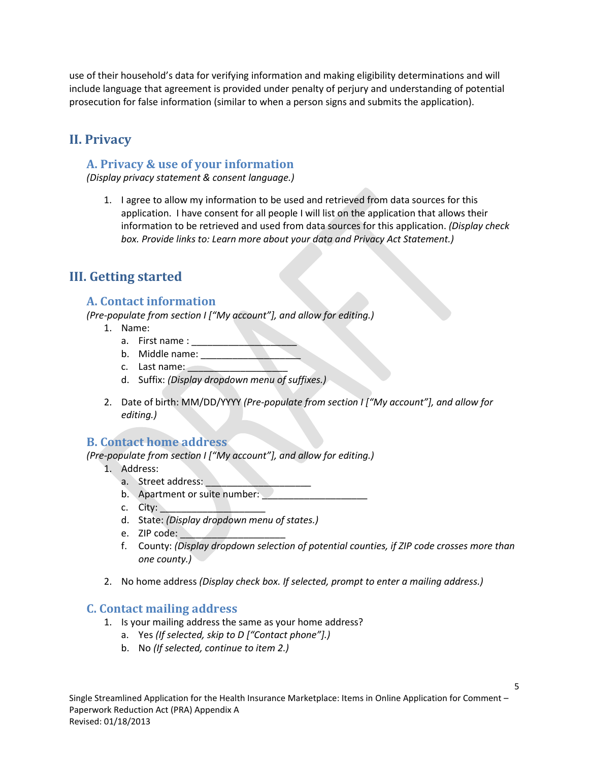use of their household's data for verifying information and making eligibility determinations and will include language that agreement is provided under penalty of perjury and understanding of potential prosecution for false information (similar to when a person signs and submits the application).

## II. Privacy

### A. Privacy & use of your information

*(Display privacy statement & consent language.)*

1. I agree to allow my information to be used and retrieved from data sources for this application. I have consent for all people I will list on the application that allows their information to be retrieved and used from data sources for this application. *(Display check box. Provide links to: Learn more about your data and Privacy Act Statement.)*

## III. Getting started

### A. Contact information

*(Pre-populate from section I ["My account"], and allow for editing.)*

1. Name:
   a. First name : ____________________
   b. Middle name: ____________________
   c. Last name: ____________________
   d. Suffix: *(Display dropdown menu of suffixes.)*

2. Date of birth: MM/DD/YYYY *(Pre-populate from section I ["My account"], and allow for editing.)*

### B. Contact home address

*(Pre-populate from section I ["My account"], and allow for editing.)*

1. Address:
   a. Street address: ____________________
   b. Apartment or suite number: ____________________
   c. City: ____________________
   d. State: *(Display dropdown menu of states.)*
   e. ZIP code: ____________________
   f. County: *(Display dropdown selection of potential counties, if ZIP code crosses more than one county.)*

2. No home address *(Display check box. If selected, prompt to enter a mailing address.)*

### C. Contact mailing address

1. Is your mailing address the same as your home address?
   a. Yes *(If selected, skip to D ["Contact phone"].)*
   b. No *(If selected, continue to item 2.)*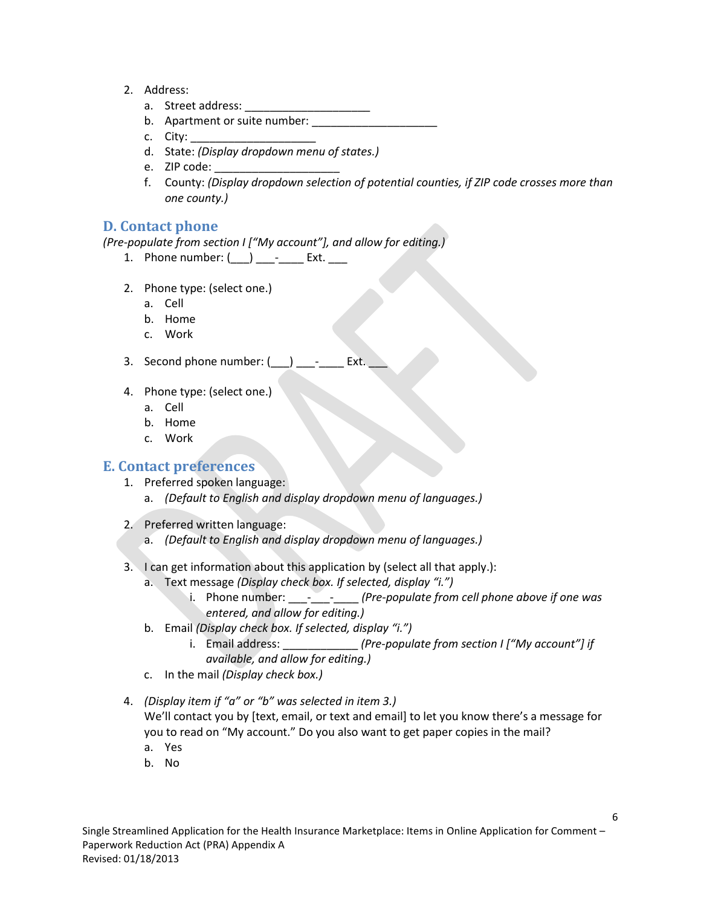2. Address:
    a. Street address: ____________________
    b. Apartment or suite number: ____________________
    c. City: ____________________
    d. State: *(Display dropdown menu of states.)*
    e. ZIP code: ____________________
    f. County: *(Display dropdown selection of potential counties, if ZIP code crosses more than one county.)*

## D. Contact phone

*(Pre-populate from section I ["My account"], and allow for editing.)*

1. Phone number: (___) ___-____ Ext. ___

2. Phone type: (select one.)
    a. Cell
    b. Home
    c. Work

3. Second phone number: (___) ___-____ Ext. ___

4. Phone type: (select one.)
    a. Cell
    b. Home
    c. Work

## E. Contact preferences

1. Preferred spoken language:
    a. *(Default to English and display dropdown menu of languages.)*

2. Preferred written language:
    a. *(Default to English and display dropdown menu of languages.)*

3. I can get information about this application by (select all that apply.):
    a. Text message *(Display check box. If selected, display "i.")*
        i. Phone number: ___-___-____ *(Pre-populate from cell phone above if one was entered, and allow for editing.)*
    b. Email *(Display check box. If selected, display "i.")*
        i. Email address: ____________ *(Pre-populate from section I ["My account"] if available, and allow for editing.)*
    c. In the mail *(Display check box.)*

4. *(Display item if "a" or "b" was selected in item 3.)*
   We'll contact you by [text, email, or text and email] to let you know there's a message for you to read on "My account." Do you also want to get paper copies in the mail?
    a. Yes
    b. No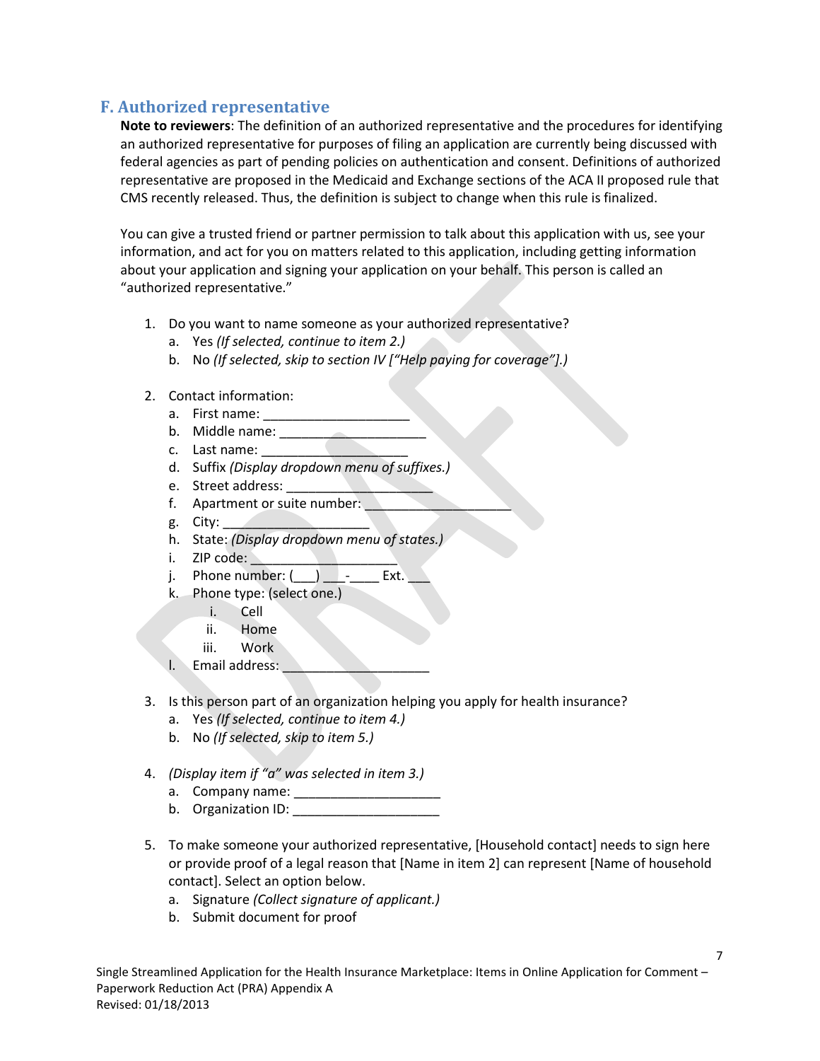## F. Authorized representative

**Note to reviewers**: The definition of an authorized representative and the procedures for identifying an authorized representative for purposes of filing an application are currently being discussed with federal agencies as part of pending policies on authentication and consent. Definitions of authorized representative are proposed in the Medicaid and Exchange sections of the ACA II proposed rule that CMS recently released. Thus, the definition is subject to change when this rule is finalized.

You can give a trusted friend or partner permission to talk about this application with us, see your information, and act for you on matters related to this application, including getting information about your application and signing your application on your behalf. This person is called an "authorized representative."

1. Do you want to name someone as your authorized representative?
   a. Yes *(If selected, continue to item 2.)*
   b. No *(If selected, skip to section IV ["Help paying for coverage"].)*

2. Contact information:
   a. First name: ____________________
   b. Middle name: ____________________
   c. Last name: ____________________
   d. Suffix *(Display dropdown menu of suffixes.)*
   e. Street address: ____________________
   f. Apartment or suite number: ____________________
   g. City: ____________________
   h. State: *(Display dropdown menu of states.)*
   i. ZIP code: ____________________
   j. Phone number: (___) ___-____ Ext. ___
   k. Phone type: (select one.)
      i. Cell
      ii. Home
      iii. Work
   l. Email address: ____________________

3. Is this person part of an organization helping you apply for health insurance?
   a. Yes *(If selected, continue to item 4.)*
   b. No *(If selected, skip to item 5.)*

4. *(Display item if "a" was selected in item 3.)*
   a. Company name: ____________________
   b. Organization ID: ____________________

5. To make someone your authorized representative, [Household contact] needs to sign here or provide proof of a legal reason that [Name in item 2] can represent [Name of household contact]. Select an option below.
   a. Signature *(Collect signature of applicant.)*
   b. Submit document for proof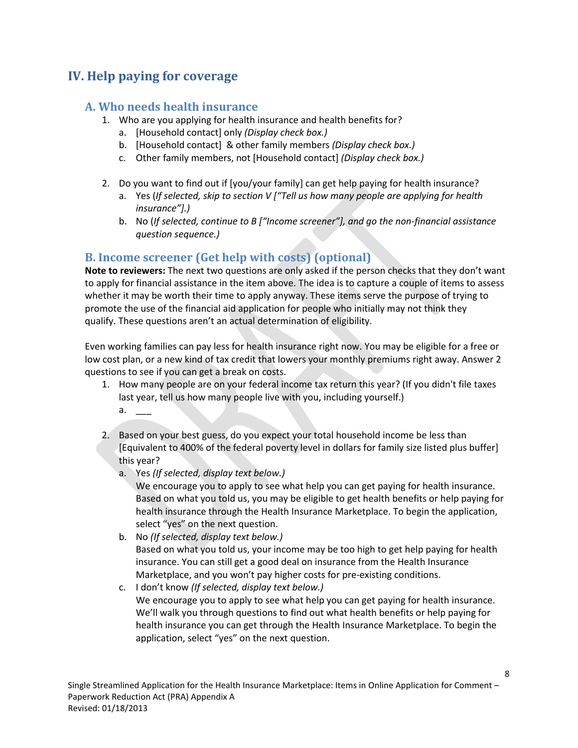## IV. Help paying for coverage

### A. Who needs health insurance

1. Who are you applying for health insurance and health benefits for?
   a. [Household contact] only *(Display check box.)*
   b. [Household contact] & other family members *(Display check box.)*
   c. Other family members, not [Household contact] *(Display check box.)*

2. Do you want to find out if [you/your family] can get help paying for health insurance?
   a. Yes (*If selected, skip to section V ["Tell us how many people are applying for health insurance"].)*
   b. No (*If selected, continue to B ["Income screener"], and go the non-financial assistance question sequence.)*

### B. Income screener (Get help with costs) (optional)

**Note to reviewers:** The next two questions are only asked if the person checks that they don't want to apply for financial assistance in the item above. The idea is to capture a couple of items to assess whether it may be worth their time to apply anyway. These items serve the purpose of trying to promote the use of the financial aid application for people who initially may not think they qualify. These questions aren't an actual determination of eligibility.

Even working families can pay less for health insurance right now. You may be eligible for a free or low cost plan, or a new kind of tax credit that lowers your monthly premiums right away. Answer 2 questions to see if you can get a break on costs.

1. How many people are on your federal income tax return this year? (If you didn't file taxes last year, tell us how many people live with you, including yourself.)
   a. ___

2. Based on your best guess, do you expect your total household income be less than [Equivalent to 400% of the federal poverty level in dollars for family size listed plus buffer] this year?
   a. Yes *(If selected, display text below.)*
      We encourage you to apply to see what help you can get paying for health insurance. Based on what you told us, you may be eligible to get health benefits or help paying for health insurance through the Health Insurance Marketplace. To begin the application, select "yes" on the next question.
   b. No *(If selected, display text below.)*
      Based on what you told us, your income may be too high to get help paying for health insurance. You can still get a good deal on insurance from the Health Insurance Marketplace, and you won't pay higher costs for pre-existing conditions.
   c. I don't know *(If selected, display text below.)*
      We encourage you to apply to see what help you can get paying for health insurance. We'll walk you through questions to find out what health benefits or help paying for health insurance you can get through the Health Insurance Marketplace. To begin the application, select "yes" on the next question.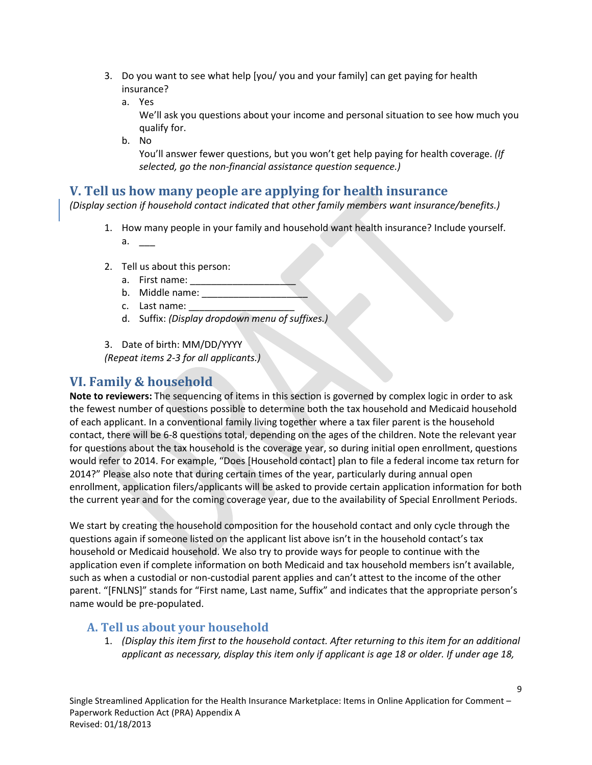3. Do you want to see what help [you/ you and your family] can get paying for health insurance?
   a. Yes
      We'll ask you questions about your income and personal situation to see how much you qualify for.
   b. No
      You'll answer fewer questions, but you won't get help paying for health coverage. *(If selected, go the non-financial assistance question sequence.)*

## V. Tell us how many people are applying for health insurance

*(Display section if household contact indicated that other family members want insurance/benefits.)*

1. How many people in your family and household want health insurance? Include yourself.
   a. ___

2. Tell us about this person:
   a. First name: ____________________
   b. Middle name: ____________________
   c. Last name: ____________________
   d. Suffix: *(Display dropdown menu of suffixes.)*

3. Date of birth: MM/DD/YYYY

*(Repeat items 2-3 for all applicants.)*

## VI. Family & household

**Note to reviewers:** The sequencing of items in this section is governed by complex logic in order to ask the fewest number of questions possible to determine both the tax household and Medicaid household of each applicant. In a conventional family living together where a tax filer parent is the household contact, there will be 6-8 questions total, depending on the ages of the children. Note the relevant year for questions about the tax household is the coverage year, so during initial open enrollment, questions would refer to 2014. For example, "Does [Household contact] plan to file a federal income tax return for 2014?" Please also note that during certain times of the year, particularly during annual open enrollment, application filers/applicants will be asked to provide certain application information for both the current year and for the coming coverage year, due to the availability of Special Enrollment Periods.

We start by creating the household composition for the household contact and only cycle through the questions again if someone listed on the applicant list above isn't in the household contact's tax household or Medicaid household. We also try to provide ways for people to continue with the application even if complete information on both Medicaid and tax household members isn't available, such as when a custodial or non-custodial parent applies and can't attest to the income of the other parent. "[FNLNS]" stands for "First name, Last name, Suffix" and indicates that the appropriate person's name would be pre-populated.

### A. Tell us about your household

1. *(Display this item first to the household contact. After returning to this item for an additional applicant as necessary, display this item only if applicant is age 18 or older. If under age 18,*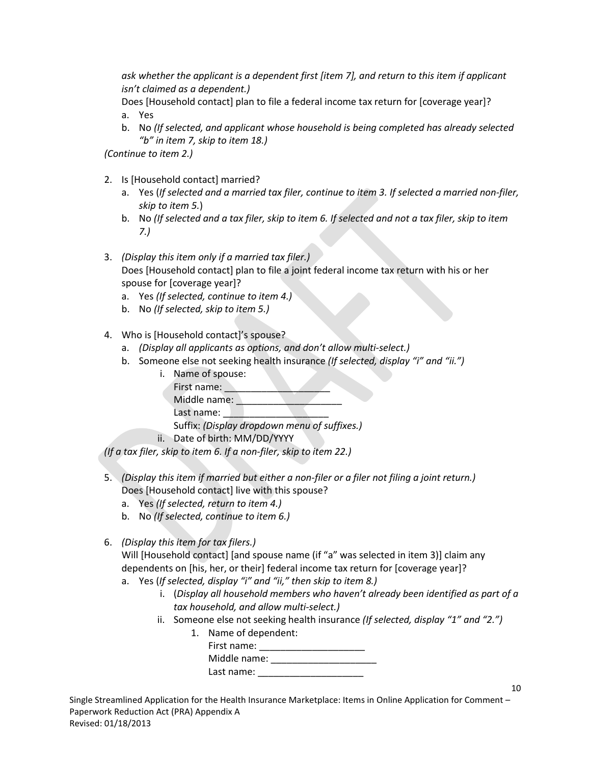*ask whether the applicant is a dependent first [item 7], and return to this item if applicant isn't claimed as a dependent.)*

Does [Household contact] plan to file a federal income tax return for [coverage year]?

a. Yes
b. No *(If selected, and applicant whose household is being completed has already selected "b" in item 7, skip to item 18.)*

*(Continue to item 2.)*

2. Is [Household contact] married?
   a. Yes (*If selected and a married tax filer, continue to item 3. If selected a married non-filer, skip to item 5.*)
   b. No *(If selected and a tax filer, skip to item 6. If selected and not a tax filer, skip to item 7.)*

3. *(Display this item only if a married tax filer.)*
   Does [Household contact] plan to file a joint federal income tax return with his or her spouse for [coverage year]?
   a. Yes *(If selected, continue to item 4.)*
   b. No *(If selected, skip to item 5.)*

4. Who is [Household contact]'s spouse?
   a. *(Display all applicants as options, and don't allow multi-select.)*
   b. Someone else not seeking health insurance *(If selected, display "i" and "ii.")*
      i. Name of spouse:
         First name: ____________________
         Middle name: ____________________
         Last name: ____________________
         Suffix: *(Display dropdown menu of suffixes.)*
      ii. Date of birth: MM/DD/YYYY

*(If a tax filer, skip to item 6. If a non-filer, skip to item 22.)*

5. *(Display this item if married but either a non-filer or a filer not filing a joint return.)*
   Does [Household contact] live with this spouse?
   a. Yes *(If selected, return to item 4.)*
   b. No *(If selected, continue to item 6.)*

6. *(Display this item for tax filers.)*
   Will [Household contact] [and spouse name (if "a" was selected in item 3)] claim any dependents on [his, her, or their] federal income tax return for [coverage year]?
   a. Yes (*If selected, display "i" and "ii," then skip to item 8.)*
      i. (*Display all household members who haven't already been identified as part of a tax household, and allow multi-select.)*
      ii. Someone else not seeking health insurance *(If selected, display "1" and "2.")*
         1. Name of dependent:
            First name: ____________________
            Middle name: ____________________
            Last name: ____________________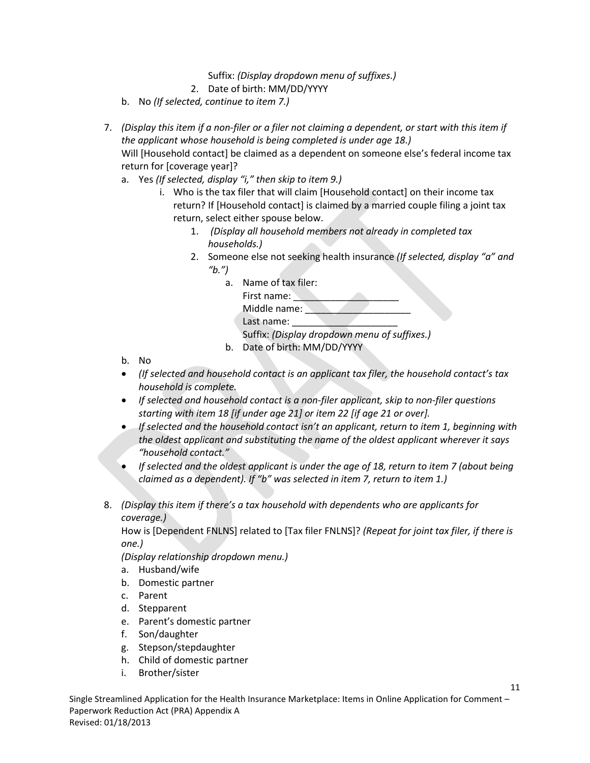Suffix: *(Display dropdown menu of suffixes.)*

2. Date of birth: MM/DD/YYYY

b. No *(If selected, continue to item 7.)*

7. *(Display this item if a non-filer or a filer not claiming a dependent, or start with this item if the applicant whose household is being completed is under age 18.)*
   Will [Household contact] be claimed as a dependent on someone else's federal income tax return for [coverage year]?
   a. Yes *(If selected, display "i," then skip to item 9.)*
      i. Who is the tax filer that will claim [Household contact] on their income tax return? If [Household contact] is claimed by a married couple filing a joint tax return, select either spouse below.
         1. *(Display all household members not already in completed tax households.)*
         2. Someone else not seeking health insurance *(If selected, display "a" and "b.")*
            a. Name of tax filer:
               First name: ____________________
               Middle name: ____________________
               Last name: ____________________
               Suffix: *(Display dropdown menu of suffixes.)*
            b. Date of birth: MM/DD/YYYY
   b. No
   - *(If selected and household contact is an applicant tax filer, the household contact's tax household is complete.*
   - *If selected and household contact is a non-filer applicant, skip to non-filer questions starting with item 18 [if under age 21] or item 22 [if age 21 or over].*
   - *If selected and the household contact isn't an applicant, return to item 1, beginning with the oldest applicant and substituting the name of the oldest applicant wherever it says "household contact."*
   - *If selected and the oldest applicant is under the age of 18, return to item 7 (about being claimed as a dependent). If "b" was selected in item 7, return to item 1.)*

8. *(Display this item if there's a tax household with dependents who are applicants for coverage.)*
   How is [Dependent FNLNS] related to [Tax filer FNLNS]? *(Repeat for joint tax filer, if there is one.)*
   *(Display relationship dropdown menu.)*
   a. Husband/wife
   b. Domestic partner
   c. Parent
   d. Stepparent
   e. Parent's domestic partner
   f. Son/daughter
   g. Stepson/stepdaughter
   h. Child of domestic partner
   i. Brother/sister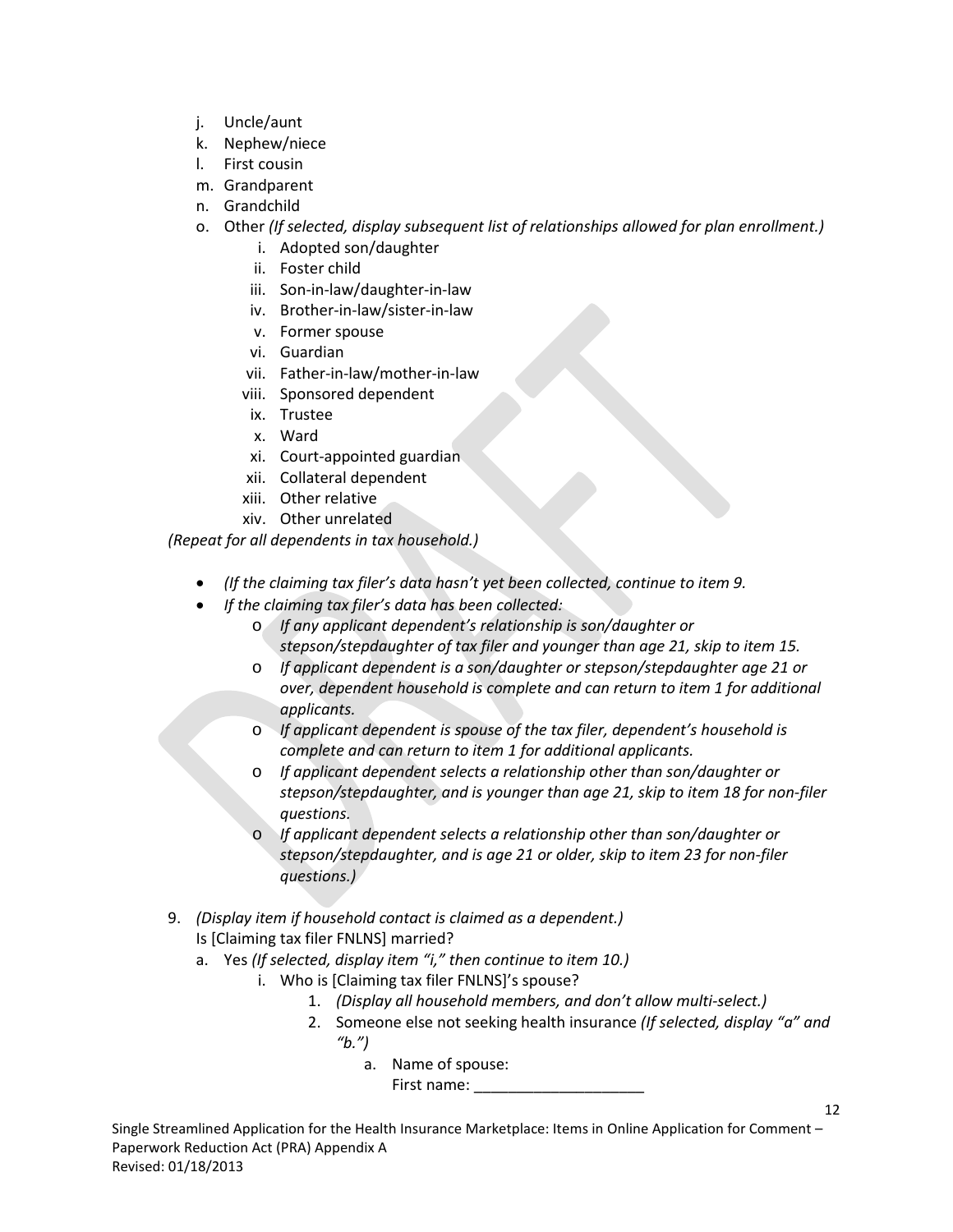j. Uncle/aunt
k. Nephew/niece
l. First cousin
m. Grandparent
n. Grandchild
o. Other *(If selected, display subsequent list of relationships allowed for plan enrollment.)*
   i. Adopted son/daughter
   ii. Foster child
   iii. Son-in-law/daughter-in-law
   iv. Brother-in-law/sister-in-law
   v. Former spouse
   vi. Guardian
   vii. Father-in-law/mother-in-law
   viii. Sponsored dependent
   ix. Trustee
   x. Ward
   xi. Court-appointed guardian
   xii. Collateral dependent
   xiii. Other relative
   xiv. Other unrelated

*(Repeat for all dependents in tax household.)*

- *(If the claiming tax filer's data hasn't yet been collected, continue to item 9.*
- *If the claiming tax filer's data has been collected:*
  - *If any applicant dependent's relationship is son/daughter or stepson/stepdaughter of tax filer and younger than age 21, skip to item 15.*
  - *If applicant dependent is a son/daughter or stepson/stepdaughter age 21 or over, dependent household is complete and can return to item 1 for additional applicants.*
  - *If applicant dependent is spouse of the tax filer, dependent's household is complete and can return to item 1 for additional applicants.*
  - *If applicant dependent selects a relationship other than son/daughter or stepson/stepdaughter, and is younger than age 21, skip to item 18 for non-filer questions.*
  - *If applicant dependent selects a relationship other than son/daughter or stepson/stepdaughter, and is age 21 or older, skip to item 23 for non-filer questions.)*

9. *(Display item if household contact is claimed as a dependent.)*
   Is [Claiming tax filer FNLNS] married?
   a. Yes *(If selected, display item "i," then continue to item 10.)*
      i. Who is [Claiming tax filer FNLNS]'s spouse?
         1. *(Display all household members, and don't allow multi-select.)*
         2. Someone else not seeking health insurance *(If selected, display "a" and "b.")*
            a. Name of spouse:
               First name: ____________________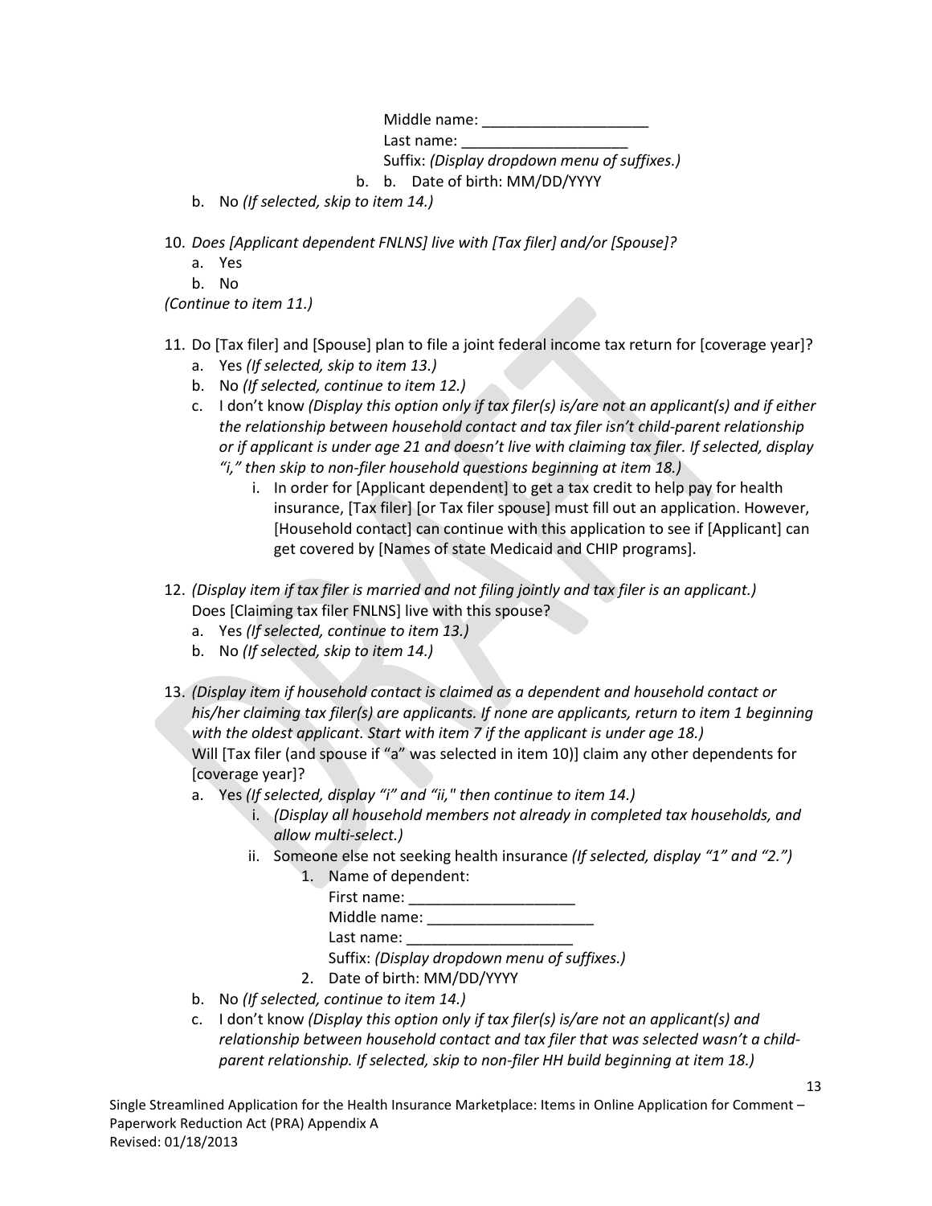Middle name: ____________________
    Last name: ____________________
    Suffix: *(Display dropdown menu of suffixes.)*
  b. b. Date of birth: MM/DD/YYYY

b. No *(If selected, skip to item 14.)*

10. *Does [Applicant dependent FNLNS] live with [Tax filer] and/or [Spouse]?*
    a. Yes
    b. No

*(Continue to item 11.)*

11. Do [Tax filer] and [Spouse] plan to file a joint federal income tax return for [coverage year]?
    a. Yes *(If selected, skip to item 13.)*
    b. No *(If selected, continue to item 12.)*
    c. I don't know *(Display this option only if tax filer(s) is/are not an applicant(s) and if either the relationship between household contact and tax filer isn't child-parent relationship or if applicant is under age 21 and doesn't live with claiming tax filer. If selected, display "i," then skip to non-filer household questions beginning at item 18.)*
        i. In order for [Applicant dependent] to get a tax credit to help pay for health insurance, [Tax filer] [or Tax filer spouse] must fill out an application. However, [Household contact] can continue with this application to see if [Applicant] can get covered by [Names of state Medicaid and CHIP programs].

12. *(Display item if tax filer is married and not filing jointly and tax filer is an applicant.)* Does [Claiming tax filer FNLNS] live with this spouse?
    a. Yes *(If selected, continue to item 13.)*
    b. No *(If selected, skip to item 14.)*

13. *(Display item if household contact is claimed as a dependent and household contact or his/her claiming tax filer(s) are applicants. If none are applicants, return to item 1 beginning with the oldest applicant. Start with item 7 if the applicant is under age 18.)* Will [Tax filer (and spouse if "a" was selected in item 10)] claim any other dependents for [coverage year]?
    a. Yes *(If selected, display "i" and "ii," then continue to item 14.)*
        i. *(Display all household members not already in completed tax households, and allow multi-select.)*
        ii. Someone else not seeking health insurance *(If selected, display "1" and "2.")*
            1. Name of dependent:
               First name: ____________________
               Middle name: ____________________
               Last name: ____________________
               Suffix: *(Display dropdown menu of suffixes.)*
            2. Date of birth: MM/DD/YYYY
    b. No *(If selected, continue to item 14.)*
    c. I don't know *(Display this option only if tax filer(s) is/are not an applicant(s) and relationship between household contact and tax filer that was selected wasn't a child-parent relationship. If selected, skip to non-filer HH build beginning at item 18.)*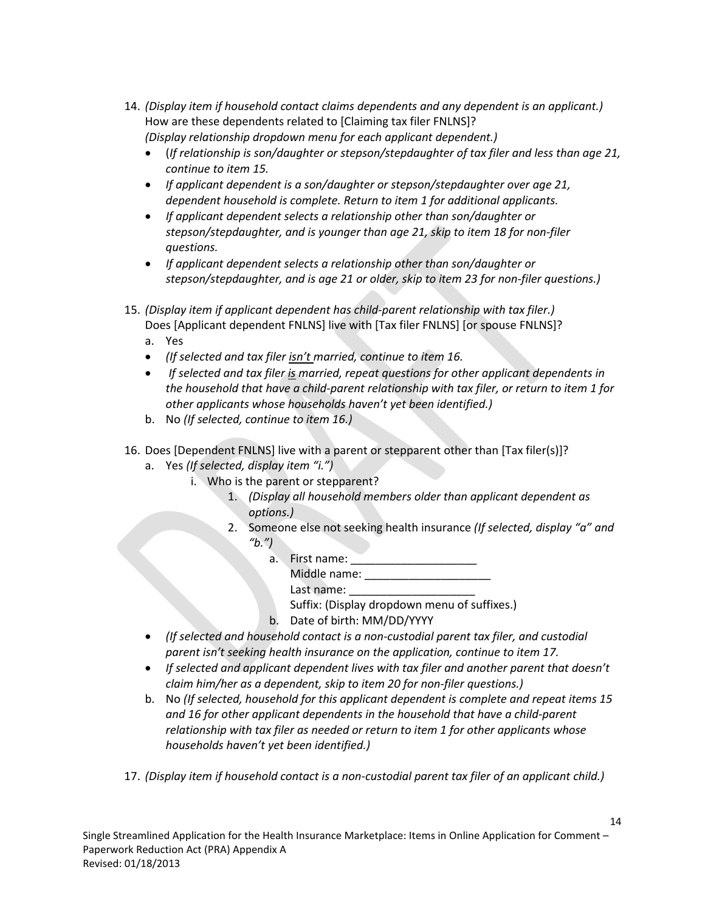14. *(Display item if household contact claims dependents and any dependent is an applicant.)* How are these dependents related to [Claiming tax filer FNLNS]? *(Display relationship dropdown menu for each applicant dependent.)*
    - (*If relationship is son/daughter or stepson/stepdaughter of tax filer and less than age 21, continue to item 15.*
    - *If applicant dependent is a son/daughter or stepson/stepdaughter over age 21, dependent household is complete. Return to item 1 for additional applicants.*
    - *If applicant dependent selects a relationship other than son/daughter or stepson/stepdaughter, and is younger than age 21, skip to item 18 for non-filer questions.*
    - *If applicant dependent selects a relationship other than son/daughter or stepson/stepdaughter, and is age 21 or older, skip to item 23 for non-filer questions.)*

15. *(Display item if applicant dependent has child-parent relationship with tax filer.)* Does [Applicant dependent FNLNS] live with [Tax filer FNLNS] [or spouse FNLNS]?
    a. Yes
    - *(If selected and tax filer <u>isn't</u> married, continue to item 16.*
    - *If selected and tax filer <u>is</u> married, repeat questions for other applicant dependents in the household that have a child-parent relationship with tax filer, or return to item 1 for other applicants whose households haven't yet been identified.)*

    b. No *(If selected, continue to item 16.)*

16. Does [Dependent FNLNS] live with a parent or stepparent other than [Tax filer(s)]?
    a. Yes *(If selected, display item "i.")*
        i. Who is the parent or stepparent?
            1. *(Display all household members older than applicant dependent as options.)*
            2. Someone else not seeking health insurance *(If selected, display "a" and "b.")*
                a. First name: ____________________
                   Middle name: ____________________
                   Last name: ____________________
                   Suffix: (Display dropdown menu of suffixes.)
                b. Date of birth: MM/DD/YYYY
    - *(If selected and household contact is a non-custodial parent tax filer, and custodial parent isn't seeking health insurance on the application, continue to item 17.*
    - *If selected and applicant dependent lives with tax filer and another parent that doesn't claim him/her as a dependent, skip to item 20 for non-filer questions.)*

    b. No *(If selected, household for this applicant dependent is complete and repeat items 15 and 16 for other applicant dependents in the household that have a child-parent relationship with tax filer as needed or return to item 1 for other applicants whose households haven't yet been identified.)*

17. *(Display item if household contact is a non-custodial parent tax filer of an applicant child.)*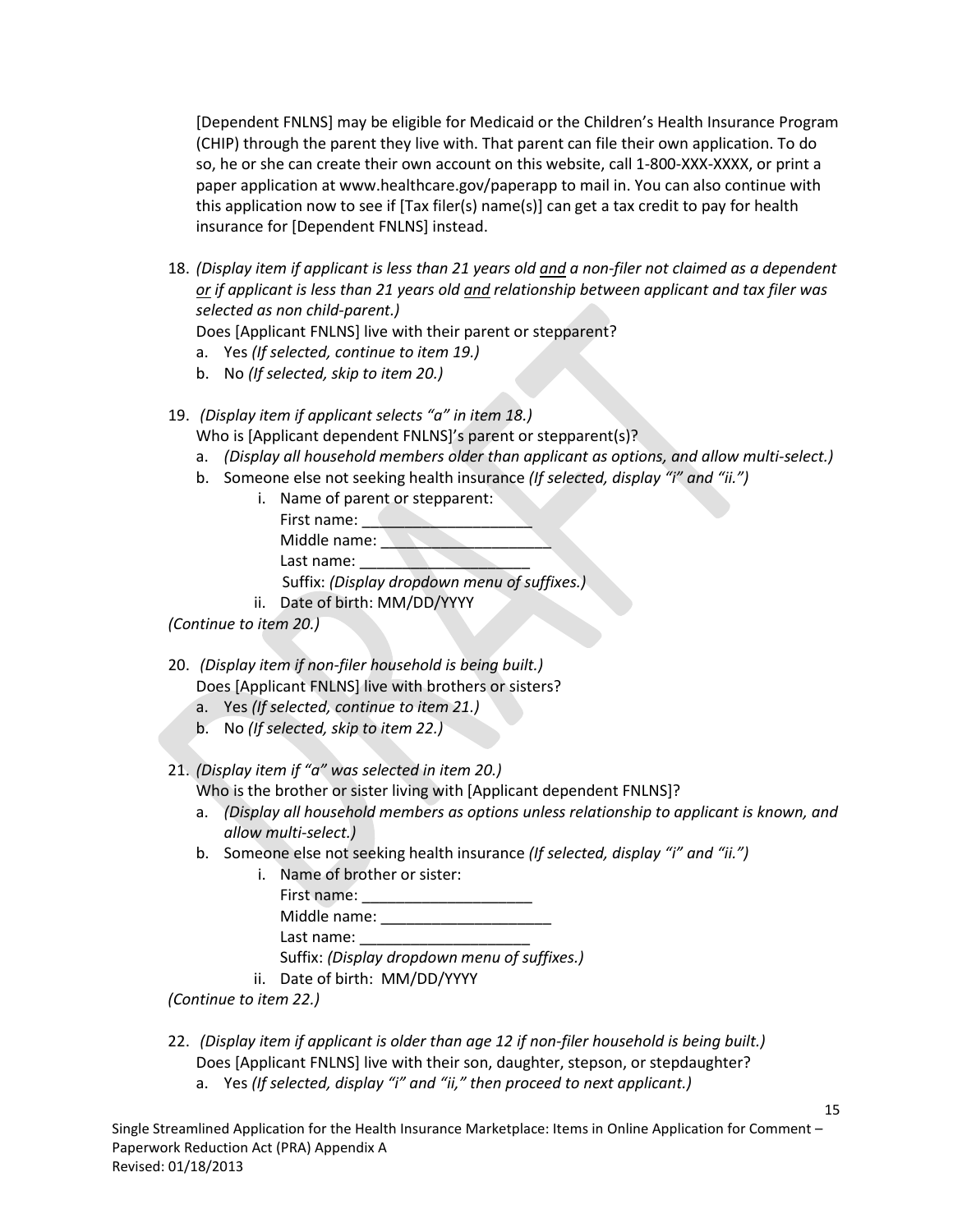[Dependent FNLNS] may be eligible for Medicaid or the Children's Health Insurance Program (CHIP) through the parent they live with. That parent can file their own application. To do so, he or she can create their own account on this website, call 1-800-XXX-XXXX, or print a paper application at www.healthcare.gov/paperapp to mail in. You can also continue with this application now to see if [Tax filer(s) name(s)] can get a tax credit to pay for health insurance for [Dependent FNLNS] instead.

18. *(Display item if applicant is less than 21 years old* ***and*** *a non-filer not claimed as a dependent* ***or*** *if applicant is less than 21 years old* ***and*** *relationship between applicant and tax filer was selected as non child-parent.)*
    Does [Applicant FNLNS] live with their parent or stepparent?
    a. Yes *(If selected, continue to item 19.)*
    b. No *(If selected, skip to item 20.)*

19. *(Display item if applicant selects "a" in item 18.)*
    Who is [Applicant dependent FNLNS]'s parent or stepparent(s)?
    a. *(Display all household members older than applicant as options, and allow multi-select.)*
    b. Someone else not seeking health insurance *(If selected, display "i" and "ii.")*
        i. Name of parent or stepparent:
           First name: ____________________
           Middle name: ____________________
           Last name: ____________________
           Suffix: *(Display dropdown menu of suffixes.)*
        ii. Date of birth: MM/DD/YYYY

*(Continue to item 20.)*

20. *(Display item if non-filer household is being built.)*
    Does [Applicant FNLNS] live with brothers or sisters?
    a. Yes *(If selected, continue to item 21.)*
    b. No *(If selected, skip to item 22.)*

21. *(Display item if "a" was selected in item 20.)*
    Who is the brother or sister living with [Applicant dependent FNLNS]?
    a. *(Display all household members as options unless relationship to applicant is known, and allow multi-select.)*
    b. Someone else not seeking health insurance *(If selected, display "i" and "ii.")*
        i. Name of brother or sister:
           First name: ____________________
           Middle name: ____________________
           Last name: ____________________
           Suffix: *(Display dropdown menu of suffixes.)*
        ii. Date of birth: MM/DD/YYYY

*(Continue to item 22.)*

22. *(Display item if applicant is older than age 12 if non-filer household is being built.)*
    Does [Applicant FNLNS] live with their son, daughter, stepson, or stepdaughter?
    a. Yes *(If selected, display "i" and "ii," then proceed to next applicant.)*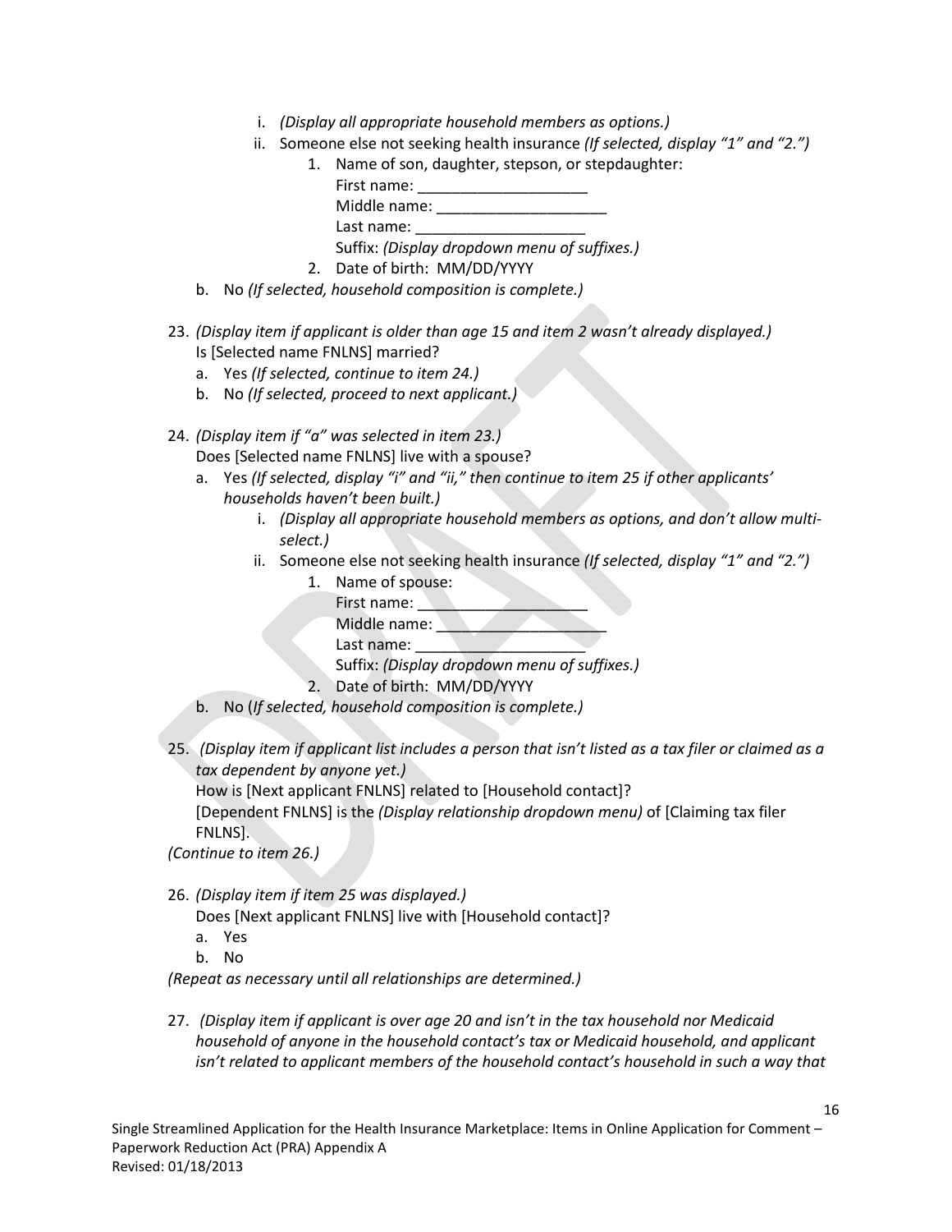i. *(Display all appropriate household members as options.)*
ii. Someone else not seeking health insurance *(If selected, display "1" and "2.")*
    1. Name of son, daughter, stepson, or stepdaughter:
       First name: ____________________
       Middle name: ____________________
       Last name: ____________________
       Suffix: *(Display dropdown menu of suffixes.)*
    2. Date of birth: MM/DD/YYYY

b. No *(If selected, household composition is complete.)*

23. *(Display item if applicant is older than age 15 and item 2 wasn't already displayed.)*
    Is [Selected name FNLNS] married?
    a. Yes *(If selected, continue to item 24.)*
    b. No *(If selected, proceed to next applicant.)*

24. *(Display item if "a" was selected in item 23.)*
    Does [Selected name FNLNS] live with a spouse?
    a. Yes *(If selected, display "i" and "ii," then continue to item 25 if other applicants' households haven't been built.)*
        i. *(Display all appropriate household members as options, and don't allow multi-select.)*
        ii. Someone else not seeking health insurance *(If selected, display "1" and "2.")*
            1. Name of spouse:
               First name: ____________________
               Middle name: ____________________
               Last name: ____________________
               Suffix: *(Display dropdown menu of suffixes.)*
            2. Date of birth: MM/DD/YYYY
    b. No (*If selected, household composition is complete.)*

25. *(Display item if applicant list includes a person that isn't listed as a tax filer or claimed as a tax dependent by anyone yet.)*
    How is [Next applicant FNLNS] related to [Household contact]?
    [Dependent FNLNS] is the *(Display relationship dropdown menu)* of [Claiming tax filer FNLNS].

*(Continue to item 26.)*

26. *(Display item if item 25 was displayed.)*
    Does [Next applicant FNLNS] live with [Household contact]?
    a. Yes
    b. No

*(Repeat as necessary until all relationships are determined.)*

27. *(Display item if applicant is over age 20 and isn't in the tax household nor Medicaid household of anyone in the household contact's tax or Medicaid household, and applicant isn't related to applicant members of the household contact's household in such a way that*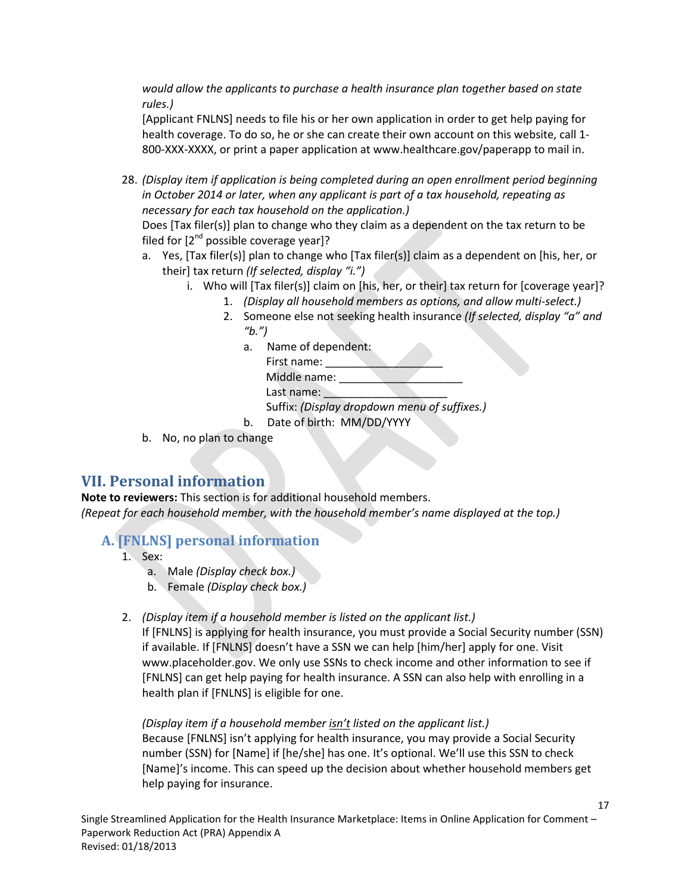*would allow the applicants to purchase a health insurance plan together based on state rules.)*
[Applicant FNLNS] needs to file his or her own application in order to get help paying for health coverage. To do so, he or she can create their own account on this website, call 1-800-XXX-XXXX, or print a paper application at www.healthcare.gov/paperapp to mail in.

28. *(Display item if application is being completed during an open enrollment period beginning in October 2014 or later, when any applicant is part of a tax household, repeating as necessary for each tax household on the application.)*
    Does [Tax filer(s)] plan to change who they claim as a dependent on the tax return to be filed for [2nd possible coverage year]?
    a. Yes, [Tax filer(s)] plan to change who [Tax filer(s)] claim as a dependent on [his, her, or their] tax return *(If selected, display "i.")*
        i. Who will [Tax filer(s)] claim on [his, her, or their] tax return for [coverage year]?
            1. *(Display all household members as options, and allow multi-select.)*
            2. Someone else not seeking health insurance *(If selected, display "a" and "b.")*
                a. Name of dependent:
                   First name: ____________________
                   Middle name: ____________________
                   Last name: ____________________
                   Suffix: *(Display dropdown menu of suffixes.)*
                b. Date of birth: MM/DD/YYYY
    b. No, no plan to change

## VII. Personal information

**Note to reviewers:** This section is for additional household members.
*(Repeat for each household member, with the household member's name displayed at the top.)*

### A. [FNLNS] personal information

1. Sex:
    a. Male *(Display check box.)*
    b. Female *(Display check box.)*

2. *(Display item if a household member is listed on the applicant list.)*
   If [FNLNS] is applying for health insurance, you must provide a Social Security number (SSN) if available. If [FNLNS] doesn't have a SSN we can help [him/her] apply for one. Visit www.placeholder.gov. We only use SSNs to check income and other information to see if [FNLNS] can get help paying for health insurance. A SSN can also help with enrolling in a health plan if [FNLNS] is eligible for one.

   *(Display item if a household member* *__isn't__* *listed on the applicant list.)*
   Because [FNLNS] isn't applying for health insurance, you may provide a Social Security number (SSN) for [Name] if [he/she] has one. It's optional. We'll use this SSN to check [Name]'s income. This can speed up the decision about whether household members get help paying for insurance.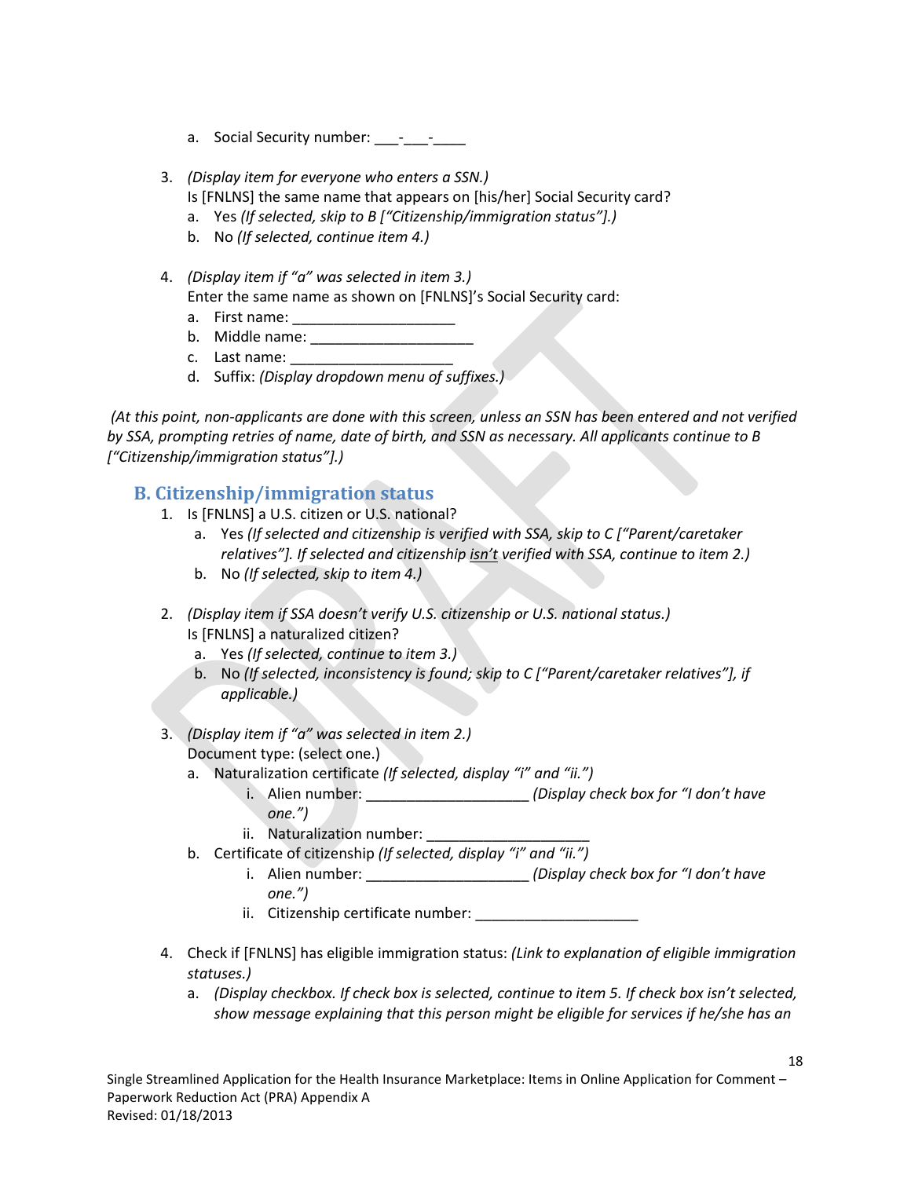a. Social Security number: ___-___-____

3. *(Display item for everyone who enters a SSN.)*
   Is [FNLNS] the same name that appears on [his/her] Social Security card?
   a. Yes *(If selected, skip to B ["Citizenship/immigration status"].)*
   b. No *(If selected, continue item 4.)*

4. *(Display item if "a" was selected in item 3.)*
   Enter the same name as shown on [FNLNS]'s Social Security card:
   a. First name: ____________________
   b. Middle name: ____________________
   c. Last name: ____________________
   d. Suffix: *(Display dropdown menu of suffixes.)*

*(At this point, non-applicants are done with this screen, unless an SSN has been entered and not verified by SSA, prompting retries of name, date of birth, and SSN as necessary. All applicants continue to B ["Citizenship/immigration status"].)*

## B. Citizenship/immigration status

1. Is [FNLNS] a U.S. citizen or U.S. national?
   a. Yes *(If selected and citizenship is verified with SSA, skip to C ["Parent/caretaker relatives"]. If selected and citizenship isn't verified with SSA, continue to item 2.)*
   b. No *(If selected, skip to item 4.)*

2. *(Display item if SSA doesn't verify U.S. citizenship or U.S. national status.)*
   Is [FNLNS] a naturalized citizen?
   a. Yes *(If selected, continue to item 3.)*
   b. No *(If selected, inconsistency is found; skip to C ["Parent/caretaker relatives"], if applicable.)*

3. *(Display item if "a" was selected in item 2.)*
   Document type: (select one.)
   a. Naturalization certificate *(If selected, display "i" and "ii.")*
      i. Alien number: ____________________ *(Display check box for "I don't have one.")*
      ii. Naturalization number: ____________________
   b. Certificate of citizenship *(If selected, display "i" and "ii.")*
      i. Alien number: ____________________ *(Display check box for "I don't have one.")*
      ii. Citizenship certificate number: ____________________

4. Check if [FNLNS] has eligible immigration status: *(Link to explanation of eligible immigration statuses.)*
   a. *(Display checkbox. If check box is selected, continue to item 5. If check box isn't selected, show message explaining that this person might be eligible for services if he/she has an*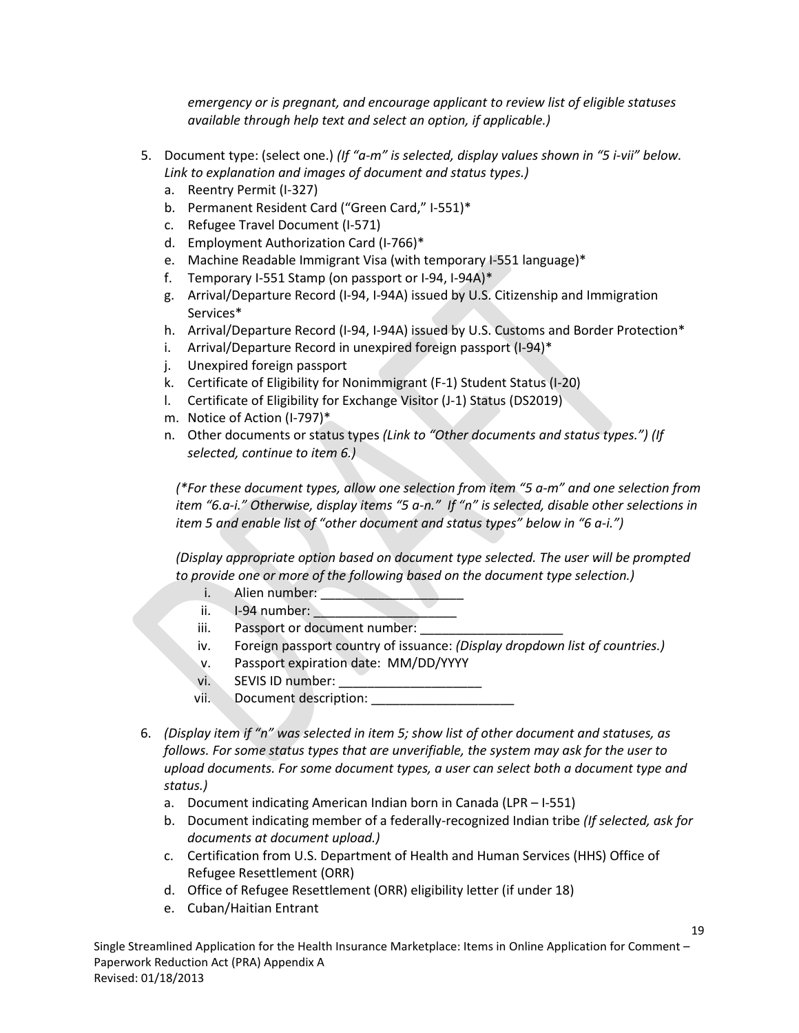*emergency or is pregnant, and encourage applicant to review list of eligible statuses available through help text and select an option, if applicable.)*

5. Document type: (select one.) *(If "a-m" is selected, display values shown in "5 i-vii" below. Link to explanation and images of document and status types.)*
   a. Reentry Permit (I-327)
   b. Permanent Resident Card ("Green Card," I-551)*
   c. Refugee Travel Document (I-571)
   d. Employment Authorization Card (I-766)*
   e. Machine Readable Immigrant Visa (with temporary I-551 language)*
   f. Temporary I-551 Stamp (on passport or I-94, I-94A)*
   g. Arrival/Departure Record (I-94, I-94A) issued by U.S. Citizenship and Immigration Services*
   h. Arrival/Departure Record (I-94, I-94A) issued by U.S. Customs and Border Protection*
   i. Arrival/Departure Record in unexpired foreign passport (I-94)*
   j. Unexpired foreign passport
   k. Certificate of Eligibility for Nonimmigrant (F-1) Student Status (I-20)
   l. Certificate of Eligibility for Exchange Visitor (J-1) Status (DS2019)
   m. Notice of Action (I-797)*
   n. Other documents or status types *(Link to "Other documents and status types.") (If selected, continue to item 6.)*

   *(\*For these document types, allow one selection from item "5 a-m" and one selection from item "6.a-i." Otherwise, display items "5 a-n." If "n" is selected, disable other selections in item 5 and enable list of "other document and status types" below in "6 a-i.")*

   *(Display appropriate option based on document type selected. The user will be prompted to provide one or more of the following based on the document type selection.)*

   i. Alien number: ____________________
   ii. I-94 number: ____________________
   iii. Passport or document number: ____________________
   iv. Foreign passport country of issuance: *(Display dropdown list of countries.)*
   v. Passport expiration date: MM/DD/YYYY
   vi. SEVIS ID number: ____________________
   vii. Document description: ____________________

6. *(Display item if "n" was selected in item 5; show list of other document and statuses, as follows. For some status types that are unverifiable, the system may ask for the user to upload documents. For some document types, a user can select both a document type and status.)*
   a. Document indicating American Indian born in Canada (LPR – I-551)
   b. Document indicating member of a federally-recognized Indian tribe *(If selected, ask for documents at document upload.)*
   c. Certification from U.S. Department of Health and Human Services (HHS) Office of Refugee Resettlement (ORR)
   d. Office of Refugee Resettlement (ORR) eligibility letter (if under 18)
   e. Cuban/Haitian Entrant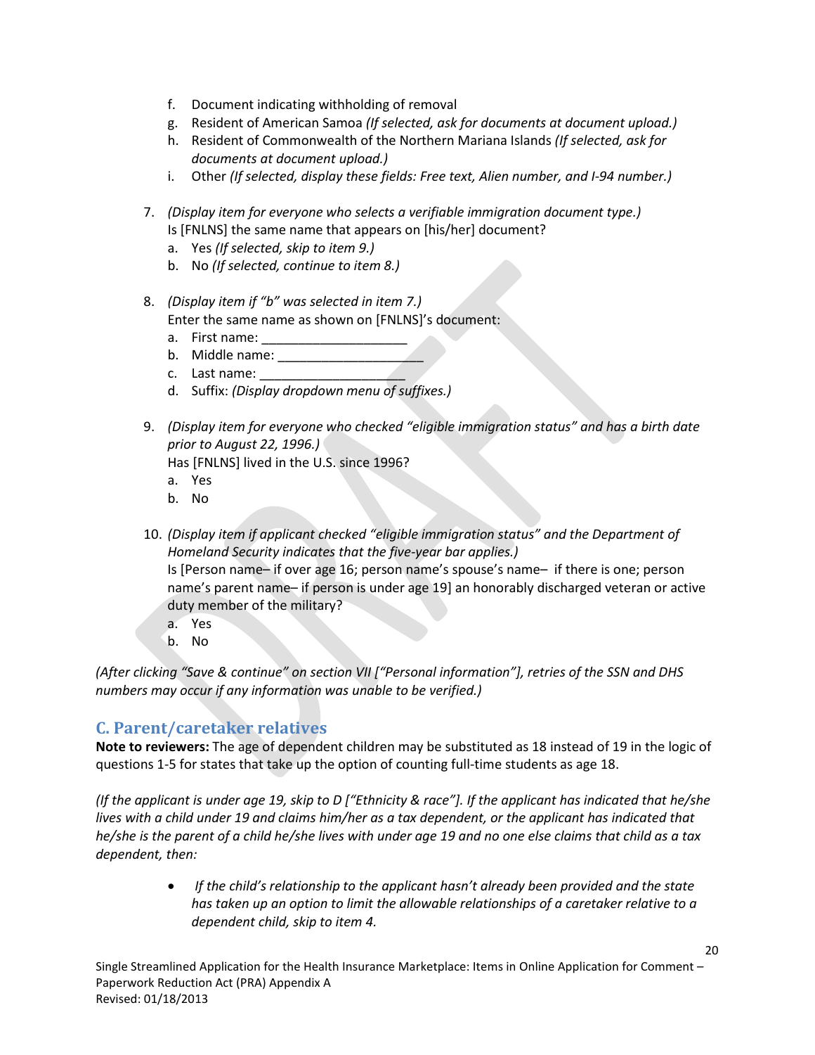f. Document indicating withholding of removal
g. Resident of American Samoa *(If selected, ask for documents at document upload.)*
h. Resident of Commonwealth of the Northern Mariana Islands *(If selected, ask for documents at document upload.)*
i. Other *(If selected, display these fields: Free text, Alien number, and I-94 number.)*

7. *(Display item for everyone who selects a verifiable immigration document type.)*
   Is [FNLNS] the same name that appears on [his/her] document?
   a. Yes *(If selected, skip to item 9.)*
   b. No *(If selected, continue to item 8.)*

8. *(Display item if "b" was selected in item 7.)*
   Enter the same name as shown on [FNLNS]'s document:
   a. First name: ____________________
   b. Middle name: ____________________
   c. Last name: ____________________
   d. Suffix: *(Display dropdown menu of suffixes.)*

9. *(Display item for everyone who checked "eligible immigration status" and has a birth date prior to August 22, 1996.)*
   Has [FNLNS] lived in the U.S. since 1996?
   a. Yes
   b. No

10. *(Display item if applicant checked "eligible immigration status" and the Department of Homeland Security indicates that the five-year bar applies.)*
    Is [Person name– if over age 16; person name's spouse's name– if there is one; person name's parent name– if person is under age 19] an honorably discharged veteran or active duty member of the military?
    a. Yes
    b. No

*(After clicking "Save & continue" on section VII ["Personal information"], retries of the SSN and DHS numbers may occur if any information was unable to be verified.)*

## C. Parent/caretaker relatives

**Note to reviewers:** The age of dependent children may be substituted as 18 instead of 19 in the logic of questions 1-5 for states that take up the option of counting full-time students as age 18.

*(If the applicant is under age 19, skip to D ["Ethnicity & race"]. If the applicant has indicated that he/she lives with a child under 19 and claims him/her as a tax dependent, or the applicant has indicated that he/she is the parent of a child he/she lives with under age 19 and no one else claims that child as a tax dependent, then:*

- *If the child's relationship to the applicant hasn't already been provided and the state has taken up an option to limit the allowable relationships of a caretaker relative to a dependent child, skip to item 4.*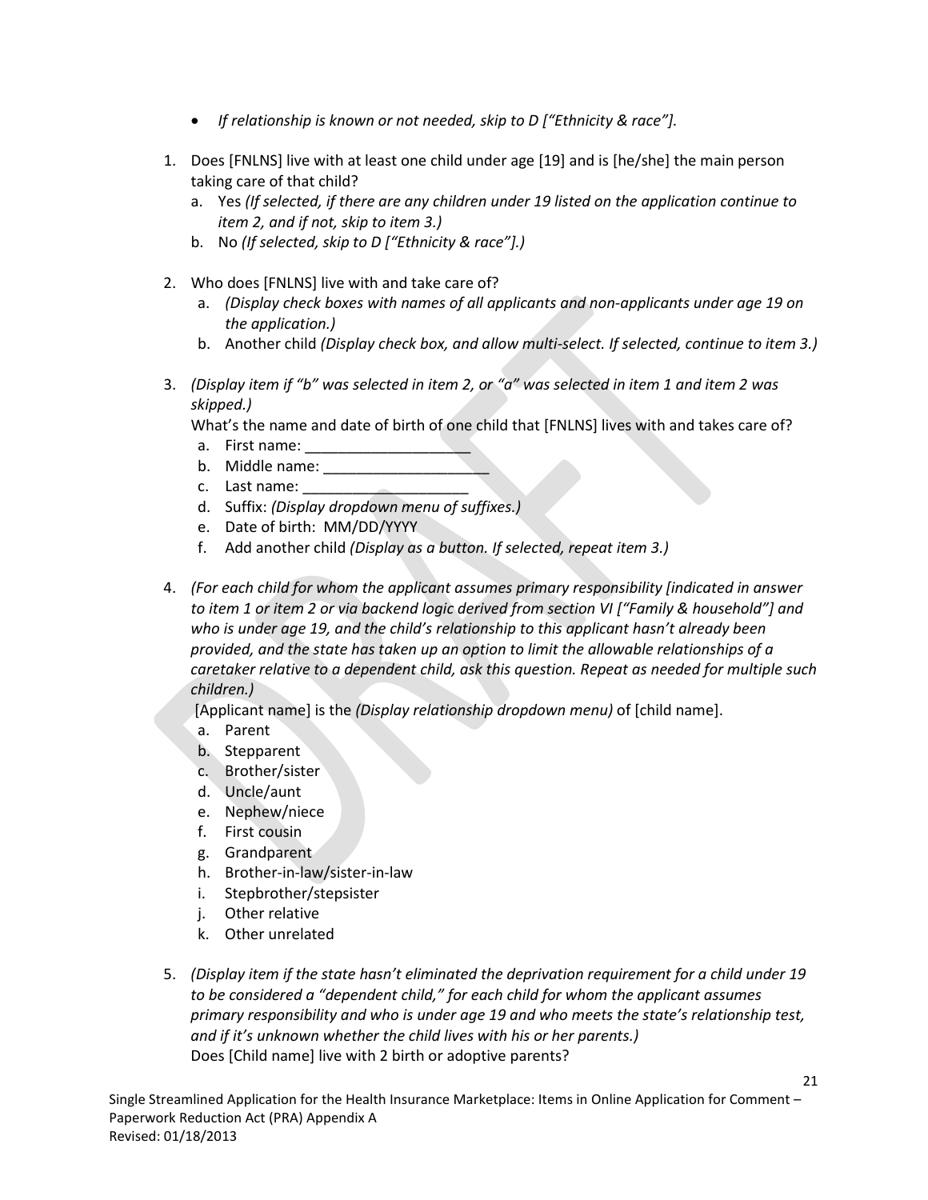- *If relationship is known or not needed, skip to D ["Ethnicity & race"].*

1. Does [FNLNS] live with at least one child under age [19] and is [he/she] the main person taking care of that child?
   a. Yes *(If selected, if there are any children under 19 listed on the application continue to item 2, and if not, skip to item 3.)*
   b. No *(If selected, skip to D ["Ethnicity & race"].)*

2. Who does [FNLNS] live with and take care of?
   a. *(Display check boxes with names of all applicants and non-applicants under age 19 on the application.)*
   b. Another child *(Display check box, and allow multi-select. If selected, continue to item 3.)*

3. *(Display item if "b" was selected in item 2, or "a" was selected in item 1 and item 2 was skipped.)*
   What's the name and date of birth of one child that [FNLNS] lives with and takes care of?
   a. First name: ____________________
   b. Middle name: ____________________
   c. Last name: ____________________
   d. Suffix: *(Display dropdown menu of suffixes.)*
   e. Date of birth: MM/DD/YYYY
   f. Add another child *(Display as a button. If selected, repeat item 3.)*

4. *(For each child for whom the applicant assumes primary responsibility [indicated in answer to item 1 or item 2 or via backend logic derived from section VI ["Family & household"] and who is under age 19, and the child's relationship to this applicant hasn't already been provided, and the state has taken up an option to limit the allowable relationships of a caretaker relative to a dependent child, ask this question. Repeat as needed for multiple such children.)*
   [Applicant name] is the *(Display relationship dropdown menu)* of [child name].
   a. Parent
   b. Stepparent
   c. Brother/sister
   d. Uncle/aunt
   e. Nephew/niece
   f. First cousin
   g. Grandparent
   h. Brother-in-law/sister-in-law
   i. Stepbrother/stepsister
   j. Other relative
   k. Other unrelated

5. *(Display item if the state hasn't eliminated the deprivation requirement for a child under 19 to be considered a "dependent child," for each child for whom the applicant assumes primary responsibility and who is under age 19 and who meets the state's relationship test, and if it's unknown whether the child lives with his or her parents.)*
   Does [Child name] live with 2 birth or adoptive parents?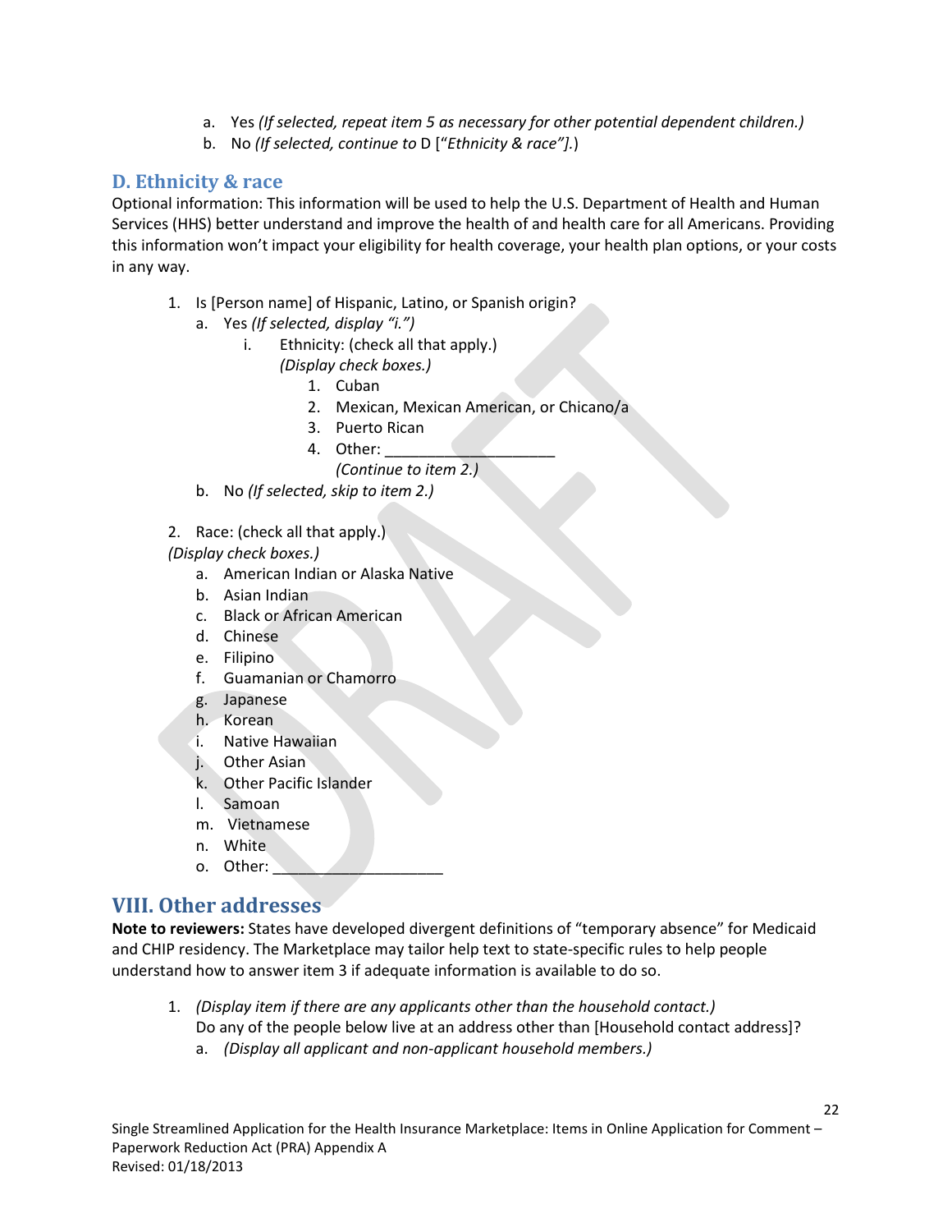a. Yes *(If selected, repeat item 5 as necessary for other potential dependent children.)*
   b. No *(If selected, continue to* D ["*Ethnicity & race"].*)

## D. Ethnicity & race

Optional information: This information will be used to help the U.S. Department of Health and Human Services (HHS) better understand and improve the health of and health care for all Americans. Providing this information won't impact your eligibility for health coverage, your health plan options, or your costs in any way.

1. Is [Person name] of Hispanic, Latino, or Spanish origin?
   a. Yes *(If selected, display "i.")*
      i. Ethnicity: (check all that apply.)
         *(Display check boxes.)*
         1. Cuban
         2. Mexican, Mexican American, or Chicano/a
         3. Puerto Rican
         4. Other: ____________________
            *(Continue to item 2.)*
   b. No *(If selected, skip to item 2.)*

2. Race: (check all that apply.)
   *(Display check boxes.)*
   a. American Indian or Alaska Native
   b. Asian Indian
   c. Black or African American
   d. Chinese
   e. Filipino
   f. Guamanian or Chamorro
   g. Japanese
   h. Korean
   i. Native Hawaiian
   j. Other Asian
   k. Other Pacific Islander
   l. Samoan
   m. Vietnamese
   n. White
   o. Other: ____________________

# VIII. Other addresses

**Note to reviewers:** States have developed divergent definitions of "temporary absence" for Medicaid and CHIP residency. The Marketplace may tailor help text to state-specific rules to help people understand how to answer item 3 if adequate information is available to do so.

1. *(Display item if there are any applicants other than the household contact.)*
   Do any of the people below live at an address other than [Household contact address]?
   a. *(Display all applicant and non-applicant household members.)*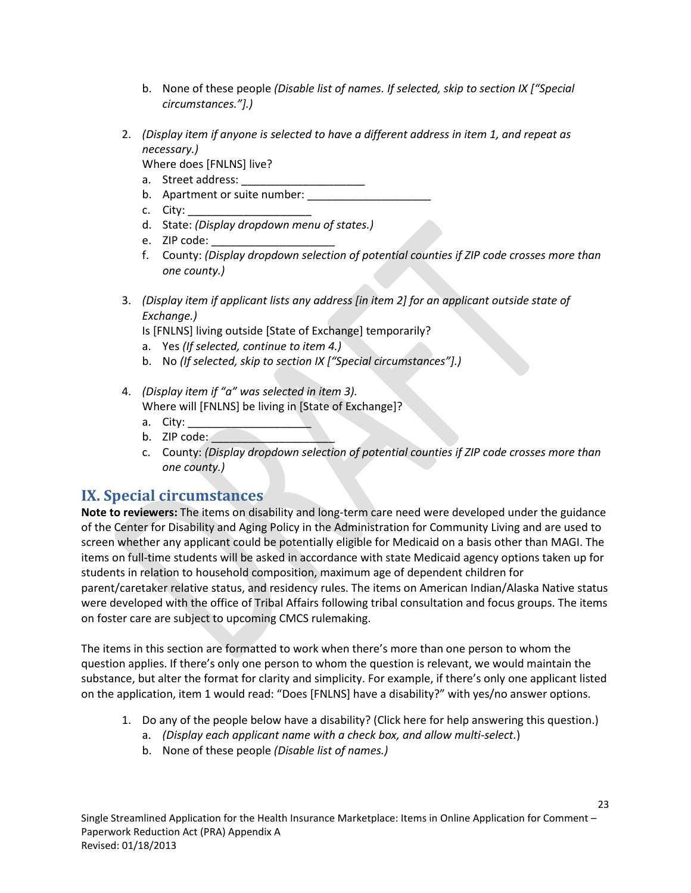b. None of these people *(Disable list of names. If selected, skip to section IX ["Special circumstances."].)*

2. *(Display item if anyone is selected to have a different address in item 1, and repeat as necessary.)*
   Where does [FNLNS] live?
   a. Street address: ____________________
   b. Apartment or suite number: ____________________
   c. City: ____________________
   d. State: *(Display dropdown menu of states.)*
   e. ZIP code: ____________________
   f. County: *(Display dropdown selection of potential counties if ZIP code crosses more than one county.)*

3. *(Display item if applicant lists any address [in item 2] for an applicant outside state of Exchange.)*
   Is [FNLNS] living outside [State of Exchange] temporarily?
   a. Yes *(If selected, continue to item 4.)*
   b. No *(If selected, skip to section IX ["Special circumstances"].)*

4. *(Display item if "a" was selected in item 3).*
   Where will [FNLNS] be living in [State of Exchange]?
   a. City: ____________________
   b. ZIP code: ____________________
   c. County: *(Display dropdown selection of potential counties if ZIP code crosses more than one county.)*

## IX. Special circumstances

**Note to reviewers:** The items on disability and long-term care need were developed under the guidance of the Center for Disability and Aging Policy in the Administration for Community Living and are used to screen whether any applicant could be potentially eligible for Medicaid on a basis other than MAGI. The items on full-time students will be asked in accordance with state Medicaid agency options taken up for students in relation to household composition, maximum age of dependent children for parent/caretaker relative status, and residency rules. The items on American Indian/Alaska Native status were developed with the office of Tribal Affairs following tribal consultation and focus groups. The items on foster care are subject to upcoming CMCS rulemaking.

The items in this section are formatted to work when there's more than one person to whom the question applies. If there's only one person to whom the question is relevant, we would maintain the substance, but alter the format for clarity and simplicity. For example, if there's only one applicant listed on the application, item 1 would read: "Does [FNLNS] have a disability?" with yes/no answer options.

1. Do any of the people below have a disability? (Click here for help answering this question.)
   a. *(Display each applicant name with a check box, and allow multi-select.)*
   b. None of these people *(Disable list of names.)*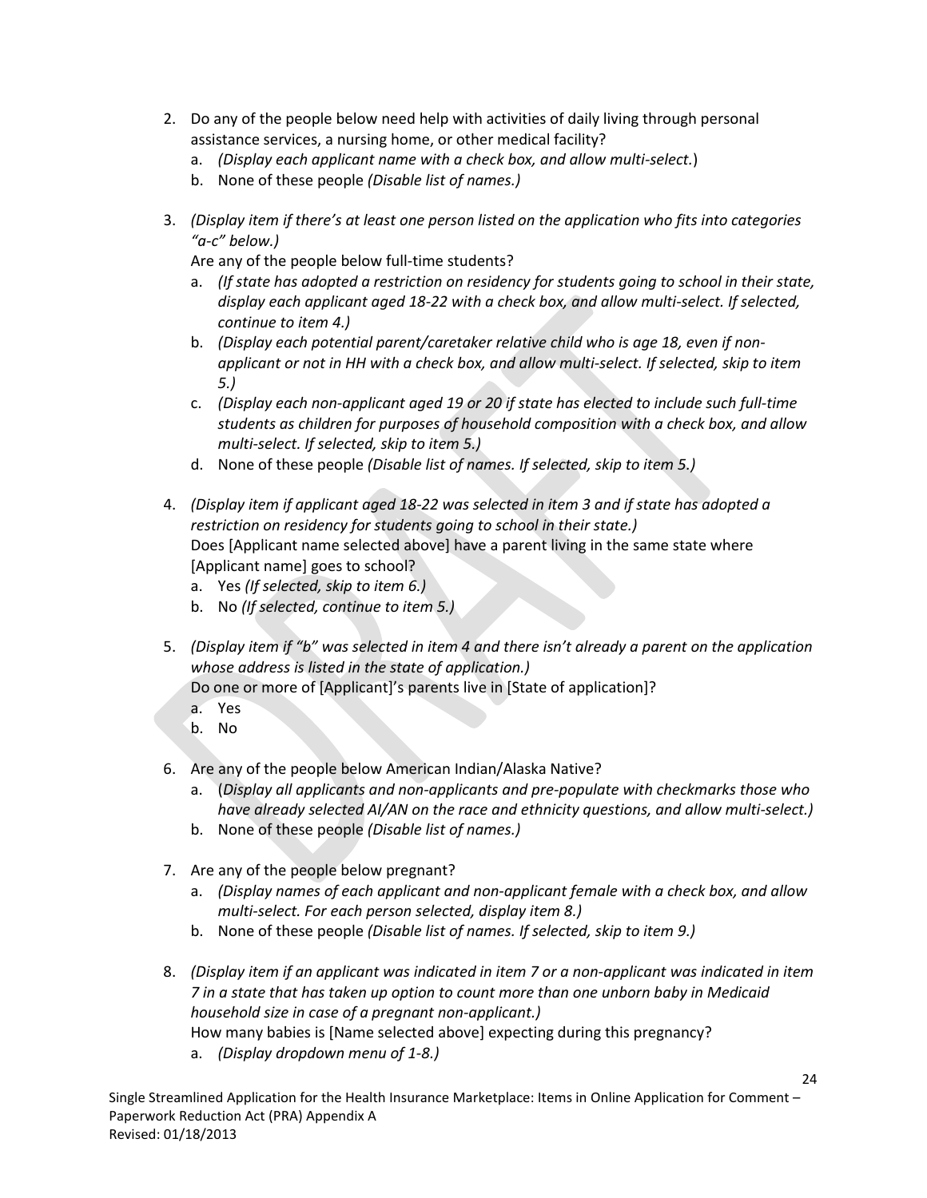2. Do any of the people below need help with activities of daily living through personal assistance services, a nursing home, or other medical facility?
   a. *(Display each applicant name with a check box, and allow multi-select.*)
   b. None of these people *(Disable list of names.)*

3. *(Display item if there's at least one person listed on the application who fits into categories "a-c" below.)*
   Are any of the people below full-time students?
   a. *(If state has adopted a restriction on residency for students going to school in their state, display each applicant aged 18-22 with a check box, and allow multi-select. If selected, continue to item 4.)*
   b. *(Display each potential parent/caretaker relative child who is age 18, even if non-applicant or not in HH with a check box, and allow multi-select. If selected, skip to item 5.)*
   c. *(Display each non-applicant aged 19 or 20 if state has elected to include such full-time students as children for purposes of household composition with a check box, and allow multi-select. If selected, skip to item 5.)*
   d. None of these people *(Disable list of names. If selected, skip to item 5.)*

4. *(Display item if applicant aged 18-22 was selected in item 3 and if state has adopted a restriction on residency for students going to school in their state.)*
   Does [Applicant name selected above] have a parent living in the same state where [Applicant name] goes to school?
   a. Yes *(If selected, skip to item 6.)*
   b. No *(If selected, continue to item 5.)*

5. *(Display item if "b" was selected in item 4 and there isn't already a parent on the application whose address is listed in the state of application.)*
   Do one or more of [Applicant]'s parents live in [State of application]?
   a. Yes
   b. No

6. Are any of the people below American Indian/Alaska Native?
   a. (*Display all applicants and non-applicants and pre-populate with checkmarks those who have already selected AI/AN on the race and ethnicity questions, and allow multi-select.)*
   b. None of these people *(Disable list of names.)*

7. Are any of the people below pregnant?
   a. *(Display names of each applicant and non-applicant female with a check box, and allow multi-select. For each person selected, display item 8.)*
   b. None of these people *(Disable list of names. If selected, skip to item 9.)*

8. *(Display item if an applicant was indicated in item 7 or a non-applicant was indicated in item 7 in a state that has taken up option to count more than one unborn baby in Medicaid household size in case of a pregnant non-applicant.)*
   How many babies is [Name selected above] expecting during this pregnancy?
   a. *(Display dropdown menu of 1-8.)*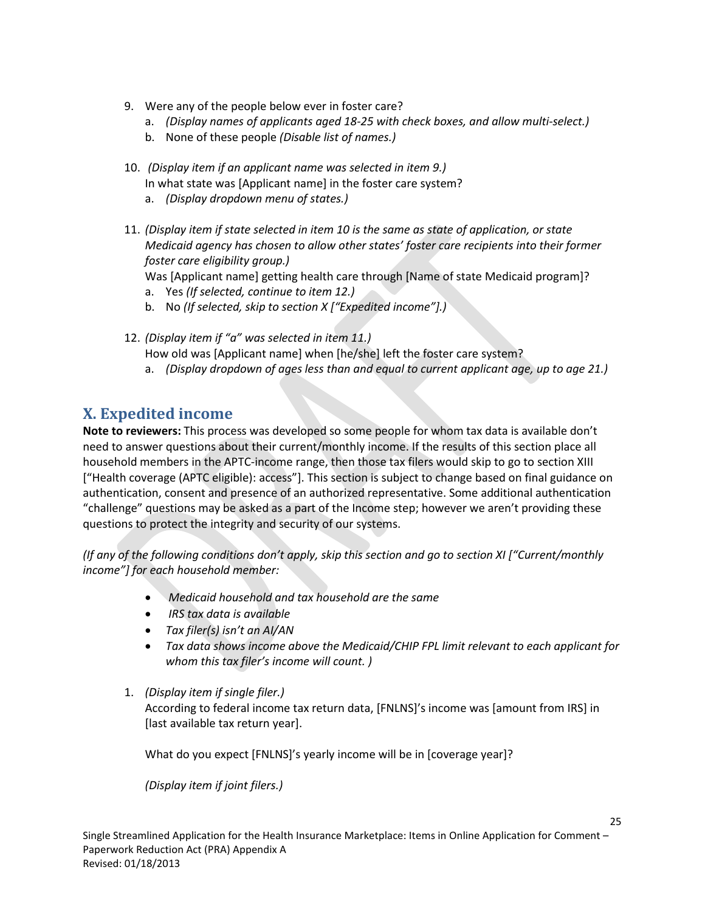9. Were any of the people below ever in foster care?
   a. *(Display names of applicants aged 18-25 with check boxes, and allow multi-select.)*
   b. None of these people *(Disable list of names.)*

10. *(Display item if an applicant name was selected in item 9.)*
    In what state was [Applicant name] in the foster care system?
    a. *(Display dropdown menu of states.)*

11. *(Display item if state selected in item 10 is the same as state of application, or state Medicaid agency has chosen to allow other states' foster care recipients into their former foster care eligibility group.)*
    Was [Applicant name] getting health care through [Name of state Medicaid program]?
    a. Yes *(If selected, continue to item 12.)*
    b. No *(If selected, skip to section X ["Expedited income"].)*

12. *(Display item if "a" was selected in item 11.)*
    How old was [Applicant name] when [he/she] left the foster care system?
    a. *(Display dropdown of ages less than and equal to current applicant age, up to age 21.)*

## X. Expedited income

**Note to reviewers:** This process was developed so some people for whom tax data is available don't need to answer questions about their current/monthly income. If the results of this section place all household members in the APTC-income range, then those tax filers would skip to go to section XIII ["Health coverage (APTC eligible): access"]. This section is subject to change based on final guidance on authentication, consent and presence of an authorized representative. Some additional authentication "challenge" questions may be asked as a part of the Income step; however we aren't providing these questions to protect the integrity and security of our systems.

*(If any of the following conditions don't apply, skip this section and go to section XI ["Current/monthly income"] for each household member:*

- *Medicaid household and tax household are the same*
- *IRS tax data is available*
- *Tax filer(s) isn't an AI/AN*
- *Tax data shows income above the Medicaid/CHIP FPL limit relevant to each applicant for whom this tax filer's income will count. )*

1. *(Display item if single filer.)*
   According to federal income tax return data, [FNLNS]'s income was [amount from IRS] in [last available tax return year].

   What do you expect [FNLNS]'s yearly income will be in [coverage year]?

   *(Display item if joint filers.)*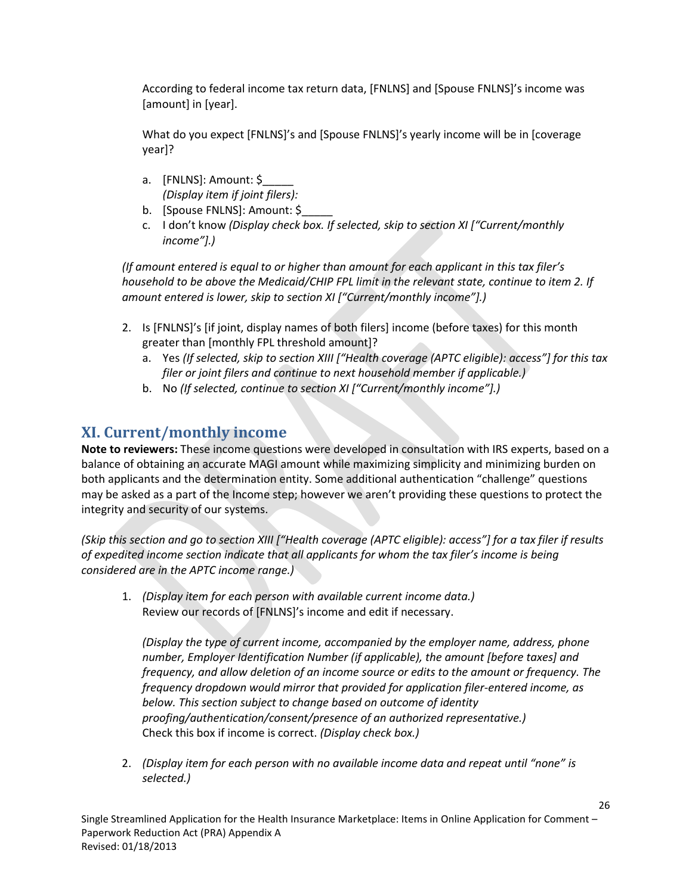According to federal income tax return data, [FNLNS] and [Spouse FNLNS]'s income was [amount] in [year].

What do you expect [FNLNS]'s and [Spouse FNLNS]'s yearly income will be in [coverage year]?

a. [FNLNS]: Amount: $_____
   *(Display item if joint filers):*
b. [Spouse FNLNS]: Amount: $_____
c. I don't know *(Display check box. If selected, skip to section XI ["Current/monthly income"].)*

*(If amount entered is equal to or higher than amount for each applicant in this tax filer's household to be above the Medicaid/CHIP FPL limit in the relevant state, continue to item 2. If amount entered is lower, skip to section XI ["Current/monthly income"].)*

2. Is [FNLNS]'s [if joint, display names of both filers] income (before taxes) for this month greater than [monthly FPL threshold amount]?
   a. Yes *(If selected, skip to section XIII ["Health coverage (APTC eligible): access"] for this tax filer or joint filers and continue to next household member if applicable.)*
   b. No *(If selected, continue to section XI ["Current/monthly income"].)*

## XI. Current/monthly income

**Note to reviewers:** These income questions were developed in consultation with IRS experts, based on a balance of obtaining an accurate MAGI amount while maximizing simplicity and minimizing burden on both applicants and the determination entity. Some additional authentication "challenge" questions may be asked as a part of the Income step; however we aren't providing these questions to protect the integrity and security of our systems.

*(Skip this section and go to section XIII ["Health coverage (APTC eligible): access"] for a tax filer if results of expedited income section indicate that all applicants for whom the tax filer's income is being considered are in the APTC income range.)*

1. *(Display item for each person with available current income data.)*
   Review our records of [FNLNS]'s income and edit if necessary.

   *(Display the type of current income, accompanied by the employer name, address, phone number, Employer Identification Number (if applicable), the amount [before taxes] and frequency, and allow deletion of an income source or edits to the amount or frequency. The frequency dropdown would mirror that provided for application filer-entered income, as below. This section subject to change based on outcome of identity proofing/authentication/consent/presence of an authorized representative.)*
   Check this box if income is correct. *(Display check box.)*

2. *(Display item for each person with no available income data and repeat until "none" is selected.)*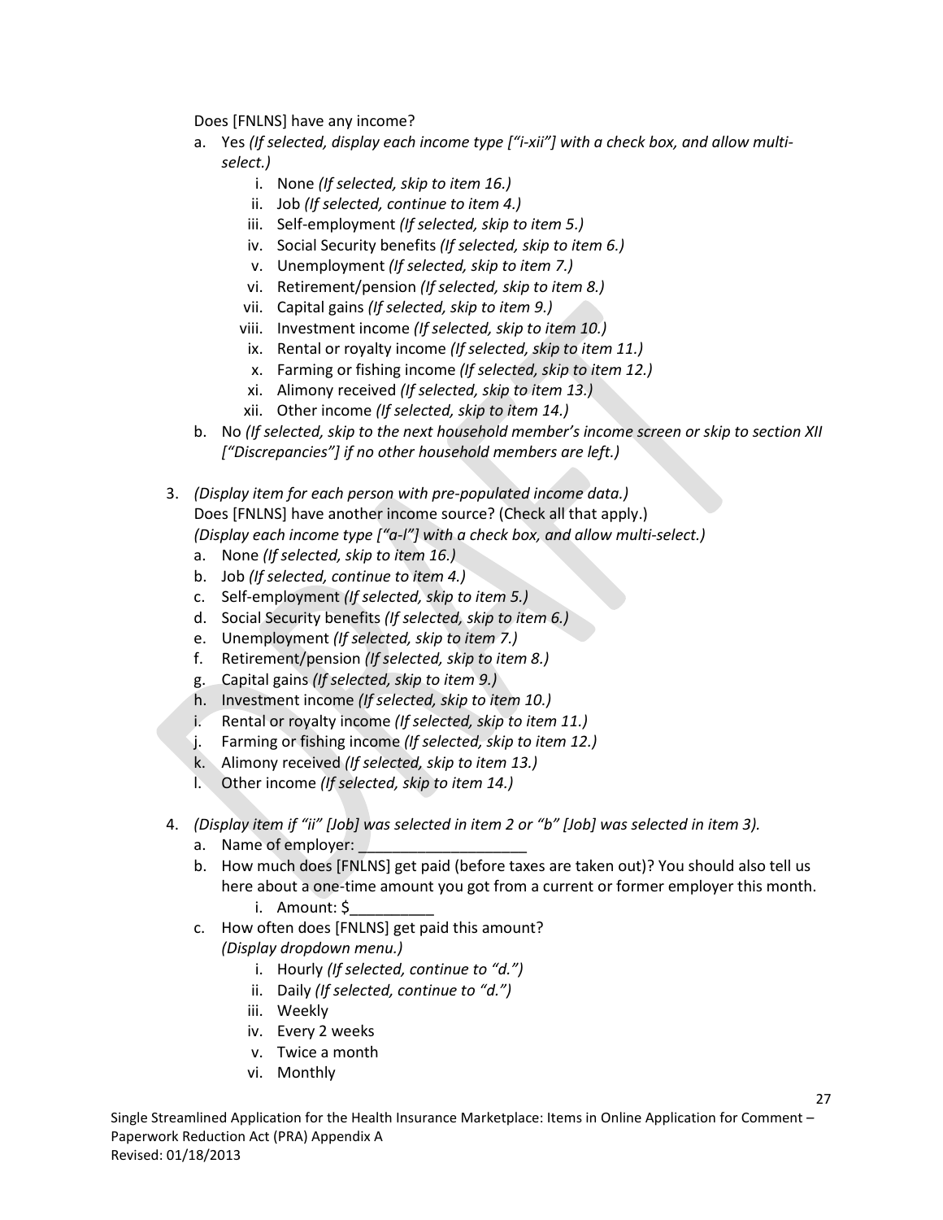Does [FNLNS] have any income?

a. Yes *(If selected, display each income type ["i-xii"] with a check box, and allow multi-select.)*
   i. None *(If selected, skip to item 16.)*
   ii. Job *(If selected, continue to item 4.)*
   iii. Self-employment *(If selected, skip to item 5.)*
   iv. Social Security benefits *(If selected, skip to item 6.)*
   v. Unemployment *(If selected, skip to item 7.)*
   vi. Retirement/pension *(If selected, skip to item 8.)*
   vii. Capital gains *(If selected, skip to item 9.)*
   viii. Investment income *(If selected, skip to item 10.)*
   ix. Rental or royalty income *(If selected, skip to item 11.)*
   x. Farming or fishing income *(If selected, skip to item 12.)*
   xi. Alimony received *(If selected, skip to item 13.)*
   xii. Other income *(If selected, skip to item 14.)*

b. No *(If selected, skip to the next household member's income screen or skip to section XII ["Discrepancies"] if no other household members are left.)*

3. *(Display item for each person with pre-populated income data.)*
   Does [FNLNS] have another income source? (Check all that apply.)
   *(Display each income type ["a-l"] with a check box, and allow multi-select.)*
   a. None *(If selected, skip to item 16.)*
   b. Job *(If selected, continue to item 4.)*
   c. Self-employment *(If selected, skip to item 5.)*
   d. Social Security benefits *(If selected, skip to item 6.)*
   e. Unemployment *(If selected, skip to item 7.)*
   f. Retirement/pension *(If selected, skip to item 8.)*
   g. Capital gains *(If selected, skip to item 9.)*
   h. Investment income *(If selected, skip to item 10.)*
   i. Rental or royalty income *(If selected, skip to item 11.)*
   j. Farming or fishing income *(If selected, skip to item 12.)*
   k. Alimony received *(If selected, skip to item 13.)*
   l. Other income *(If selected, skip to item 14.)*

4. *(Display item if "ii" [Job] was selected in item 2 or "b" [Job] was selected in item 3).*
   a. Name of employer: ____________________
   b. How much does [FNLNS] get paid (before taxes are taken out)? You should also tell us here about a one-time amount you got from a current or former employer this month.
      i. Amount: $__________
   c. How often does [FNLNS] get paid this amount?
      *(Display dropdown menu.)*
      i. Hourly *(If selected, continue to "d.")*
      ii. Daily *(If selected, continue to "d.")*
      iii. Weekly
      iv. Every 2 weeks
      v. Twice a month
      vi. Monthly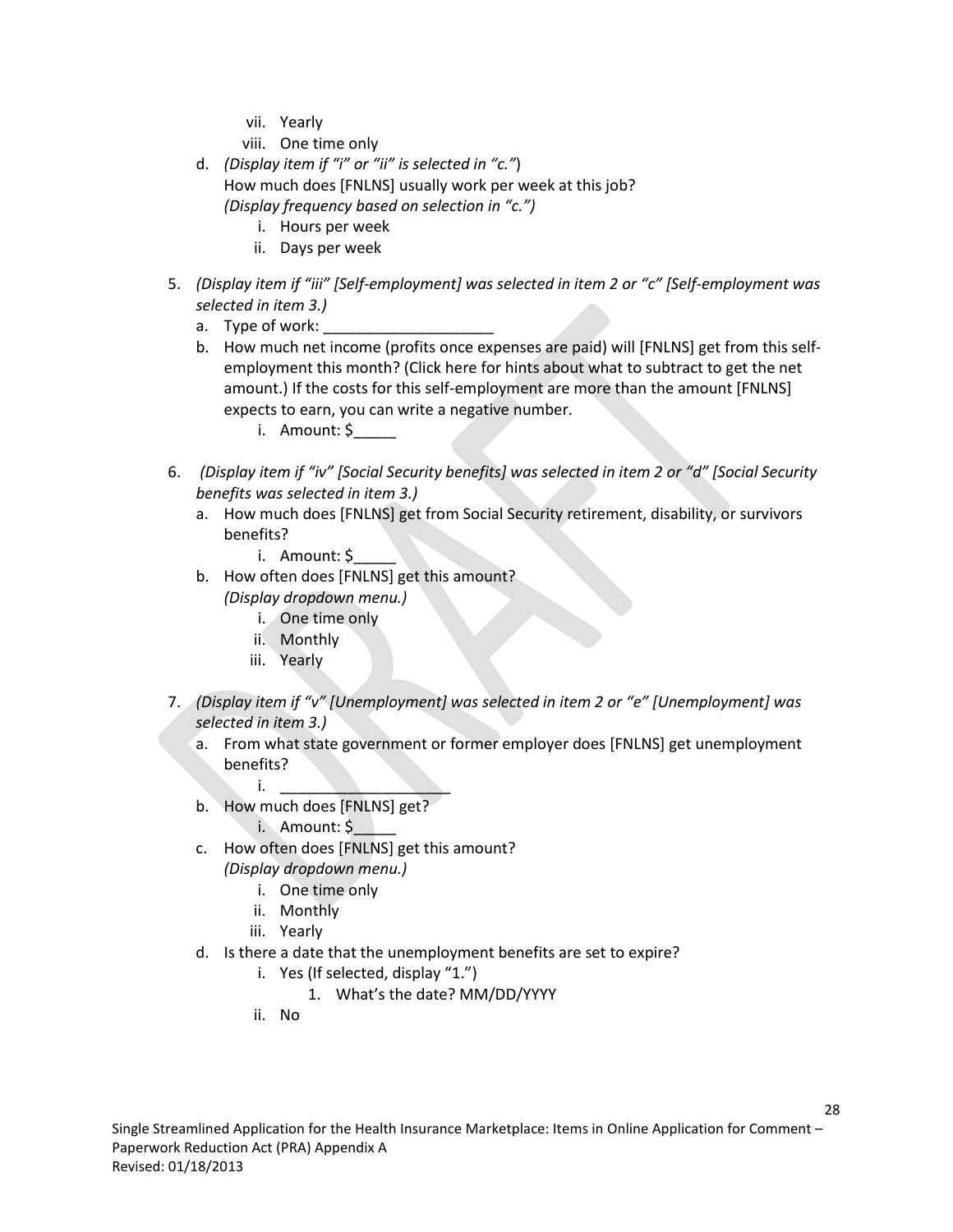vii. Yearly
viii. One time only

d. *(Display item if "i" or "ii" is selected in "c.")*
How much does [FNLNS] usually work per week at this job?
*(Display frequency based on selection in "c.")*
    i. Hours per week
    ii. Days per week

5. *(Display item if "iii" [Self-employment] was selected in item 2 or "c" [Self-employment was selected in item 3.)*
    a. Type of work: ___________________
    b. How much net income (profits once expenses are paid) will [FNLNS] get from this self-employment this month? (Click here for hints about what to subtract to get the net amount.) If the costs for this self-employment are more than the amount [FNLNS] expects to earn, you can write a negative number.
        i. Amount: $_____

6. *(Display item if "iv" [Social Security benefits] was selected in item 2 or "d" [Social Security benefits was selected in item 3.)*
    a. How much does [FNLNS] get from Social Security retirement, disability, or survivors benefits?
        i. Amount: $_____
    b. How often does [FNLNS] get this amount?
    *(Display dropdown menu.)*
        i. One time only
        ii. Monthly
        iii. Yearly

7. *(Display item if "v" [Unemployment] was selected in item 2 or "e" [Unemployment] was selected in item 3.)*
    a. From what state government or former employer does [FNLNS] get unemployment benefits?
        i. ____________________
    b. How much does [FNLNS] get?
        i. Amount: $_____
    c. How often does [FNLNS] get this amount?
    *(Display dropdown menu.)*
        i. One time only
        ii. Monthly
        iii. Yearly
    d. Is there a date that the unemployment benefits are set to expire?
        i. Yes (If selected, display "1.")
            1. What's the date? MM/DD/YYYY
        ii. No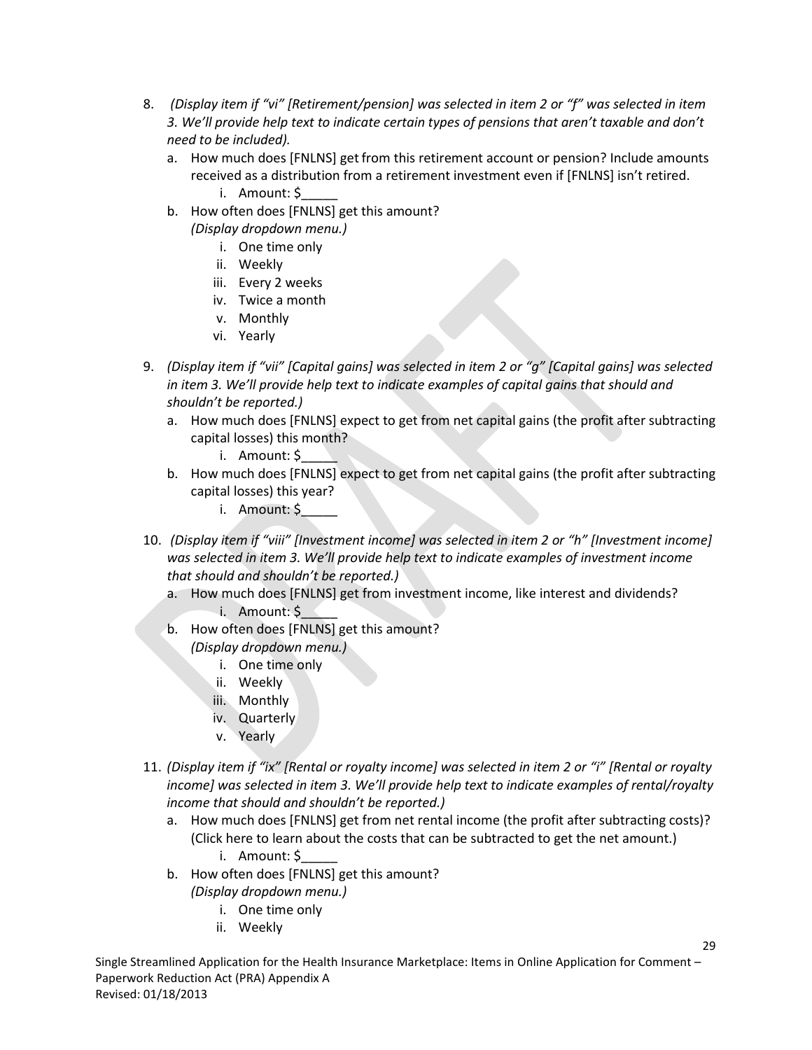8. *(Display item if "vi" [Retirement/pension] was selected in item 2 or "f" was selected in item 3. We'll provide help text to indicate certain types of pensions that aren't taxable and don't need to be included).*
   a. How much does [FNLNS] get from this retirement account or pension? Include amounts received as a distribution from a retirement investment even if [FNLNS] isn't retired.
      i. Amount: $_____
   b. How often does [FNLNS] get this amount?
      *(Display dropdown menu.)*
      i. One time only
      ii. Weekly
      iii. Every 2 weeks
      iv. Twice a month
      v. Monthly
      vi. Yearly

9. *(Display item if "vii" [Capital gains] was selected in item 2 or "g" [Capital gains] was selected in item 3. We'll provide help text to indicate examples of capital gains that should and shouldn't be reported.)*
   a. How much does [FNLNS] expect to get from net capital gains (the profit after subtracting capital losses) this month?
      i. Amount: $_____
   b. How much does [FNLNS] expect to get from net capital gains (the profit after subtracting capital losses) this year?
      i. Amount: $_____

10. *(Display item if "viii" [Investment income] was selected in item 2 or "h" [Investment income] was selected in item 3. We'll provide help text to indicate examples of investment income that should and shouldn't be reported.)*
    a. How much does [FNLNS] get from investment income, like interest and dividends?
       i. Amount: $_____
    b. How often does [FNLNS] get this amount?
       *(Display dropdown menu.)*
       i. One time only
       ii. Weekly
       iii. Monthly
       iv. Quarterly
       v. Yearly

11. *(Display item if "ix" [Rental or royalty income] was selected in item 2 or "i" [Rental or royalty income] was selected in item 3. We'll provide help text to indicate examples of rental/royalty income that should and shouldn't be reported.)*
    a. How much does [FNLNS] get from net rental income (the profit after subtracting costs)? (Click here to learn about the costs that can be subtracted to get the net amount.)
       i. Amount: $_____
    b. How often does [FNLNS] get this amount?
       *(Display dropdown menu.)*
       i. One time only
       ii. Weekly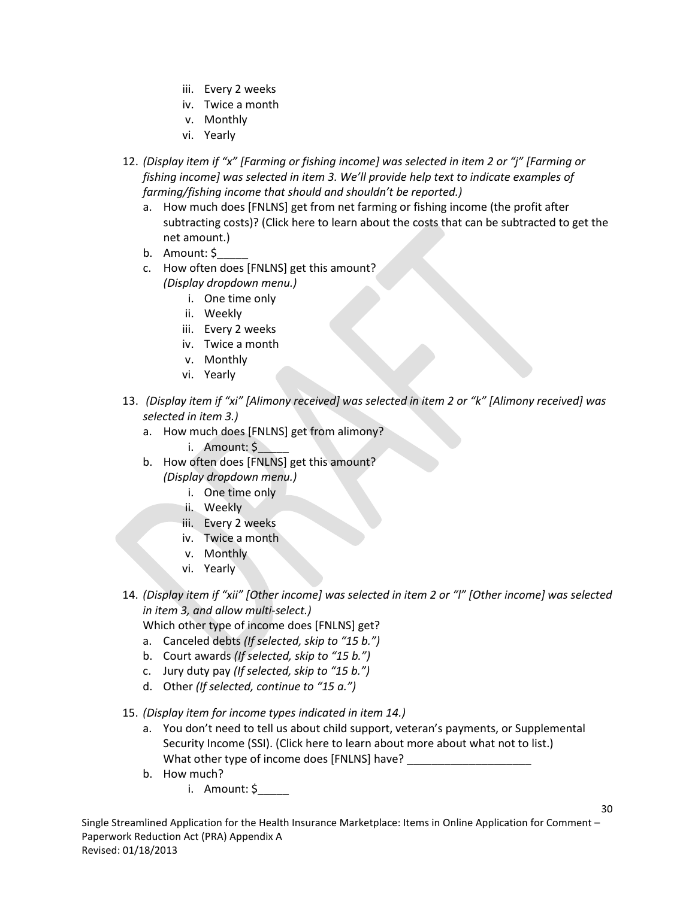iii. Every 2 weeks
   iv. Twice a month
   v. Monthly
   vi. Yearly

12. *(Display item if "x" [Farming or fishing income] was selected in item 2 or "j" [Farming or fishing income] was selected in item 3. We'll provide help text to indicate examples of farming/fishing income that should and shouldn't be reported.)*
    a. How much does [FNLNS] get from net farming or fishing income (the profit after subtracting costs)? (Click here to learn about the costs that can be subtracted to get the net amount.)
    b. Amount: $_____
    c. How often does [FNLNS] get this amount?
       *(Display dropdown menu.)*
       i. One time only
       ii. Weekly
       iii. Every 2 weeks
       iv. Twice a month
       v. Monthly
       vi. Yearly

13. *(Display item if "xi" [Alimony received] was selected in item 2 or "k" [Alimony received] was selected in item 3.)*
    a. How much does [FNLNS] get from alimony?
       i. Amount: $_____
    b. How often does [FNLNS] get this amount?
       *(Display dropdown menu.)*
       i. One time only
       ii. Weekly
       iii. Every 2 weeks
       iv. Twice a month
       v. Monthly
       vi. Yearly

14. *(Display item if "xii" [Other income] was selected in item 2 or "l" [Other income] was selected in item 3, and allow multi-select.)*
    Which other type of income does [FNLNS] get?
    a. Canceled debts *(If selected, skip to "15 b.")*
    b. Court awards *(If selected, skip to "15 b.")*
    c. Jury duty pay *(If selected, skip to "15 b.")*
    d. Other *(If selected, continue to "15 a.")*

15. *(Display item for income types indicated in item 14.)*
    a. You don't need to tell us about child support, veteran's payments, or Supplemental Security Income (SSI). (Click here to learn about more about what not to list.)
       What other type of income does [FNLNS] have? ____________________
    b. How much?
       i. Amount: $_____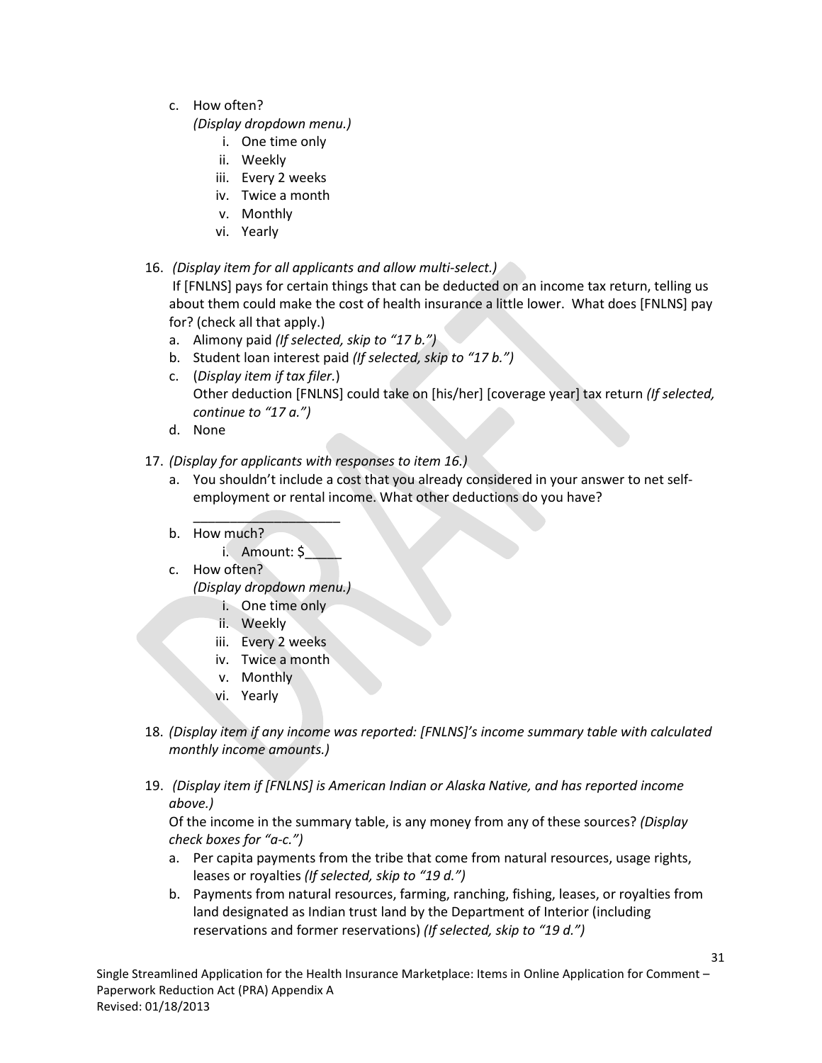c. How often?
   *(Display dropdown menu.)*
   i. One time only
   ii. Weekly
   iii. Every 2 weeks
   iv. Twice a month
   v. Monthly
   vi. Yearly

16. *(Display item for all applicants and allow multi-select.)*
    If [FNLNS] pays for certain things that can be deducted on an income tax return, telling us about them could make the cost of health insurance a little lower. What does [FNLNS] pay for? (check all that apply.)
    a. Alimony paid *(If selected, skip to "17 b.")*
    b. Student loan interest paid *(If selected, skip to "17 b.")*
    c. (*Display item if tax filer.*)
       Other deduction [FNLNS] could take on [his/her] [coverage year] tax return *(If selected, continue to "17 a.")*
    d. None

17. *(Display for applicants with responses to item 16.)*
    a. You shouldn't include a cost that you already considered in your answer to net self-employment or rental income. What other deductions do you have?
       ____________________
    b. How much?
       i. Amount: $_____
    c. How often?
       *(Display dropdown menu.)*
       i. One time only
       ii. Weekly
       iii. Every 2 weeks
       iv. Twice a month
       v. Monthly
       vi. Yearly

18. *(Display item if any income was reported: [FNLNS]'s income summary table with calculated monthly income amounts.)*

19. *(Display item if [FNLNS] is American Indian or Alaska Native, and has reported income above.)*
    Of the income in the summary table, is any money from any of these sources? *(Display check boxes for "a-c.")*
    a. Per capita payments from the tribe that come from natural resources, usage rights, leases or royalties *(If selected, skip to "19 d.")*
    b. Payments from natural resources, farming, ranching, fishing, leases, or royalties from land designated as Indian trust land by the Department of Interior (including reservations and former reservations) *(If selected, skip to "19 d.")*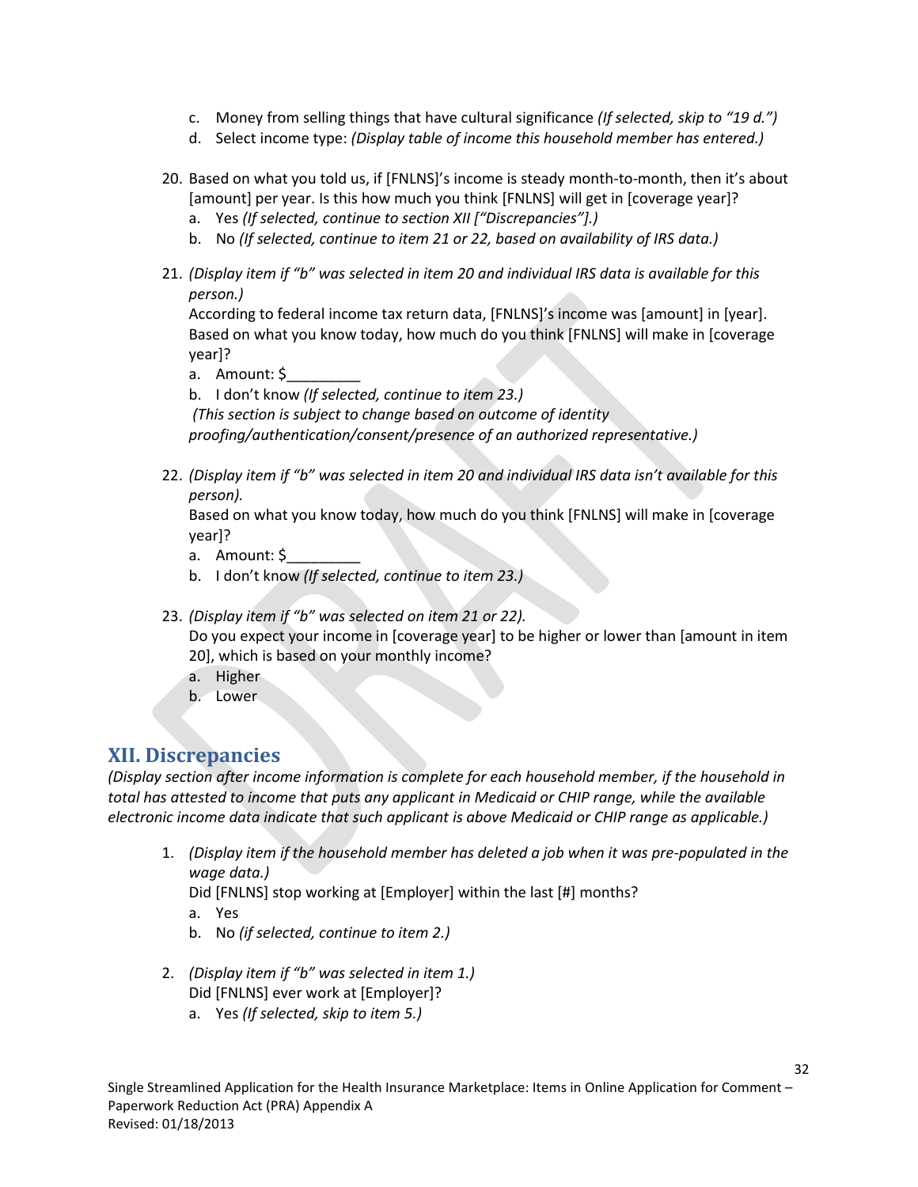c. Money from selling things that have cultural significance *(If selected, skip to "19 d.")*
d. Select income type: *(Display table of income this household member has entered.)*

20. Based on what you told us, if [FNLNS]'s income is steady month-to-month, then it's about [amount] per year. Is this how much you think [FNLNS] will get in [coverage year]?
    a. Yes *(If selected, continue to section XII ["Discrepancies"].)*
    b. No *(If selected, continue to item 21 or 22, based on availability of IRS data.)*

21. *(Display item if "b" was selected in item 20 and individual IRS data is available for this person.)*
    According to federal income tax return data, [FNLNS]'s income was [amount] in [year]. Based on what you know today, how much do you think [FNLNS] will make in [coverage year]?
    a. Amount: $_________
    b. I don't know *(If selected, continue to item 23.)*
    *(This section is subject to change based on outcome of identity proofing/authentication/consent/presence of an authorized representative.)*

22. *(Display item if "b" was selected in item 20 and individual IRS data isn't available for this person).*
    Based on what you know today, how much do you think [FNLNS] will make in [coverage year]?
    a. Amount: $_________
    b. I don't know *(If selected, continue to item 23.)*

23. *(Display item if "b" was selected on item 21 or 22).*
    Do you expect your income in [coverage year] to be higher or lower than [amount in item 20], which is based on your monthly income?
    a. Higher
    b. Lower

## XII. Discrepancies

*(Display section after income information is complete for each household member, if the household in total has attested to income that puts any applicant in Medicaid or CHIP range, while the available electronic income data indicate that such applicant is above Medicaid or CHIP range as applicable.)*

1. *(Display item if the household member has deleted a job when it was pre-populated in the wage data.)*
   Did [FNLNS] stop working at [Employer] within the last [#] months?
   a. Yes
   b. No *(if selected, continue to item 2.)*

2. *(Display item if "b" was selected in item 1.)*
   Did [FNLNS] ever work at [Employer]?
   a. Yes *(If selected, skip to item 5.)*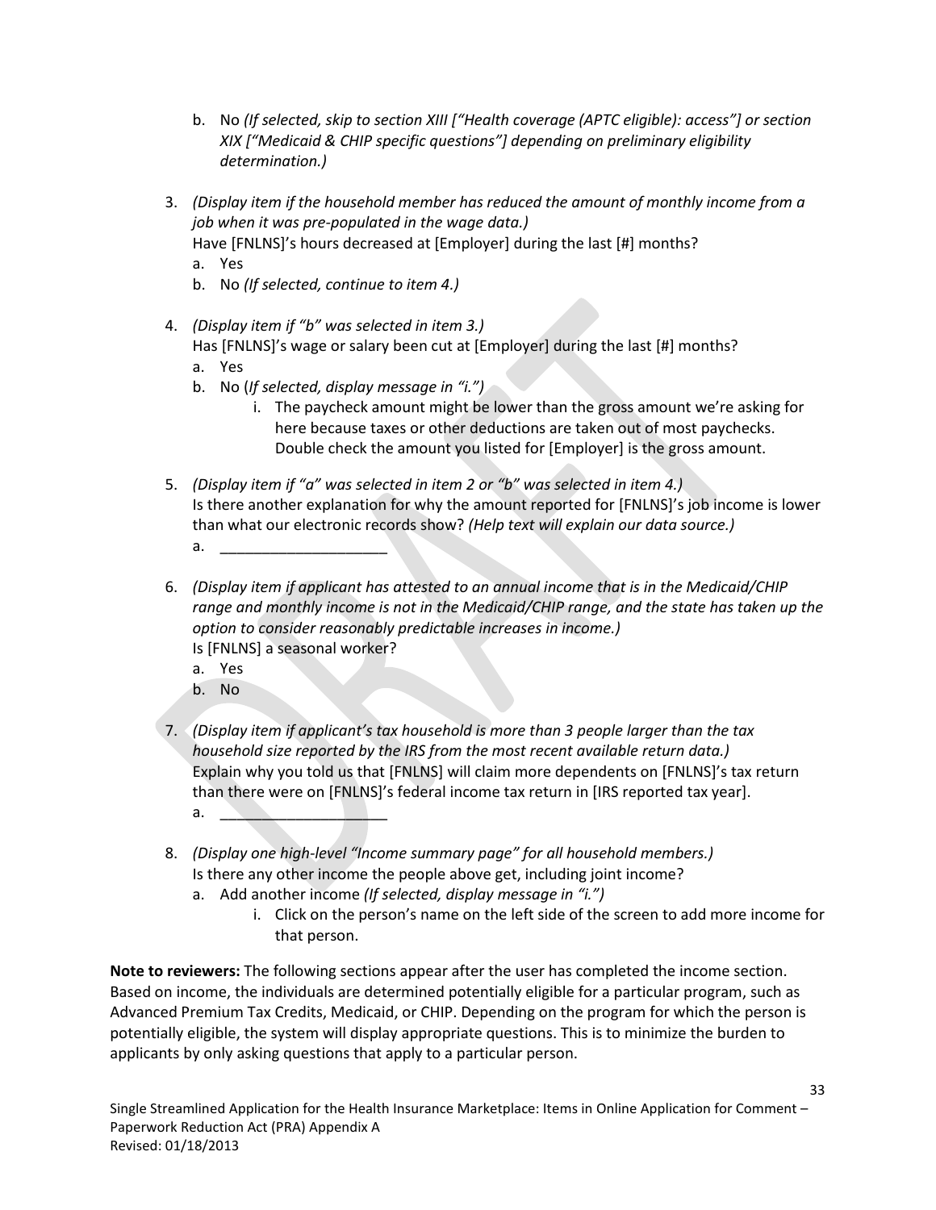b. No *(If selected, skip to section XIII ["Health coverage (APTC eligible): access"] or section XIX ["Medicaid & CHIP specific questions"] depending on preliminary eligibility determination.)*

3. *(Display item if the household member has reduced the amount of monthly income from a job when it was pre-populated in the wage data.)*
   Have [FNLNS]'s hours decreased at [Employer] during the last [#] months?
   a. Yes
   b. No *(If selected, continue to item 4.)*

4. *(Display item if "b" was selected in item 3.)*
   Has [FNLNS]'s wage or salary been cut at [Employer] during the last [#] months?
   a. Yes
   b. No (*If selected, display message in "i.")*
      i. The paycheck amount might be lower than the gross amount we're asking for here because taxes or other deductions are taken out of most paychecks. Double check the amount you listed for [Employer] is the gross amount.

5. *(Display item if "a" was selected in item 2 or "b" was selected in item 4.)*
   Is there another explanation for why the amount reported for [FNLNS]'s job income is lower than what our electronic records show? *(Help text will explain our data source.)*
   a. ____________________

6. *(Display item if applicant has attested to an annual income that is in the Medicaid/CHIP range and monthly income is not in the Medicaid/CHIP range, and the state has taken up the option to consider reasonably predictable increases in income.)*
   Is [FNLNS] a seasonal worker?
   a. Yes
   b. No

7. *(Display item if applicant's tax household is more than 3 people larger than the tax household size reported by the IRS from the most recent available return data.)*
   Explain why you told us that [FNLNS] will claim more dependents on [FNLNS]'s tax return than there were on [FNLNS]'s federal income tax return in [IRS reported tax year].
   a. ____________________

8. *(Display one high-level "Income summary page" for all household members.)*
   Is there any other income the people above get, including joint income?
   a. Add another income *(If selected, display message in "i.")*
      i. Click on the person's name on the left side of the screen to add more income for that person.

**Note to reviewers:** The following sections appear after the user has completed the income section. Based on income, the individuals are determined potentially eligible for a particular program, such as Advanced Premium Tax Credits, Medicaid, or CHIP. Depending on the program for which the person is potentially eligible, the system will display appropriate questions. This is to minimize the burden to applicants by only asking questions that apply to a particular person.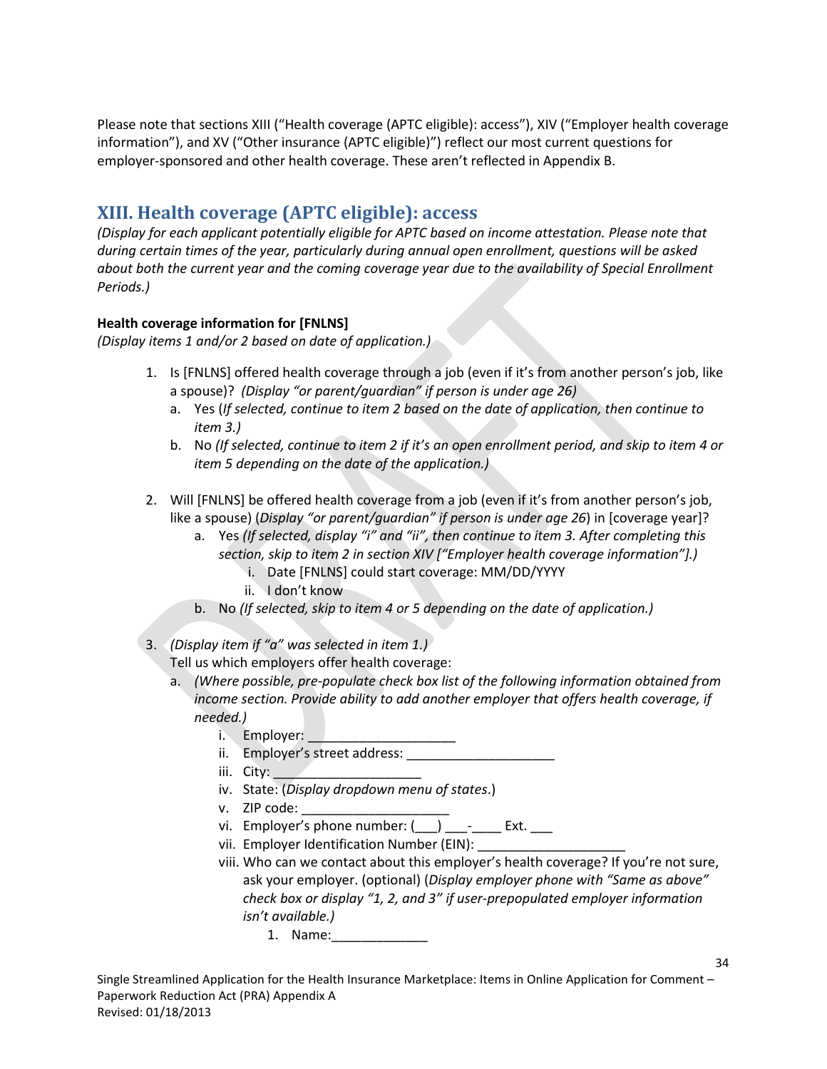Please note that sections XIII ("Health coverage (APTC eligible): access"), XIV ("Employer health coverage information"), and XV ("Other insurance (APTC eligible)") reflect our most current questions for employer-sponsored and other health coverage. These aren't reflected in Appendix B.

## XIII. Health coverage (APTC eligible): access

*(Display for each applicant potentially eligible for APTC based on income attestation. Please note that during certain times of the year, particularly during annual open enrollment, questions will be asked about both the current year and the coming coverage year due to the availability of Special Enrollment Periods.)*

**Health coverage information for [FNLNS]**
*(Display items 1 and/or 2 based on date of application.)*

1. Is [FNLNS] offered health coverage through a job (even if it's from another person's job, like a spouse)? *(Display "or parent/guardian" if person is under age 26)*
   a. Yes (*If selected, continue to item 2 based on the date of application, then continue to item 3.)*
   b. No *(If selected, continue to item 2 if it's an open enrollment period, and skip to item 4 or item 5 depending on the date of the application.)*

2. Will [FNLNS] be offered health coverage from a job (even if it's from another person's job, like a spouse) (*Display "or parent/guardian" if person is under age 26*) in [coverage year]?
   a. Yes *(If selected, display "i" and "ii", then continue to item 3. After completing this section, skip to item 2 in section XIV ["Employer health coverage information"].)*
      i. Date [FNLNS] could start coverage: MM/DD/YYYY
      ii. I don't know
   b. No *(If selected, skip to item 4 or 5 depending on the date of application.)*

3. *(Display item if "a" was selected in item 1.)*
   Tell us which employers offer health coverage:
   a. *(Where possible, pre-populate check box list of the following information obtained from income section. Provide ability to add another employer that offers health coverage, if needed.)*
      i. Employer: ____________________
      ii. Employer's street address: ____________________
      iii. City: ____________________
      iv. State: (*Display dropdown menu of states*.)
      v. ZIP code: ____________________
      vi. Employer's phone number: (___) ___-____ Ext. ___
      vii. Employer Identification Number (EIN): ____________________
      viii. Who can we contact about this employer's health coverage? If you're not sure, ask your employer. (optional) (*Display employer phone with "Same as above" check box or display "1, 2, and 3" if user-prepopulated employer information isn't available.)*
         1. Name:_____________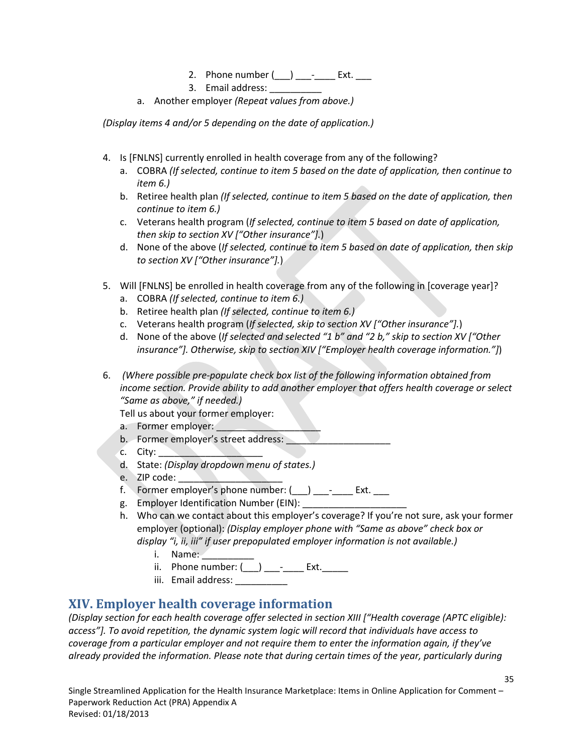2. Phone number (___) ___-____ Ext. ___
3. Email address: __________

a. Another employer *(Repeat values from above.)*

*(Display items 4 and/or 5 depending on the date of application.)*

4. Is [FNLNS] currently enrolled in health coverage from any of the following?
   a. COBRA *(If selected, continue to item 5 based on the date of application, then continue to item 6.)*
   b. Retiree health plan *(If selected, continue to item 5 based on the date of application, then continue to item 6.)*
   c. Veterans health program (*If selected, continue to item 5 based on date of application, then skip to section XV ["Other insurance"].*)
   d. None of the above (*If selected, continue to item 5 based on date of application, then skip to section XV ["Other insurance"].*)

5. Will [FNLNS] be enrolled in health coverage from any of the following in [coverage year]?
   a. COBRA *(If selected, continue to item 6.)*
   b. Retiree health plan *(If selected, continue to item 6.)*
   c. Veterans health program (*If selected, skip to section XV ["Other insurance"].*)
   d. None of the above (*If selected and selected "1 b" and "2 b," skip to section XV ["Other insurance"]. Otherwise, skip to section XIV ["Employer health coverage information."]*)

6. *(Where possible pre-populate check box list of the following information obtained from income section. Provide ability to add another employer that offers health coverage or select "Same as above," if needed.)*
   Tell us about your former employer:
   a. Former employer: ____________________
   b. Former employer's street address: ____________________
   c. City: ____________________
   d. State: *(Display dropdown menu of states.)*
   e. ZIP code: ____________________
   f. Former employer's phone number: (___) ___-____ Ext. ___
   g. Employer Identification Number (EIN): ____________________
   h. Who can we contact about this employer's coverage? If you're not sure, ask your former employer (optional): *(Display employer phone with "Same as above" check box or display "i, ii, iii" if user prepopulated employer information is not available.)*
      i. Name: __________
      ii. Phone number: (___) ___-____ Ext._____
      iii. Email address: __________

## XIV. Employer health coverage information

*(Display section for each health coverage offer selected in section XIII ["Health coverage (APTC eligible): access"]. To avoid repetition, the dynamic system logic will record that individuals have access to coverage from a particular employer and not require them to enter the information again, if they've already provided the information. Please note that during certain times of the year, particularly during*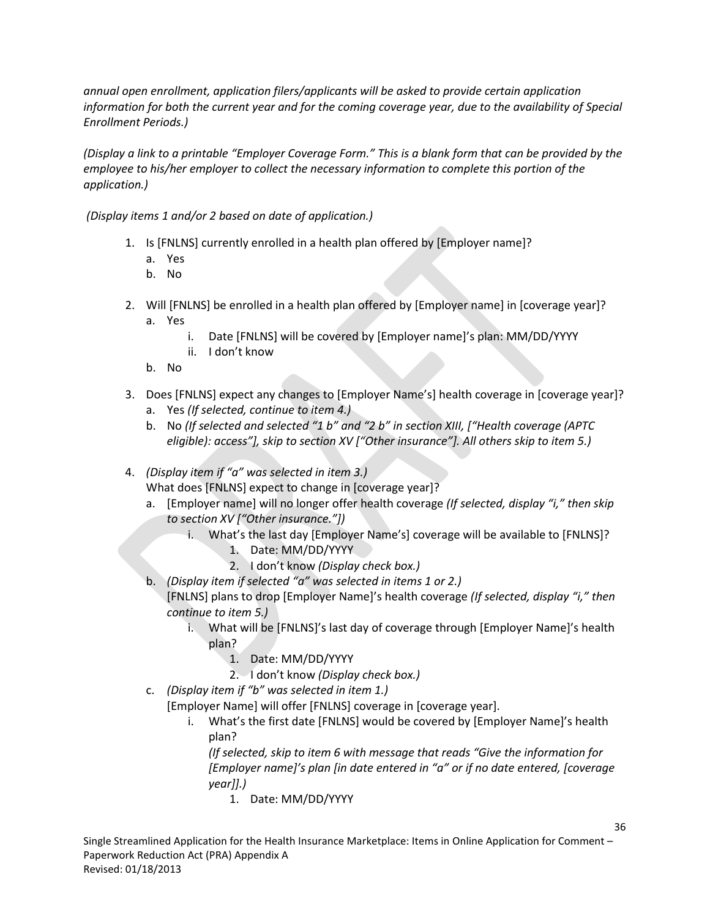*annual open enrollment, application filers/applicants will be asked to provide certain application information for both the current year and for the coming coverage year, due to the availability of Special Enrollment Periods.)*

*(Display a link to a printable "Employer Coverage Form." This is a blank form that can be provided by the employee to his/her employer to collect the necessary information to complete this portion of the application.)*

*(Display items 1 and/or 2 based on date of application.)*

1. Is [FNLNS] currently enrolled in a health plan offered by [Employer name]?
   a. Yes
   b. No

2. Will [FNLNS] be enrolled in a health plan offered by [Employer name] in [coverage year]?
   a. Yes
      i. Date [FNLNS] will be covered by [Employer name]'s plan: MM/DD/YYYY
      ii. I don't know
   b. No

3. Does [FNLNS] expect any changes to [Employer Name's] health coverage in [coverage year]?
   a. Yes *(If selected, continue to item 4.)*
   b. No *(If selected and selected "1 b" and "2 b" in section XIII, ["Health coverage (APTC eligible): access"], skip to section XV ["Other insurance"]. All others skip to item 5.)*

4. *(Display item if "a" was selected in item 3.)*
   What does [FNLNS] expect to change in [coverage year]?
   a. [Employer name] will no longer offer health coverage *(If selected, display "i," then skip to section XV ["Other insurance."])*
      i. What's the last day [Employer Name's] coverage will be available to [FNLNS]?
         1. Date: MM/DD/YYYY
         2. I don't know *(Display check box.)*
   b. *(Display item if selected "a" was selected in items 1 or 2.)*
      [FNLNS] plans to drop [Employer Name]'s health coverage *(If selected, display "i," then continue to item 5.)*
      i. What will be [FNLNS]'s last day of coverage through [Employer Name]'s health plan?
         1. Date: MM/DD/YYYY
         2. I don't know *(Display check box.)*
   c. *(Display item if "b" was selected in item 1.)*
      [Employer Name] will offer [FNLNS] coverage in [coverage year].
      i. What's the first date [FNLNS] would be covered by [Employer Name]'s health plan?
         *(If selected, skip to item 6 with message that reads "Give the information for [Employer name]'s plan [in date entered in "a" or if no date entered, [coverage year]].)*
         1. Date: MM/DD/YYYY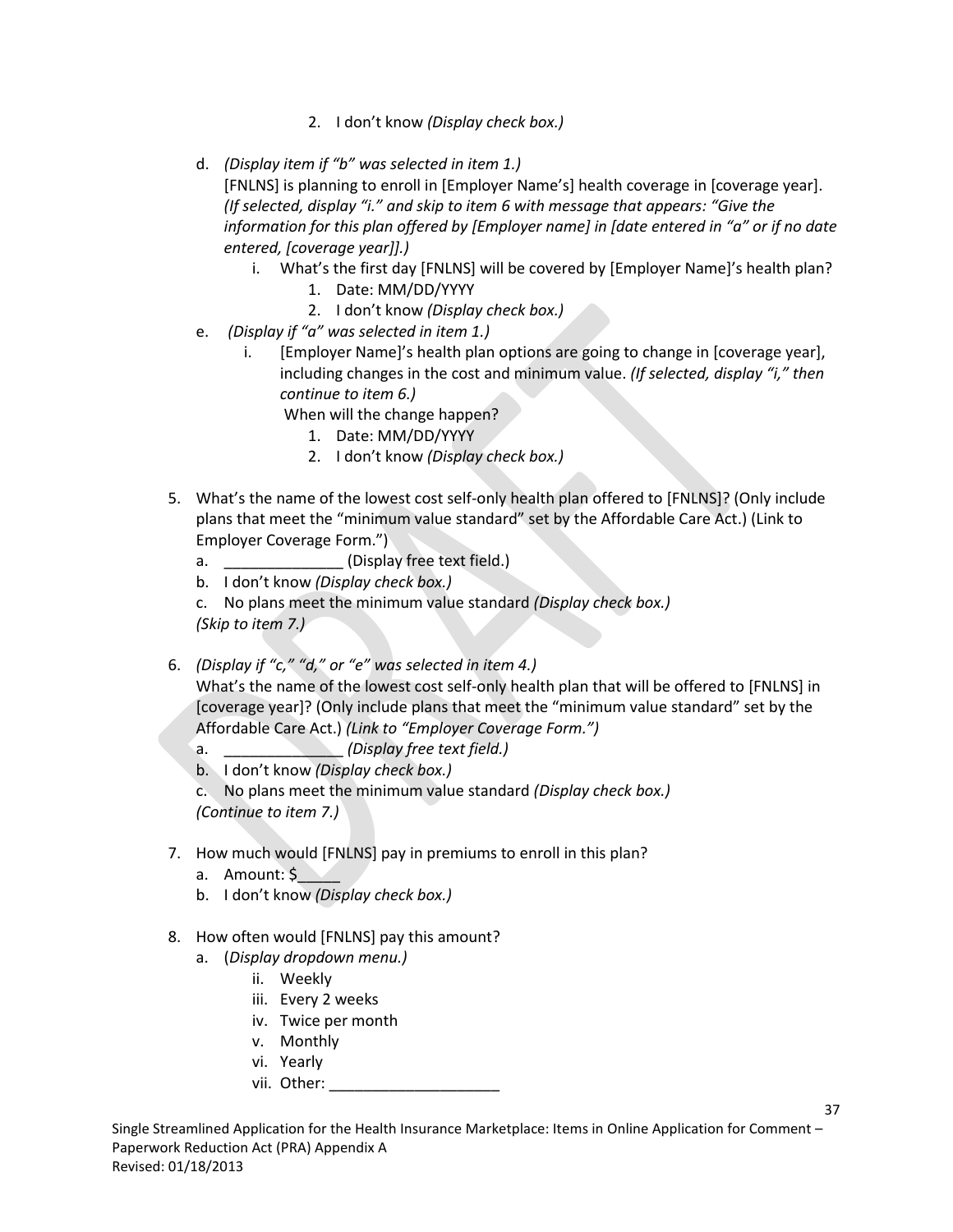2. I don't know *(Display check box.)*

d. *(Display item if "b" was selected in item 1.)*
   [FNLNS] is planning to enroll in [Employer Name's] health coverage in [coverage year]. *(If selected, display "i." and skip to item 6 with message that appears: "Give the information for this plan offered by [Employer name] in [date entered in "a" or if no date entered, [coverage year]].)*
   i. What's the first day [FNLNS] will be covered by [Employer Name]'s health plan?
      1. Date: MM/DD/YYYY
      2. I don't know *(Display check box.)*

e. *(Display if "a" was selected in item 1.)*
   i. [Employer Name]'s health plan options are going to change in [coverage year], including changes in the cost and minimum value. *(If selected, display "i," then continue to item 6.)*
      When will the change happen?
      1. Date: MM/DD/YYYY
      2. I don't know *(Display check box.)*

5. What's the name of the lowest cost self-only health plan offered to [FNLNS]? (Only include plans that meet the "minimum value standard" set by the Affordable Care Act.) (Link to Employer Coverage Form.")
   a. ______________ (Display free text field.)
   b. I don't know *(Display check box.)*
   c. No plans meet the minimum value standard *(Display check box.)*
   *(Skip to item 7.)*

6. *(Display if "c," "d," or "e" was selected in item 4.)*
   What's the name of the lowest cost self-only health plan that will be offered to [FNLNS] in [coverage year]? (Only include plans that meet the "minimum value standard" set by the Affordable Care Act.) *(Link to "Employer Coverage Form.")*
   a. ______________ *(Display free text field.)*
   b. I don't know *(Display check box.)*
   c. No plans meet the minimum value standard *(Display check box.)*
   *(Continue to item 7.)*

7. How much would [FNLNS] pay in premiums to enroll in this plan?
   a. Amount: $_____
   b. I don't know *(Display check box.)*

8. How often would [FNLNS] pay this amount?
   a. (*Display dropdown menu.)*
      ii. Weekly
      iii. Every 2 weeks
      iv. Twice per month
      v. Monthly
      vi. Yearly
      vii. Other: ____________________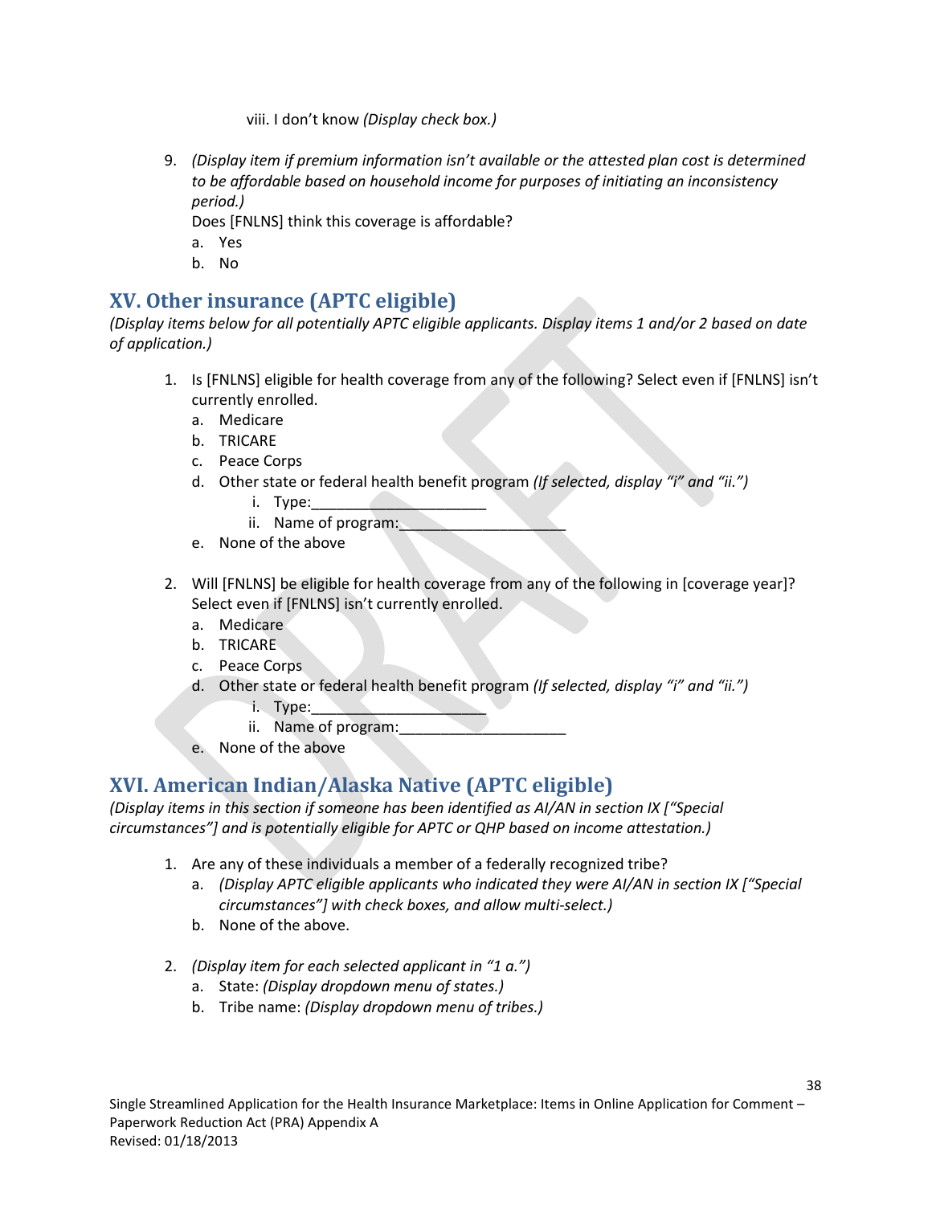viii. I don't know *(Display check box.)*

9. *(Display item if premium information isn't available or the attested plan cost is determined to be affordable based on household income for purposes of initiating an inconsistency period.)*
   Does [FNLNS] think this coverage is affordable?
   a. Yes
   b. No

## XV. Other insurance (APTC eligible)

*(Display items below for all potentially APTC eligible applicants. Display items 1 and/or 2 based on date of application.)*

1. Is [FNLNS] eligible for health coverage from any of the following? Select even if [FNLNS] isn't currently enrolled.
   a. Medicare
   b. TRICARE
   c. Peace Corps
   d. Other state or federal health benefit program *(If selected, display "i" and "ii.")*
      i. Type:_____________________
      ii. Name of program:____________________
   e. None of the above

2. Will [FNLNS] be eligible for health coverage from any of the following in [coverage year]? Select even if [FNLNS] isn't currently enrolled.
   a. Medicare
   b. TRICARE
   c. Peace Corps
   d. Other state or federal health benefit program *(If selected, display "i" and "ii.")*
      i. Type:_____________________
      ii. Name of program:____________________
   e. None of the above

## XVI. American Indian/Alaska Native (APTC eligible)

*(Display items in this section if someone has been identified as AI/AN in section IX ["Special circumstances"] and is potentially eligible for APTC or QHP based on income attestation.)*

1. Are any of these individuals a member of a federally recognized tribe?
   a. *(Display APTC eligible applicants who indicated they were AI/AN in section IX ["Special circumstances"] with check boxes, and allow multi-select.)*
   b. None of the above.

2. *(Display item for each selected applicant in "1 a.")*
   a. State: *(Display dropdown menu of states.)*
   b. Tribe name: *(Display dropdown menu of tribes.)*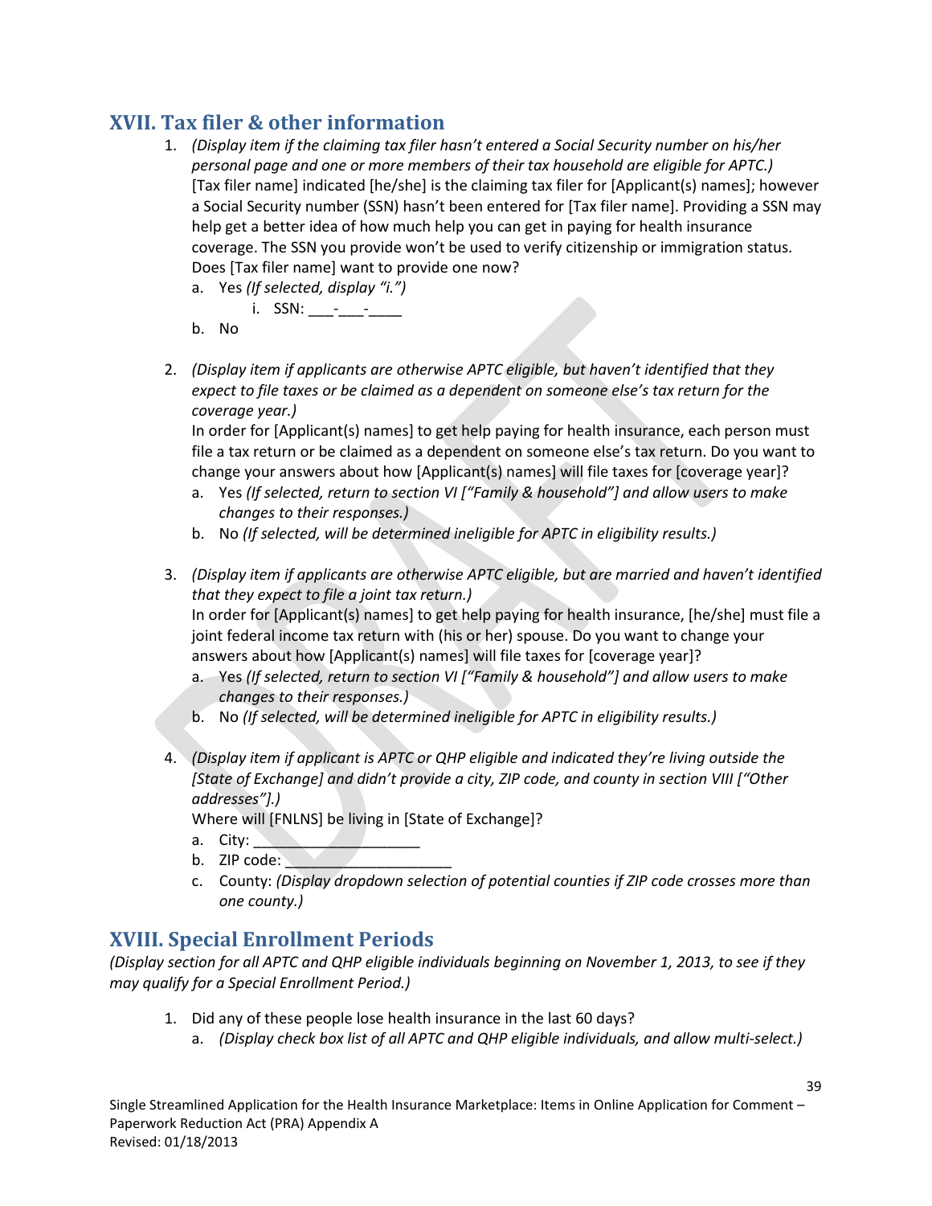## XVII. Tax filer & other information

1. *(Display item if the claiming tax filer hasn't entered a Social Security number on his/her personal page and one or more members of their tax household are eligible for APTC.)* [Tax filer name] indicated [he/she] is the claiming tax filer for [Applicant(s) names]; however a Social Security number (SSN) hasn't been entered for [Tax filer name]. Providing a SSN may help get a better idea of how much help you can get in paying for health insurance coverage. The SSN you provide won't be used to verify citizenship or immigration status. Does [Tax filer name] want to provide one now?
   a. Yes *(If selected, display "i.")*
      i. SSN: ___-___-____
   b. No

2. *(Display item if applicants are otherwise APTC eligible, but haven't identified that they expect to file taxes or be claimed as a dependent on someone else's tax return for the coverage year.)*
   In order for [Applicant(s) names] to get help paying for health insurance, each person must file a tax return or be claimed as a dependent on someone else's tax return. Do you want to change your answers about how [Applicant(s) names] will file taxes for [coverage year]?
   a. Yes *(If selected, return to section VI ["Family & household"] and allow users to make changes to their responses.)*
   b. No *(If selected, will be determined ineligible for APTC in eligibility results.)*

3. *(Display item if applicants are otherwise APTC eligible, but are married and haven't identified that they expect to file a joint tax return.)*
   In order for [Applicant(s) names] to get help paying for health insurance, [he/she] must file a joint federal income tax return with (his or her) spouse. Do you want to change your answers about how [Applicant(s) names] will file taxes for [coverage year]?
   a. Yes *(If selected, return to section VI ["Family & household"] and allow users to make changes to their responses.)*
   b. No *(If selected, will be determined ineligible for APTC in eligibility results.)*

4. *(Display item if applicant is APTC or QHP eligible and indicated they're living outside the [State of Exchange] and didn't provide a city, ZIP code, and county in section VIII ["Other addresses"].)*
   Where will [FNLNS] be living in [State of Exchange]?
   a. City: ____________________
   b. ZIP code: ____________________
   c. County: *(Display dropdown selection of potential counties if ZIP code crosses more than one county.)*

## XVIII. Special Enrollment Periods

*(Display section for all APTC and QHP eligible individuals beginning on November 1, 2013, to see if they may qualify for a Special Enrollment Period.)*

1. Did any of these people lose health insurance in the last 60 days?
   a. *(Display check box list of all APTC and QHP eligible individuals, and allow multi-select.)*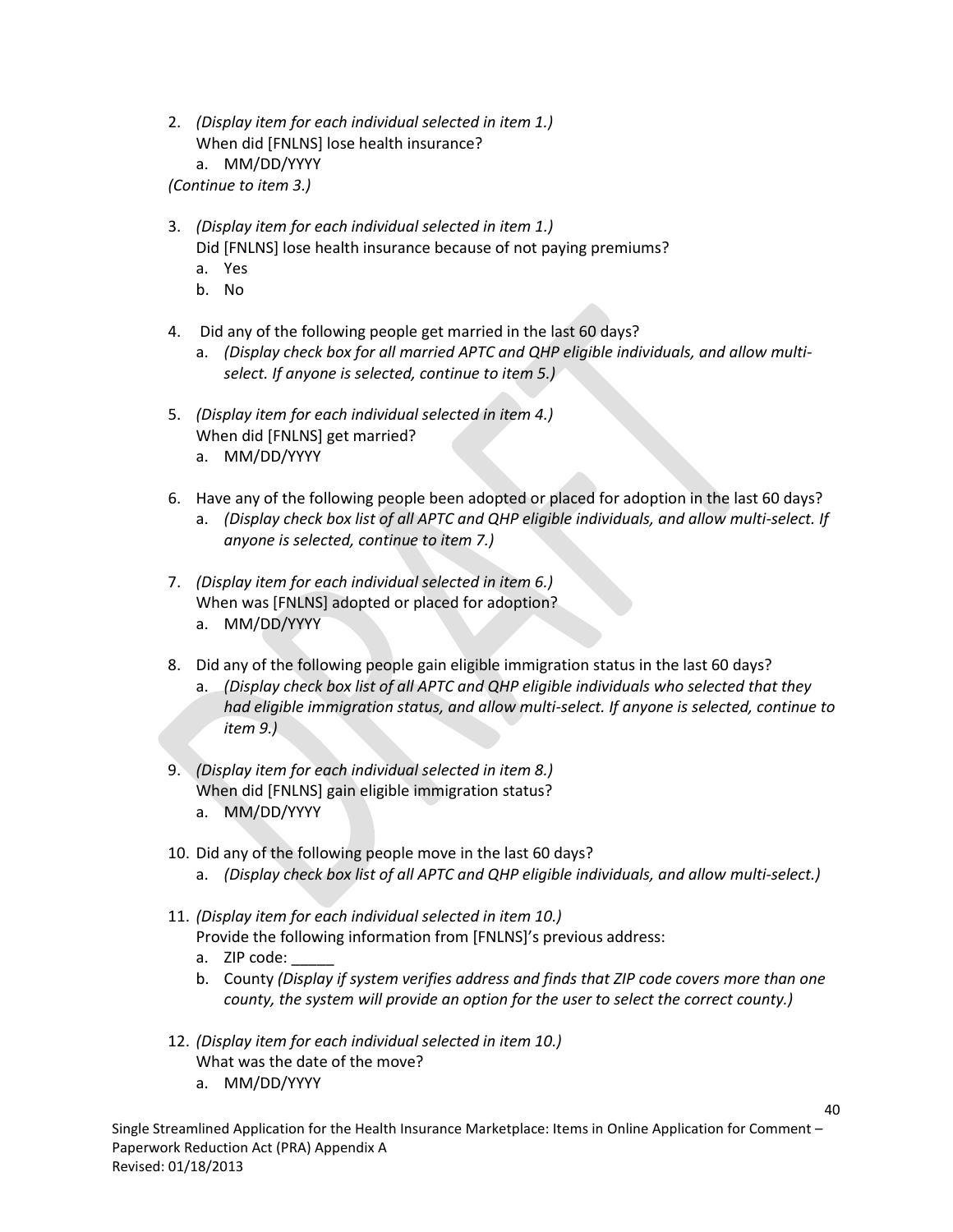2. *(Display item for each individual selected in item 1.)*
   When did [FNLNS] lose health insurance?
   a. MM/DD/YYYY

*(Continue to item 3.)*

3. *(Display item for each individual selected in item 1.)*
   Did [FNLNS] lose health insurance because of not paying premiums?
   a. Yes
   b. No

4. Did any of the following people get married in the last 60 days?
   a. *(Display check box for all married APTC and QHP eligible individuals, and allow multi-select. If anyone is selected, continue to item 5.)*

5. *(Display item for each individual selected in item 4.)*
   When did [FNLNS] get married?
   a. MM/DD/YYYY

6. Have any of the following people been adopted or placed for adoption in the last 60 days?
   a. *(Display check box list of all APTC and QHP eligible individuals, and allow multi-select. If anyone is selected, continue to item 7.)*

7. *(Display item for each individual selected in item 6.)*
   When was [FNLNS] adopted or placed for adoption?
   a. MM/DD/YYYY

8. Did any of the following people gain eligible immigration status in the last 60 days?
   a. *(Display check box list of all APTC and QHP eligible individuals who selected that they had eligible immigration status, and allow multi-select. If anyone is selected, continue to item 9.)*

9. *(Display item for each individual selected in item 8.)*
   When did [FNLNS] gain eligible immigration status?
   a. MM/DD/YYYY

10. Did any of the following people move in the last 60 days?
    a. *(Display check box list of all APTC and QHP eligible individuals, and allow multi-select.)*

11. *(Display item for each individual selected in item 10.)*
    Provide the following information from [FNLNS]'s previous address:
    a. ZIP code: _____
    b. County *(Display if system verifies address and finds that ZIP code covers more than one county, the system will provide an option for the user to select the correct county.)*

12. *(Display item for each individual selected in item 10.)*
    What was the date of the move?
    a. MM/DD/YYYY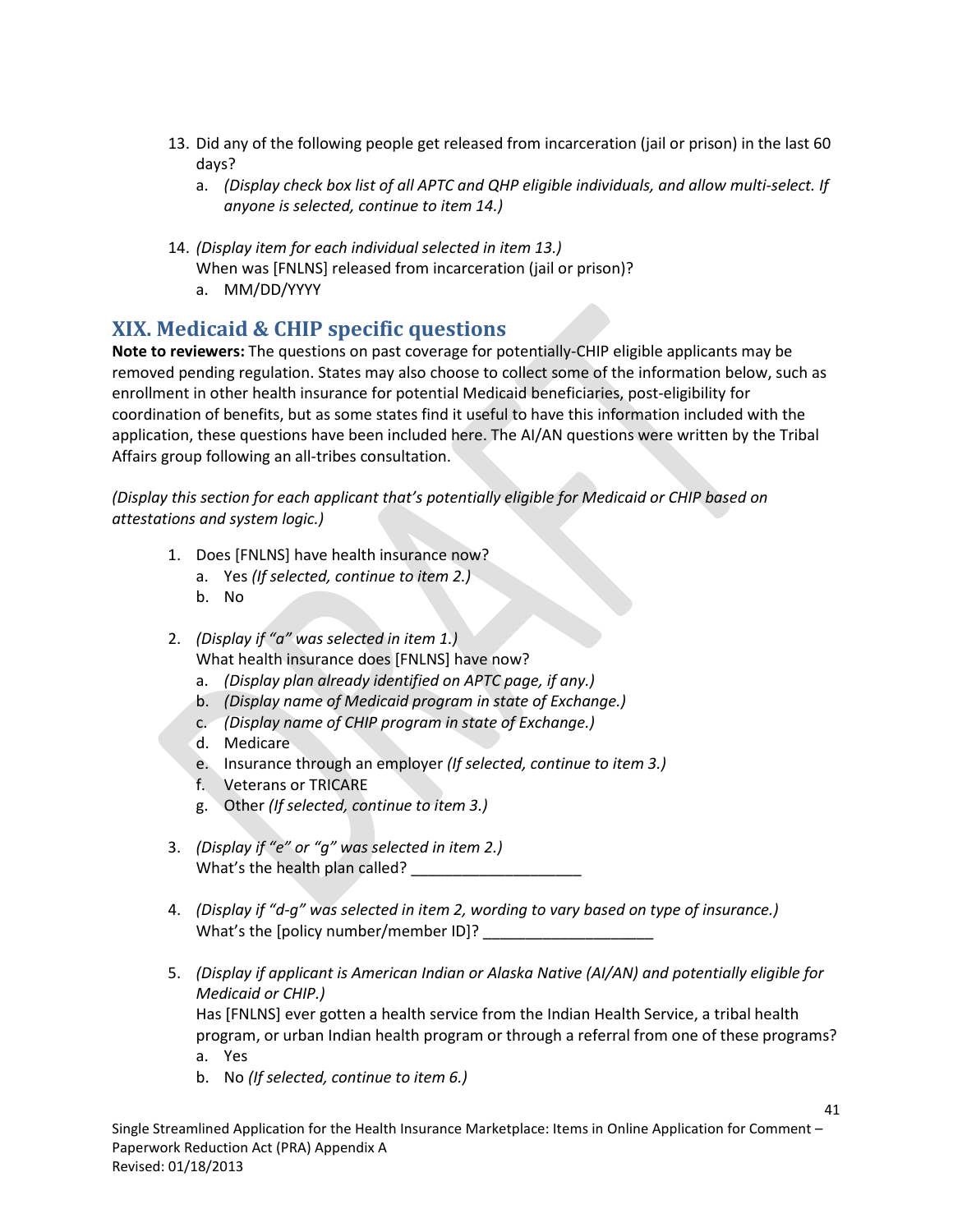13. Did any of the following people get released from incarceration (jail or prison) in the last 60 days?
    a. *(Display check box list of all APTC and QHP eligible individuals, and allow multi-select. If anyone is selected, continue to item 14.)*

14. *(Display item for each individual selected in item 13.)*
    When was [FNLNS] released from incarceration (jail or prison)?
    a. MM/DD/YYYY

## XIX. Medicaid & CHIP specific questions

**Note to reviewers:** The questions on past coverage for potentially-CHIP eligible applicants may be removed pending regulation. States may also choose to collect some of the information below, such as enrollment in other health insurance for potential Medicaid beneficiaries, post-eligibility for coordination of benefits, but as some states find it useful to have this information included with the application, these questions have been included here. The AI/AN questions were written by the Tribal Affairs group following an all-tribes consultation.

*(Display this section for each applicant that's potentially eligible for Medicaid or CHIP based on attestations and system logic.)*

1. Does [FNLNS] have health insurance now?
   a. Yes *(If selected, continue to item 2.)*
   b. No

2. *(Display if "a" was selected in item 1.)*
   What health insurance does [FNLNS] have now?
   a. *(Display plan already identified on APTC page, if any.)*
   b. *(Display name of Medicaid program in state of Exchange.)*
   c. *(Display name of CHIP program in state of Exchange.)*
   d. Medicare
   e. Insurance through an employer *(If selected, continue to item 3.)*
   f. Veterans or TRICARE
   g. Other *(If selected, continue to item 3.)*

3. *(Display if "e" or "g" was selected in item 2.)*
   What's the health plan called? ____________________

4. *(Display if "d-g" was selected in item 2, wording to vary based on type of insurance.)*
   What's the [policy number/member ID]? ____________________

5. *(Display if applicant is American Indian or Alaska Native (AI/AN) and potentially eligible for Medicaid or CHIP.)*
   Has [FNLNS] ever gotten a health service from the Indian Health Service, a tribal health program, or urban Indian health program or through a referral from one of these programs?
   a. Yes
   b. No *(If selected, continue to item 6.)*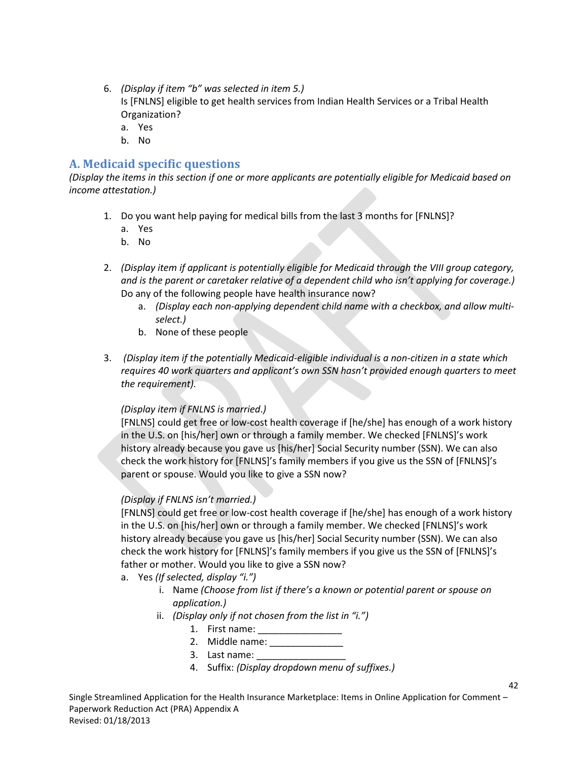6. *(Display if item "b" was selected in item 5.)*
   Is [FNLNS] eligible to get health services from Indian Health Services or a Tribal Health Organization?
   a. Yes
   b. No

## A. Medicaid specific questions

*(Display the items in this section if one or more applicants are potentially eligible for Medicaid based on income attestation.)*

1. Do you want help paying for medical bills from the last 3 months for [FNLNS]?
   a. Yes
   b. No

2. *(Display item if applicant is potentially eligible for Medicaid through the VIII group category, and is the parent or caretaker relative of a dependent child who isn't applying for coverage.)*
   Do any of the following people have health insurance now?
   a. *(Display each non-applying dependent child name with a checkbox, and allow multi-select.)*
   b. None of these people

3. *(Display item if the potentially Medicaid-eligible individual is a non-citizen in a state which requires 40 work quarters and applicant's own SSN hasn't provided enough quarters to meet the requirement).*

   *(Display item if FNLNS is married.)*
   [FNLNS] could get free or low-cost health coverage if [he/she] has enough of a work history in the U.S. on [his/her] own or through a family member. We checked [FNLNS]'s work history already because you gave us [his/her] Social Security number (SSN). We can also check the work history for [FNLNS]'s family members if you give us the SSN of [FNLNS]'s parent or spouse. Would you like to give a SSN now?

   *(Display if FNLNS isn't married.)*
   [FNLNS] could get free or low-cost health coverage if [he/she] has enough of a work history in the U.S. on [his/her] own or through a family member. We checked [FNLNS]'s work history already because you gave us [his/her] Social Security number (SSN). We can also check the work history for [FNLNS]'s family members if you give us the SSN of [FNLNS]'s father or mother. Would you like to give a SSN now?
   a. Yes *(If selected, display "i.")*
      i. Name *(Choose from list if there's a known or potential parent or spouse on application.)*
      ii. *(Display only if not chosen from the list in "i.")*
         1. First name: ________________
         2. Middle name: ______________
         3. Last name: _________________
         4. Suffix: *(Display dropdown menu of suffixes.)*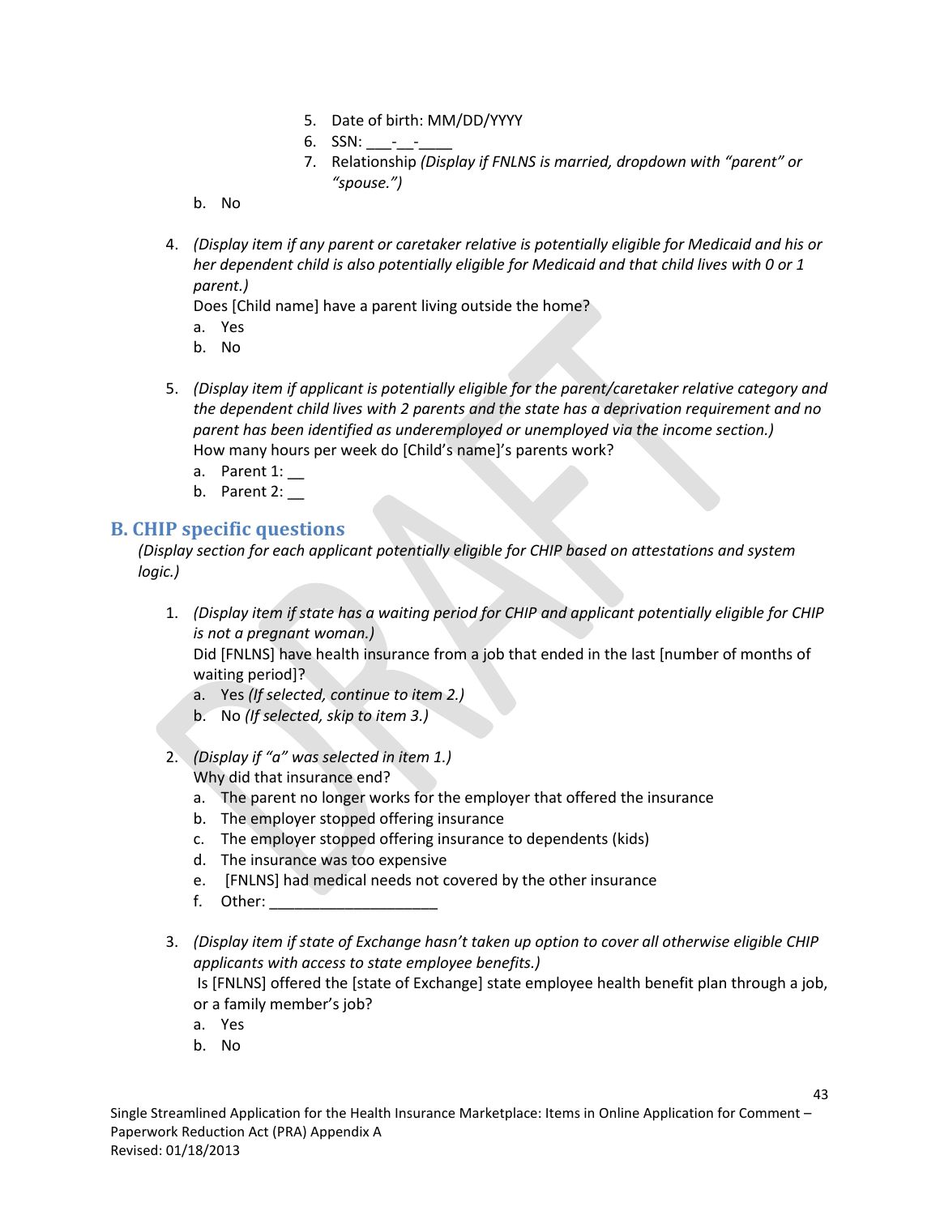5. Date of birth: MM/DD/YYYY
6. SSN: ___-__-____
7. Relationship *(Display if FNLNS is married, dropdown with "parent" or "spouse.")*

b. No

4. *(Display item if any parent or caretaker relative is potentially eligible for Medicaid and his or her dependent child is also potentially eligible for Medicaid and that child lives with 0 or 1 parent.)*
   Does [Child name] have a parent living outside the home?
   a. Yes
   b. No

5. *(Display item if applicant is potentially eligible for the parent/caretaker relative category and the dependent child lives with 2 parents and the state has a deprivation requirement and no parent has been identified as underemployed or unemployed via the income section.)*
   How many hours per week do [Child's name]'s parents work?
   a. Parent 1: __
   b. Parent 2: __

## B. CHIP specific questions

*(Display section for each applicant potentially eligible for CHIP based on attestations and system logic.)*

1. *(Display item if state has a waiting period for CHIP and applicant potentially eligible for CHIP is not a pregnant woman.)*
   Did [FNLNS] have health insurance from a job that ended in the last [number of months of waiting period]?
   a. Yes *(If selected, continue to item 2.)*
   b. No *(If selected, skip to item 3.)*

2. *(Display if "a" was selected in item 1.)*
   Why did that insurance end?
   a. The parent no longer works for the employer that offered the insurance
   b. The employer stopped offering insurance
   c. The employer stopped offering insurance to dependents (kids)
   d. The insurance was too expensive
   e. [FNLNS] had medical needs not covered by the other insurance
   f. Other: ____________________

3. *(Display item if state of Exchange hasn't taken up option to cover all otherwise eligible CHIP applicants with access to state employee benefits.)*
   Is [FNLNS] offered the [state of Exchange] state employee health benefit plan through a job, or a family member's job?
   a. Yes
   b. No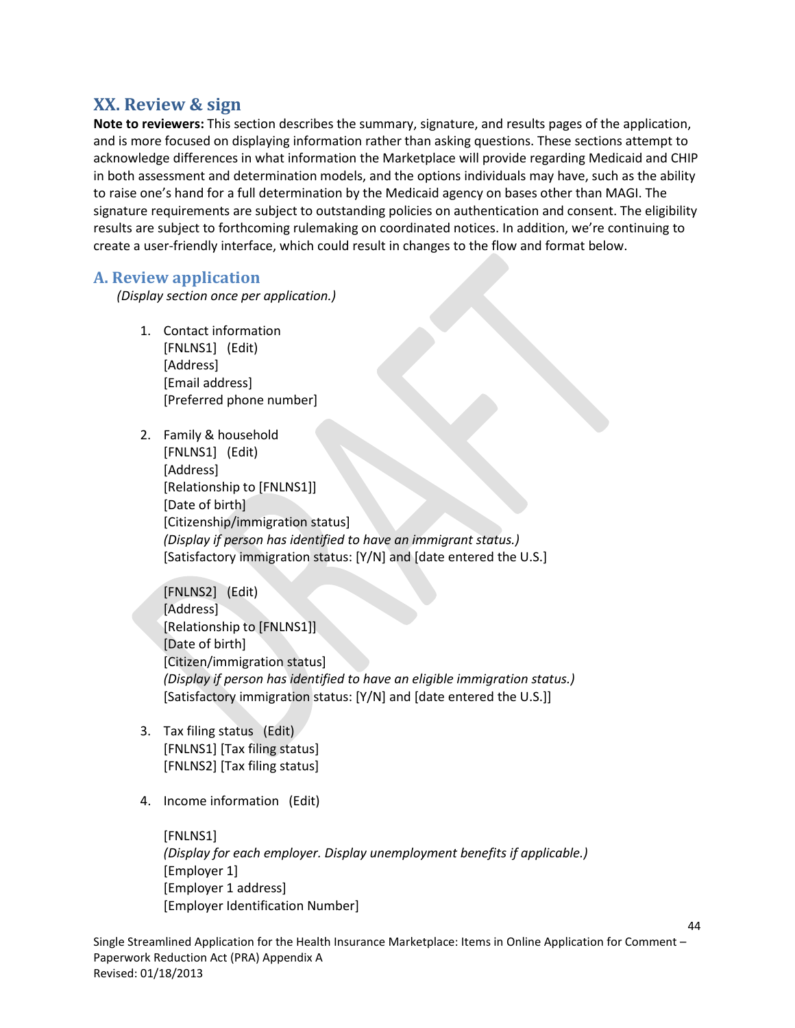## XX. Review & sign

**Note to reviewers:** This section describes the summary, signature, and results pages of the application, and is more focused on displaying information rather than asking questions. These sections attempt to acknowledge differences in what information the Marketplace will provide regarding Medicaid and CHIP in both assessment and determination models, and the options individuals may have, such as the ability to raise one's hand for a full determination by the Medicaid agency on bases other than MAGI. The signature requirements are subject to outstanding policies on authentication and consent. The eligibility results are subject to forthcoming rulemaking on coordinated notices. In addition, we're continuing to create a user-friendly interface, which could result in changes to the flow and format below.

### A. Review application

*(Display section once per application.)*

1. Contact information
   [FNLNS1] (Edit)
   [Address]
   [Email address]
   [Preferred phone number]

2. Family & household
   [FNLNS1] (Edit)
   [Address]
   [Relationship to [FNLNS1]]
   [Date of birth]
   [Citizenship/immigration status]
   *(Display if person has identified to have an immigrant status.)*
   [Satisfactory immigration status: [Y/N] and [date entered the U.S.]

   [FNLNS2] (Edit)
   [Address]
   [Relationship to [FNLNS1]]
   [Date of birth]
   [Citizen/immigration status]
   *(Display if person has identified to have an eligible immigration status.)*
   [Satisfactory immigration status: [Y/N] and [date entered the U.S.]]

3. Tax filing status (Edit)
   [FNLNS1] [Tax filing status]
   [FNLNS2] [Tax filing status]

4. Income information (Edit)

   [FNLNS1]
   *(Display for each employer. Display unemployment benefits if applicable.)*
   [Employer 1]
   [Employer 1 address]
   [Employer Identification Number]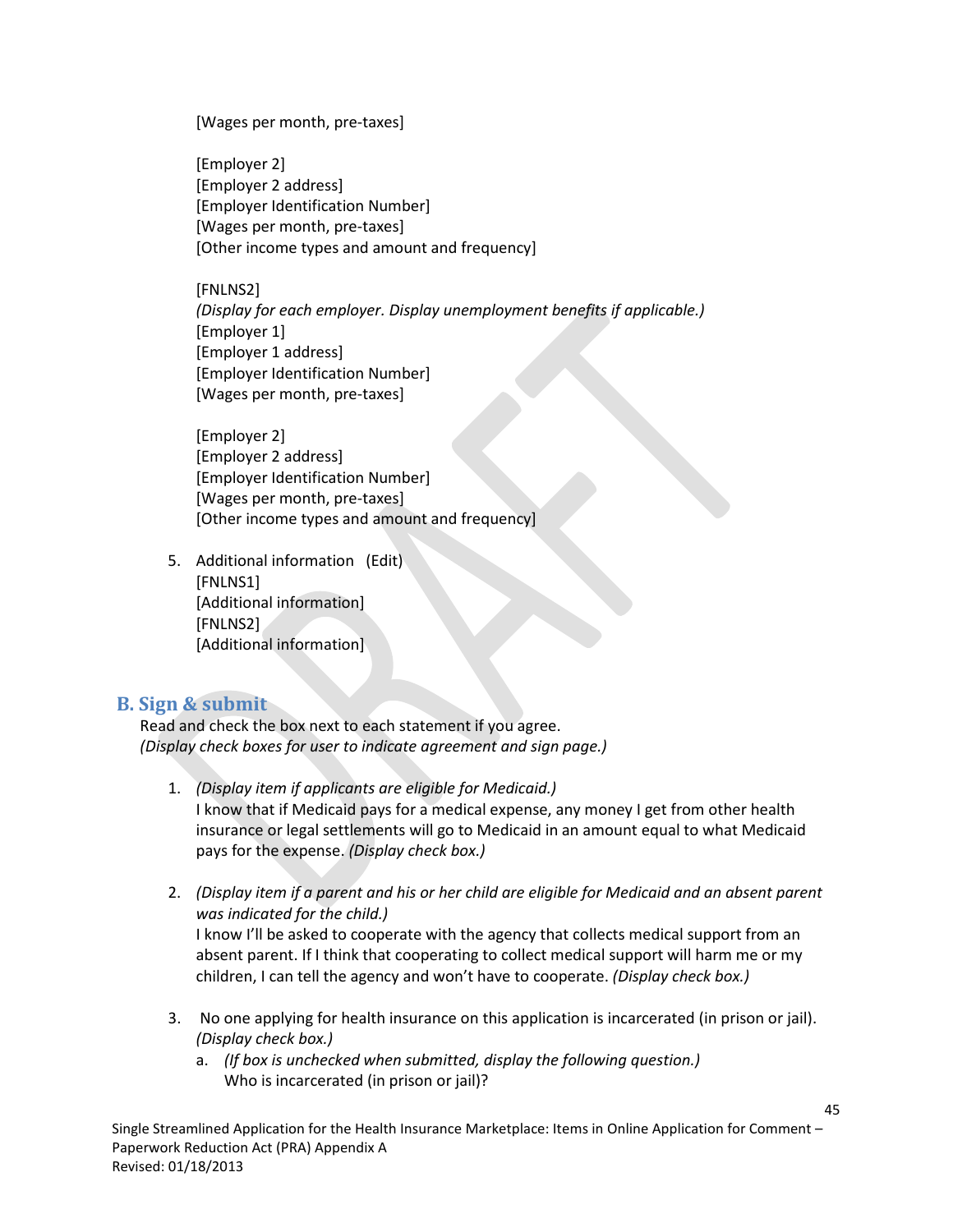[Wages per month, pre-taxes]

[Employer 2]
[Employer 2 address]
[Employer Identification Number]
[Wages per month, pre-taxes]
[Other income types and amount and frequency]

[FNLNS2]
*(Display for each employer. Display unemployment benefits if applicable.)*
[Employer 1]
[Employer 1 address]
[Employer Identification Number]
[Wages per month, pre-taxes]

[Employer 2]
[Employer 2 address]
[Employer Identification Number]
[Wages per month, pre-taxes]
[Other income types and amount and frequency]

5. Additional information (Edit)
   [FNLNS1]
   [Additional information]
   [FNLNS2]
   [Additional information]

## B. Sign & submit

Read and check the box next to each statement if you agree.
*(Display check boxes for user to indicate agreement and sign page.)*

1. *(Display item if applicants are eligible for Medicaid.)*
   I know that if Medicaid pays for a medical expense, any money I get from other health insurance or legal settlements will go to Medicaid in an amount equal to what Medicaid pays for the expense. *(Display check box.)*

2. *(Display item if a parent and his or her child are eligible for Medicaid and an absent parent was indicated for the child.)*
   I know I'll be asked to cooperate with the agency that collects medical support from an absent parent. If I think that cooperating to collect medical support will harm me or my children, I can tell the agency and won't have to cooperate. *(Display check box.)*

3. No one applying for health insurance on this application is incarcerated (in prison or jail). *(Display check box.)*
   a. *(If box is unchecked when submitted, display the following question.)*
      Who is incarcerated (in prison or jail)?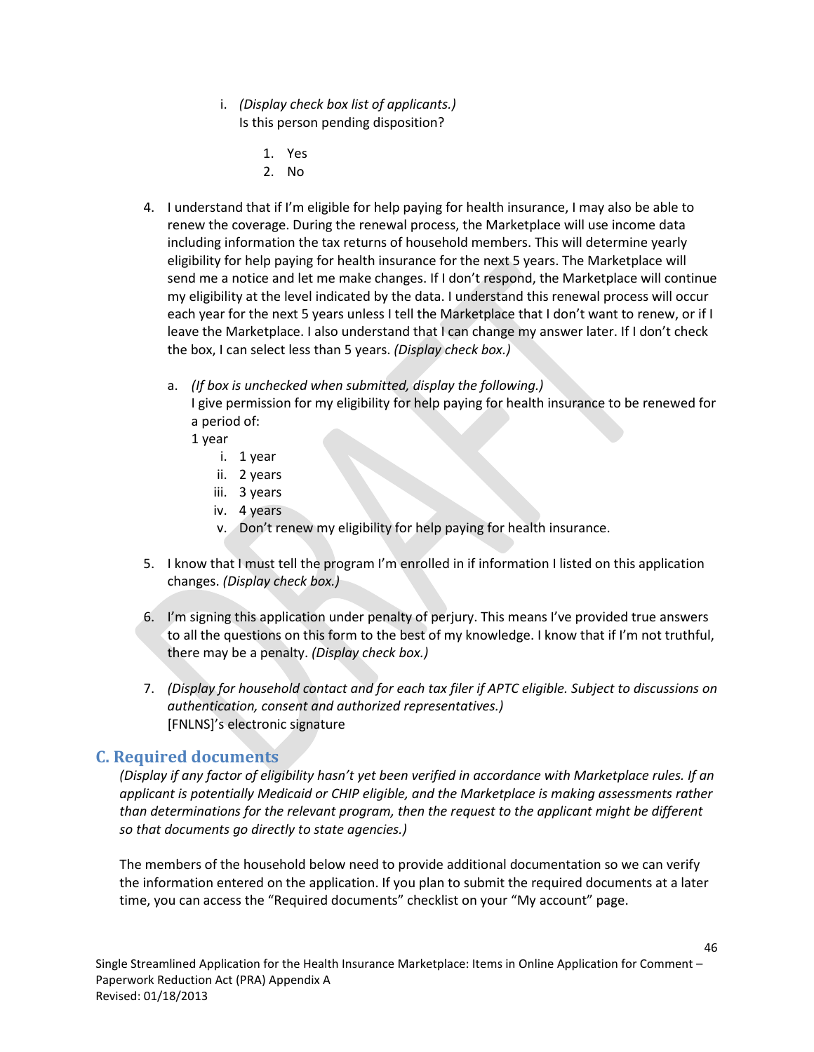i. *(Display check box list of applicants.)*
   Is this person pending disposition?

   1. Yes
   2. No

4. I understand that if I'm eligible for help paying for health insurance, I may also be able to renew the coverage. During the renewal process, the Marketplace will use income data including information the tax returns of household members. This will determine yearly eligibility for help paying for health insurance for the next 5 years. The Marketplace will send me a notice and let me make changes. If I don't respond, the Marketplace will continue my eligibility at the level indicated by the data. I understand this renewal process will occur each year for the next 5 years unless I tell the Marketplace that I don't want to renew, or if I leave the Marketplace. I also understand that I can change my answer later. If I don't check the box, I can select less than 5 years. *(Display check box.)*

   a. *(If box is unchecked when submitted, display the following.)*
      I give permission for my eligibility for help paying for health insurance to be renewed for a period of:
      1 year
      i. 1 year
      ii. 2 years
      iii. 3 years
      iv. 4 years
      v. Don't renew my eligibility for help paying for health insurance.

5. I know that I must tell the program I'm enrolled in if information I listed on this application changes. *(Display check box.)*

6. I'm signing this application under penalty of perjury. This means I've provided true answers to all the questions on this form to the best of my knowledge. I know that if I'm not truthful, there may be a penalty. *(Display check box.)*

7. *(Display for household contact and for each tax filer if APTC eligible. Subject to discussions on authentication, consent and authorized representatives.)*
   [FNLNS]'s electronic signature

## C. Required documents

*(Display if any factor of eligibility hasn't yet been verified in accordance with Marketplace rules. If an applicant is potentially Medicaid or CHIP eligible, and the Marketplace is making assessments rather than determinations for the relevant program, then the request to the applicant might be different so that documents go directly to state agencies.)*

The members of the household below need to provide additional documentation so we can verify the information entered on the application. If you plan to submit the required documents at a later time, you can access the "Required documents" checklist on your "My account" page.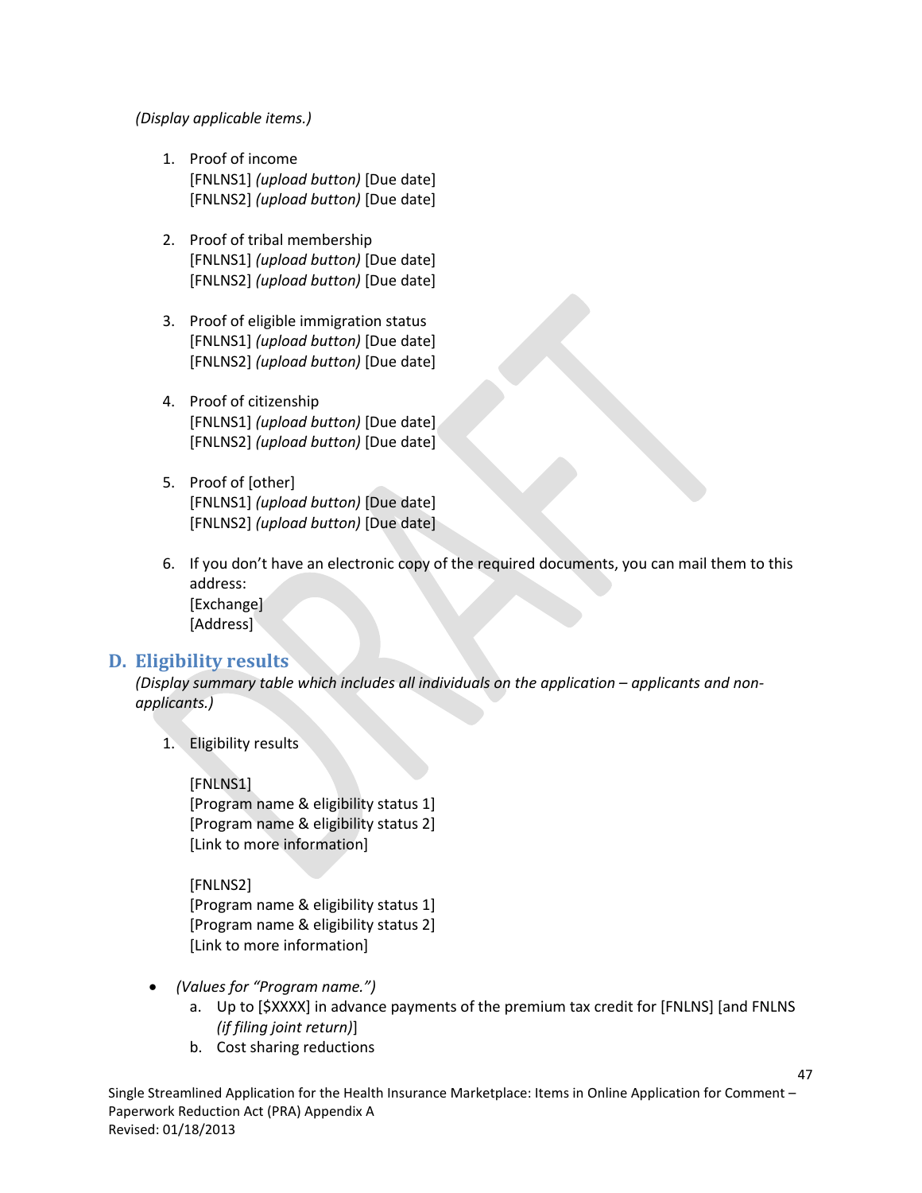*(Display applicable items.)*

1. Proof of income
   [FNLNS1] *(upload button)* [Due date]
   [FNLNS2] *(upload button)* [Due date]

2. Proof of tribal membership
   [FNLNS1] *(upload button)* [Due date]
   [FNLNS2] *(upload button)* [Due date]

3. Proof of eligible immigration status
   [FNLNS1] *(upload button)* [Due date]
   [FNLNS2] *(upload button)* [Due date]

4. Proof of citizenship
   [FNLNS1] *(upload button)* [Due date]
   [FNLNS2] *(upload button)* [Due date]

5. Proof of [other]
   [FNLNS1] *(upload button)* [Due date]
   [FNLNS2] *(upload button)* [Due date]

6. If you don't have an electronic copy of the required documents, you can mail them to this address:
   [Exchange]
   [Address]

## D. Eligibility results

*(Display summary table which includes all individuals on the application – applicants and non-applicants.)*

1. Eligibility results

   [FNLNS1]
   [Program name & eligibility status 1]
   [Program name & eligibility status 2]
   [Link to more information]

   [FNLNS2]
   [Program name & eligibility status 1]
   [Program name & eligibility status 2]
   [Link to more information]

- *(Values for "Program name.")*
  a. Up to [$XXXX] in advance payments of the premium tax credit for [FNLNS] [and FNLNS *(if filing joint return)*]
  b. Cost sharing reductions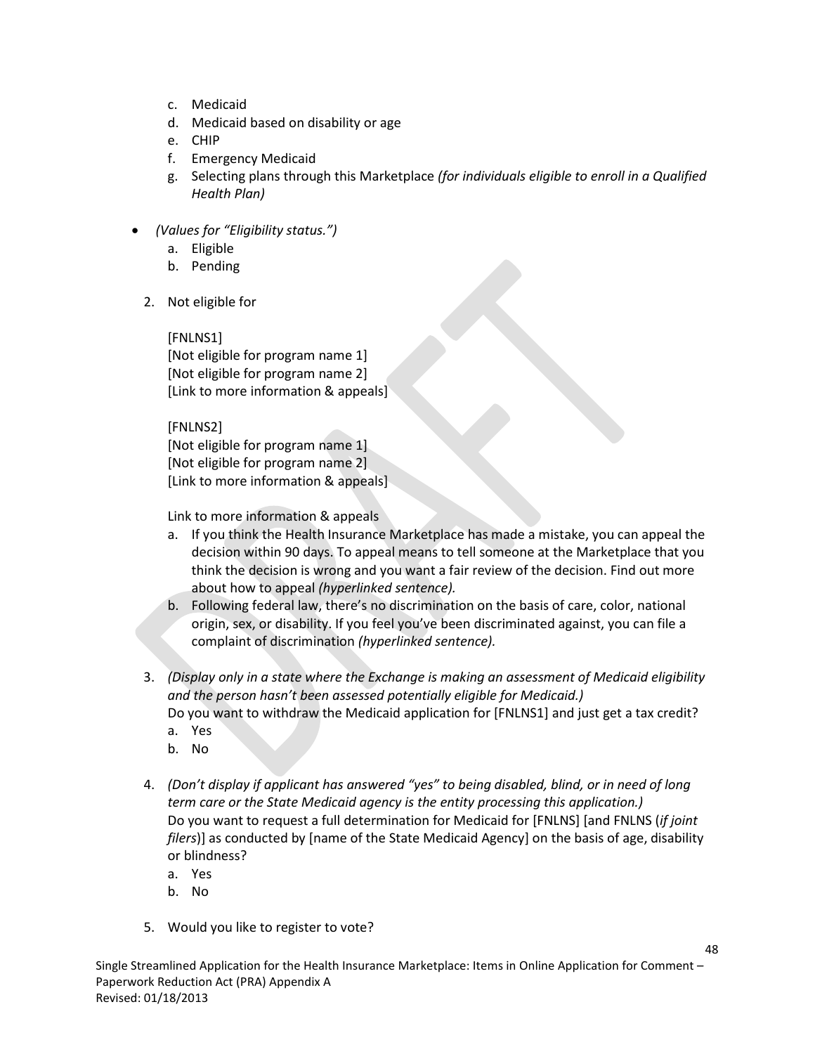c. Medicaid
d. Medicaid based on disability or age
e. CHIP
f. Emergency Medicaid
g. Selecting plans through this Marketplace *(for individuals eligible to enroll in a Qualified Health Plan)*

- *(Values for "Eligibility status.")*
  a. Eligible
  b. Pending

2. Not eligible for

   [FNLNS1]
   [Not eligible for program name 1]
   [Not eligible for program name 2]
   [Link to more information & appeals]

   [FNLNS2]
   [Not eligible for program name 1]
   [Not eligible for program name 2]
   [Link to more information & appeals]

   Link to more information & appeals
   a. If you think the Health Insurance Marketplace has made a mistake, you can appeal the decision within 90 days. To appeal means to tell someone at the Marketplace that you think the decision is wrong and you want a fair review of the decision. Find out more about how to appeal *(hyperlinked sentence).*
   b. Following federal law, there's no discrimination on the basis of care, color, national origin, sex, or disability. If you feel you've been discriminated against, you can file a complaint of discrimination *(hyperlinked sentence).*

3. *(Display only in a state where the Exchange is making an assessment of Medicaid eligibility and the person hasn't been assessed potentially eligible for Medicaid.)*
   Do you want to withdraw the Medicaid application for [FNLNS1] and just get a tax credit?
   a. Yes
   b. No

4. *(Don't display if applicant has answered "yes" to being disabled, blind, or in need of long term care or the State Medicaid agency is the entity processing this application.)*
   Do you want to request a full determination for Medicaid for [FNLNS] [and FNLNS (*if joint filers*)] as conducted by [name of the State Medicaid Agency] on the basis of age, disability or blindness?
   a. Yes
   b. No

5. Would you like to register to vote?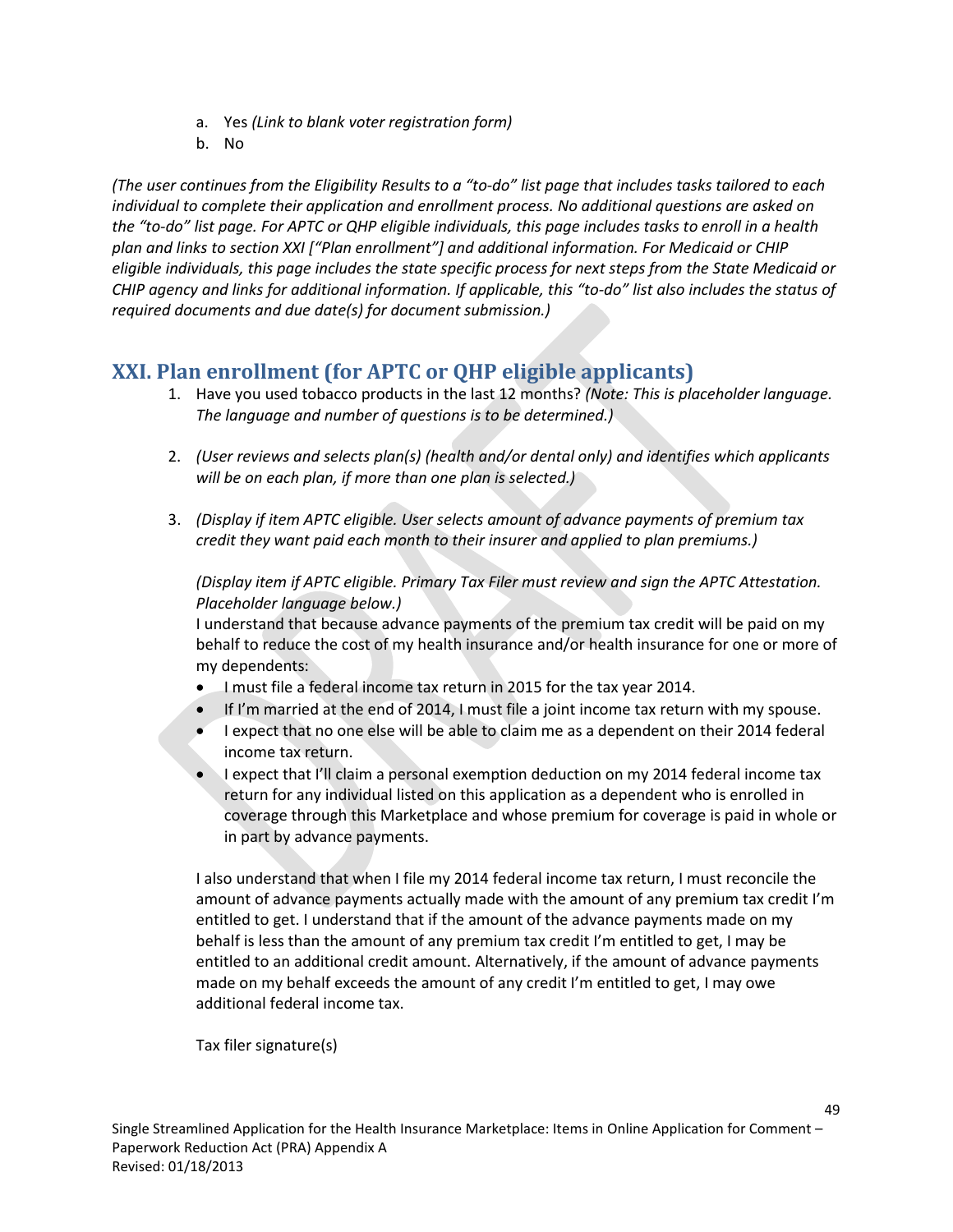a. Yes *(Link to blank voter registration form)*
b. No

*(The user continues from the Eligibility Results to a "to-do" list page that includes tasks tailored to each individual to complete their application and enrollment process. No additional questions are asked on the "to-do" list page. For APTC or QHP eligible individuals, this page includes tasks to enroll in a health plan and links to section XXI ["Plan enrollment"] and additional information. For Medicaid or CHIP eligible individuals, this page includes the state specific process for next steps from the State Medicaid or CHIP agency and links for additional information. If applicable, this "to-do" list also includes the status of required documents and due date(s) for document submission.)*

## XXI. Plan enrollment (for APTC or QHP eligible applicants)

1. Have you used tobacco products in the last 12 months? *(Note: This is placeholder language. The language and number of questions is to be determined.)*

2. *(User reviews and selects plan(s) (health and/or dental only) and identifies which applicants will be on each plan, if more than one plan is selected.)*

3. *(Display if item APTC eligible. User selects amount of advance payments of premium tax credit they want paid each month to their insurer and applied to plan premiums.)*

   *(Display item if APTC eligible. Primary Tax Filer must review and sign the APTC Attestation. Placeholder language below.)*
   I understand that because advance payments of the premium tax credit will be paid on my behalf to reduce the cost of my health insurance and/or health insurance for one or more of my dependents:
   - I must file a federal income tax return in 2015 for the tax year 2014.
   - If I'm married at the end of 2014, I must file a joint income tax return with my spouse.
   - I expect that no one else will be able to claim me as a dependent on their 2014 federal income tax return.
   - I expect that I'll claim a personal exemption deduction on my 2014 federal income tax return for any individual listed on this application as a dependent who is enrolled in coverage through this Marketplace and whose premium for coverage is paid in whole or in part by advance payments.

   I also understand that when I file my 2014 federal income tax return, I must reconcile the amount of advance payments actually made with the amount of any premium tax credit I'm entitled to get. I understand that if the amount of the advance payments made on my behalf is less than the amount of any premium tax credit I'm entitled to get, I may be entitled to an additional credit amount. Alternatively, if the amount of advance payments made on my behalf exceeds the amount of any credit I'm entitled to get, I may owe additional federal income tax.

   Tax filer signature(s)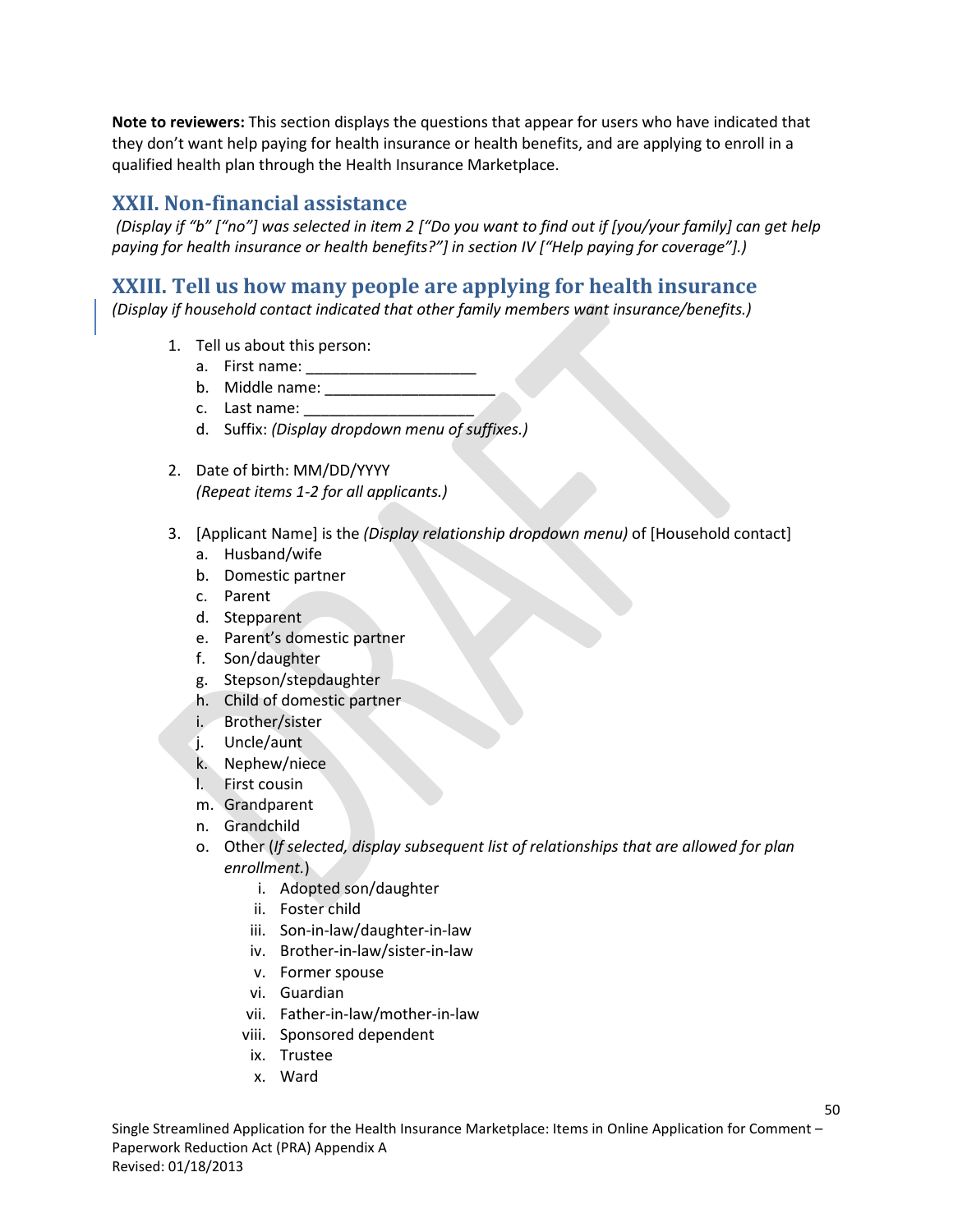**Note to reviewers:** This section displays the questions that appear for users who have indicated that they don't want help paying for health insurance or health benefits, and are applying to enroll in a qualified health plan through the Health Insurance Marketplace.

## XXII. Non-financial assistance

*(Display if "b" ["no"] was selected in item 2 ["Do you want to find out if [you/your family] can get help paying for health insurance or health benefits?"] in section IV ["Help paying for coverage"].)*

## XXIII. Tell us how many people are applying for health insurance

*(Display if household contact indicated that other family members want insurance/benefits.)*

1. Tell us about this person:
   a. First name: ___________________
   b. Middle name: ___________________
   c. Last name: ___________________
   d. Suffix: *(Display dropdown menu of suffixes.)*

2. Date of birth: MM/DD/YYYY
   *(Repeat items 1-2 for all applicants.)*

3. [Applicant Name] is the *(Display relationship dropdown menu)* of [Household contact]
   a. Husband/wife
   b. Domestic partner
   c. Parent
   d. Stepparent
   e. Parent's domestic partner
   f. Son/daughter
   g. Stepson/stepdaughter
   h. Child of domestic partner
   i. Brother/sister
   j. Uncle/aunt
   k. Nephew/niece
   l. First cousin
   m. Grandparent
   n. Grandchild
   o. Other (*If selected, display subsequent list of relationships that are allowed for plan enrollment.*)
      i. Adopted son/daughter
      ii. Foster child
      iii. Son-in-law/daughter-in-law
      iv. Brother-in-law/sister-in-law
      v. Former spouse
      vi. Guardian
      vii. Father-in-law/mother-in-law
      viii. Sponsored dependent
      ix. Trustee
      x. Ward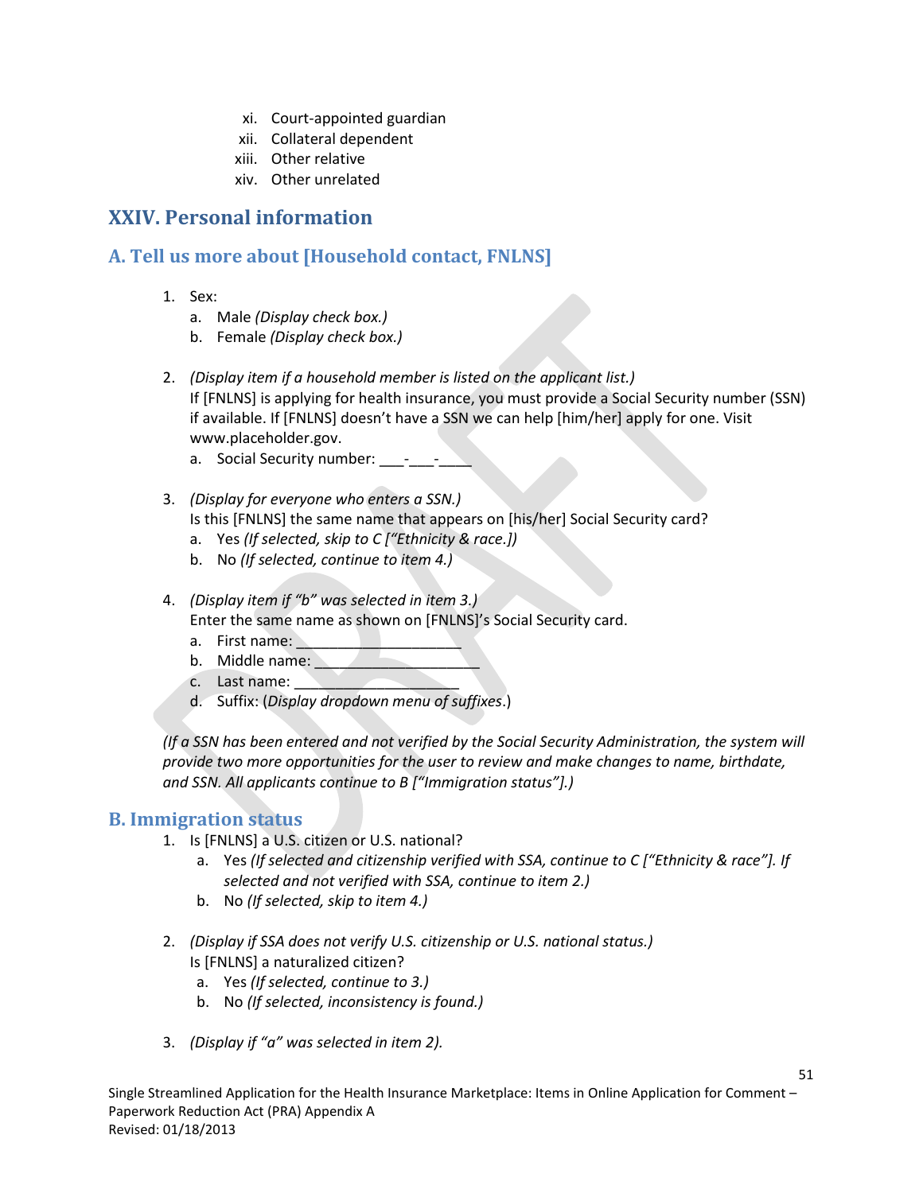xi. Court-appointed guardian
xii. Collateral dependent
xiii. Other relative
xiv. Other unrelated

## XXIV. Personal information

### A. Tell us more about [Household contact, FNLNS]

1. Sex:
    a. Male *(Display check box.)*
    b. Female *(Display check box.)*

2. *(Display item if a household member is listed on the applicant list.)*
   If [FNLNS] is applying for health insurance, you must provide a Social Security number (SSN) if available. If [FNLNS] doesn't have a SSN we can help [him/her] apply for one. Visit www.placeholder.gov.
    a. Social Security number: ___-___-____

3. *(Display for everyone who enters a SSN.)*
   Is this [FNLNS] the same name that appears on [his/her] Social Security card?
    a. Yes *(If selected, skip to C ["Ethnicity & race.])*
    b. No *(If selected, continue to item 4.)*

4. *(Display item if "b" was selected in item 3.)*
   Enter the same name as shown on [FNLNS]'s Social Security card.
    a. First name: ____________________
    b. Middle name: ____________________
    c. Last name: ____________________
    d. Suffix: (*Display dropdown menu of suffixes*.)

*(If a SSN has been entered and not verified by the Social Security Administration, the system will provide two more opportunities for the user to review and make changes to name, birthdate, and SSN. All applicants continue to B ["Immigration status"].)*

### B. Immigration status

1. Is [FNLNS] a U.S. citizen or U.S. national?
    a. Yes *(If selected and citizenship verified with SSA, continue to C ["Ethnicity & race"]. If selected and not verified with SSA, continue to item 2.)*
    b. No *(If selected, skip to item 4.)*

2. *(Display if SSA does not verify U.S. citizenship or U.S. national status.)*
   Is [FNLNS] a naturalized citizen?
    a. Yes *(If selected, continue to 3.)*
    b. No *(If selected, inconsistency is found.)*

3. *(Display if "a" was selected in item 2).*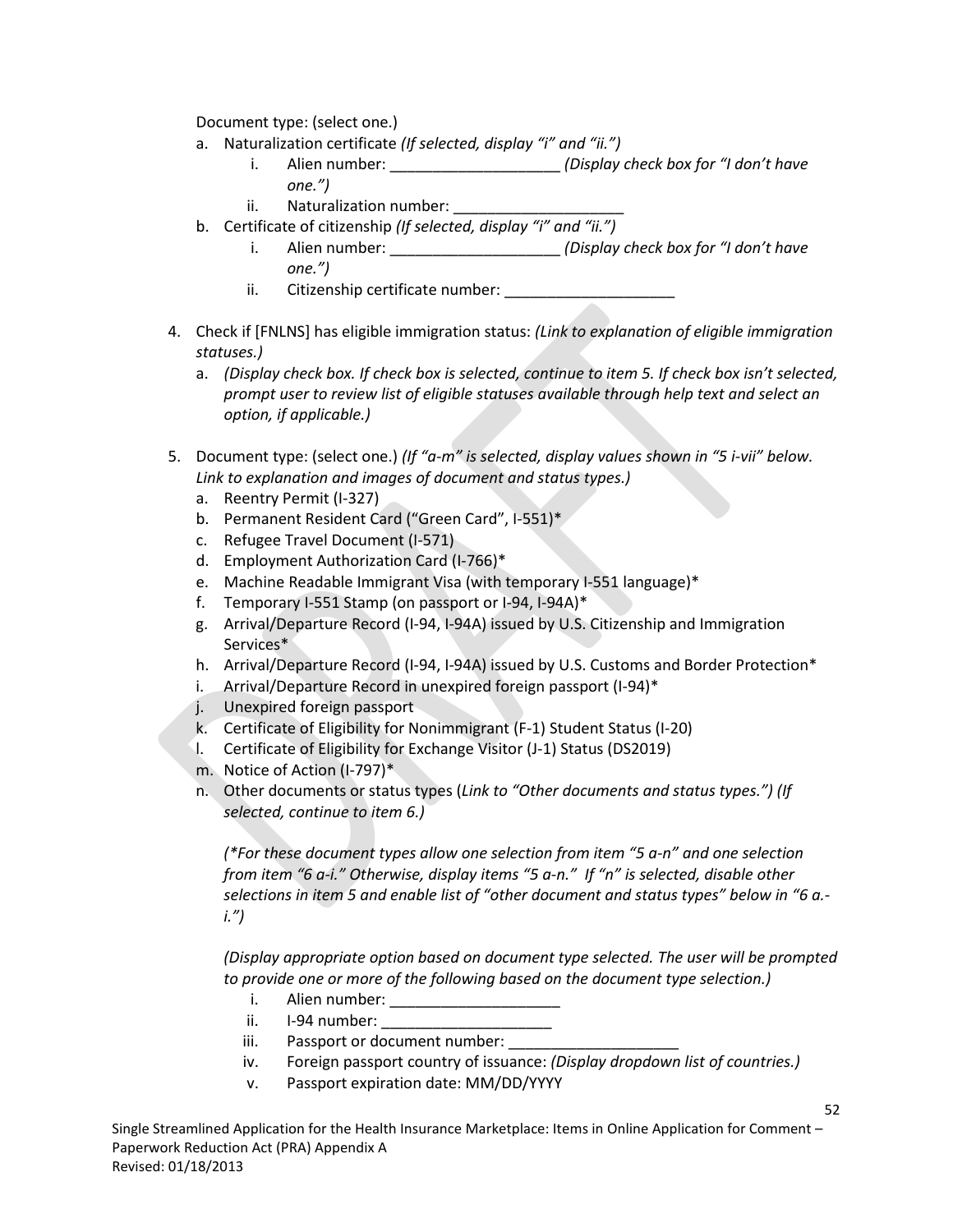Document type: (select one.)

a. Naturalization certificate *(If selected, display "i" and "ii.")*
   i. Alien number: ____________________ *(Display check box for "I don't have one.")*
   ii. Naturalization number: ____________________
b. Certificate of citizenship *(If selected, display "i" and "ii.")*
   i. Alien number: ____________________ *(Display check box for "I don't have one.")*
   ii. Citizenship certificate number: ____________________

4. Check if [FNLNS] has eligible immigration status: *(Link to explanation of eligible immigration statuses.)*
   a. *(Display check box. If check box is selected, continue to item 5. If check box isn't selected, prompt user to review list of eligible statuses available through help text and select an option, if applicable.)*

5. Document type: (select one.) *(If "a-m" is selected, display values shown in "5 i-vii" below. Link to explanation and images of document and status types.)*
   a. Reentry Permit (I-327)
   b. Permanent Resident Card ("Green Card", I-551)*
   c. Refugee Travel Document (I-571)
   d. Employment Authorization Card (I-766)*
   e. Machine Readable Immigrant Visa (with temporary I-551 language)*
   f. Temporary I-551 Stamp (on passport or I-94, I-94A)*
   g. Arrival/Departure Record (I-94, I-94A) issued by U.S. Citizenship and Immigration Services*
   h. Arrival/Departure Record (I-94, I-94A) issued by U.S. Customs and Border Protection*
   i. Arrival/Departure Record in unexpired foreign passport (I-94)*
   j. Unexpired foreign passport
   k. Certificate of Eligibility for Nonimmigrant (F-1) Student Status (I-20)
   l. Certificate of Eligibility for Exchange Visitor (J-1) Status (DS2019)
   m. Notice of Action (I-797)*
   n. Other documents or status types (*Link to "Other documents and status types.") (If selected, continue to item 6.)*

   *(*For these document types allow one selection from item "5 a-n" and one selection from item "6 a-i." Otherwise, display items "5 a-n." If "n" is selected, disable other selections in item 5 and enable list of "other document and status types" below in "6 a.-i.")*

   *(Display appropriate option based on document type selected. The user will be prompted to provide one or more of the following based on the document type selection.)*

   i. Alien number: ____________________
   ii. I-94 number: ____________________
   iii. Passport or document number: ____________________
   iv. Foreign passport country of issuance: *(Display dropdown list of countries.)*
   v. Passport expiration date: MM/DD/YYYY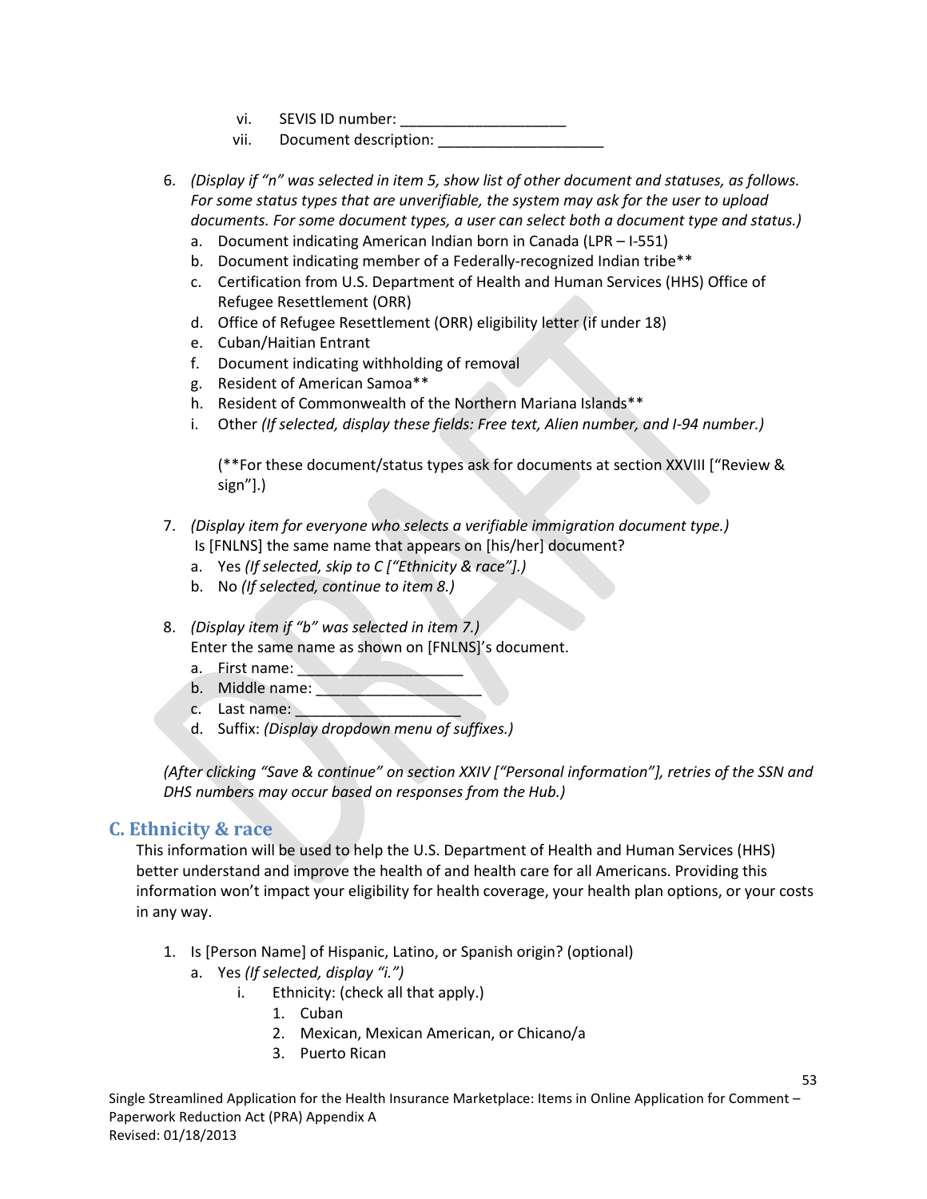vi. SEVIS ID number: ____________________

vii. Document description: ____________________

6. *(Display if "n" was selected in item 5, show list of other document and statuses, as follows. For some status types that are unverifiable, the system may ask for the user to upload documents. For some document types, a user can select both a document type and status.)*
   a. Document indicating American Indian born in Canada (LPR – I-551)
   b. Document indicating member of a Federally-recognized Indian tribe**
   c. Certification from U.S. Department of Health and Human Services (HHS) Office of Refugee Resettlement (ORR)
   d. Office of Refugee Resettlement (ORR) eligibility letter (if under 18)
   e. Cuban/Haitian Entrant
   f. Document indicating withholding of removal
   g. Resident of American Samoa**
   h. Resident of Commonwealth of the Northern Mariana Islands**
   i. Other *(If selected, display these fields: Free text, Alien number, and I-94 number.)*

   (**For these document/status types ask for documents at section XXVIII ["Review & sign"].)

7. *(Display item for everyone who selects a verifiable immigration document type.)* Is [FNLNS] the same name that appears on [his/her] document?
   a. Yes *(If selected, skip to C ["Ethnicity & race"].)*
   b. No *(If selected, continue to item 8.)*

8. *(Display item if "b" was selected in item 7.)* Enter the same name as shown on [FNLNS]'s document.
   a. First name: ____________________
   b. Middle name: ____________________
   c. Last name: ____________________
   d. Suffix: *(Display dropdown menu of suffixes.)*

*(After clicking "Save & continue" on section XXIV ["Personal information"], retries of the SSN and DHS numbers may occur based on responses from the Hub.)*

## C. Ethnicity & race

This information will be used to help the U.S. Department of Health and Human Services (HHS) better understand and improve the health of and health care for all Americans. Providing this information won't impact your eligibility for health coverage, your health plan options, or your costs in any way.

1. Is [Person Name] of Hispanic, Latino, or Spanish origin? (optional)
   a. Yes *(If selected, display "i.")*
      i. Ethnicity: (check all that apply.)
         1. Cuban
         2. Mexican, Mexican American, or Chicano/a
         3. Puerto Rican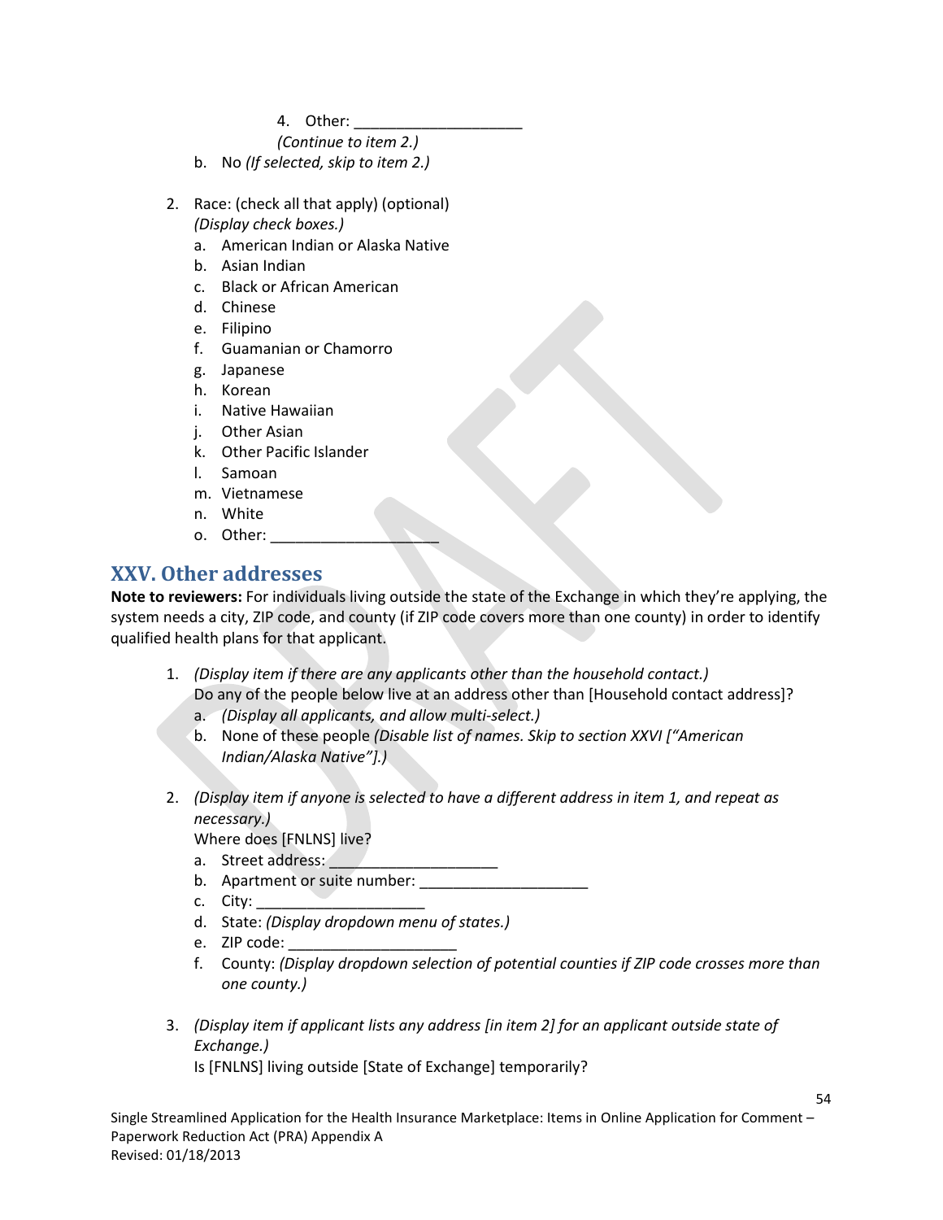4. Other: ____________________
   *(Continue to item 2.)*

b. No *(If selected, skip to item 2.)*

2. Race: (check all that apply) (optional)
   *(Display check boxes.)*
   a. American Indian or Alaska Native
   b. Asian Indian
   c. Black or African American
   d. Chinese
   e. Filipino
   f. Guamanian or Chamorro
   g. Japanese
   h. Korean
   i. Native Hawaiian
   j. Other Asian
   k. Other Pacific Islander
   l. Samoan
   m. Vietnamese
   n. White
   o. Other: ____________________

## XXV. Other addresses

**Note to reviewers:** For individuals living outside the state of the Exchange in which they're applying, the system needs a city, ZIP code, and county (if ZIP code covers more than one county) in order to identify qualified health plans for that applicant.

1. *(Display item if there are any applicants other than the household contact.)*
   Do any of the people below live at an address other than [Household contact address]?
   a. *(Display all applicants, and allow multi-select.)*
   b. None of these people *(Disable list of names. Skip to section XXVI ["American Indian/Alaska Native"].)*

2. *(Display item if anyone is selected to have a different address in item 1, and repeat as necessary.)*
   Where does [FNLNS] live?
   a. Street address: ____________________
   b. Apartment or suite number: ____________________
   c. City: ____________________
   d. State: *(Display dropdown menu of states.)*
   e. ZIP code: ____________________
   f. County: *(Display dropdown selection of potential counties if ZIP code crosses more than one county.)*

3. *(Display item if applicant lists any address [in item 2] for an applicant outside state of Exchange.)*
   Is [FNLNS] living outside [State of Exchange] temporarily?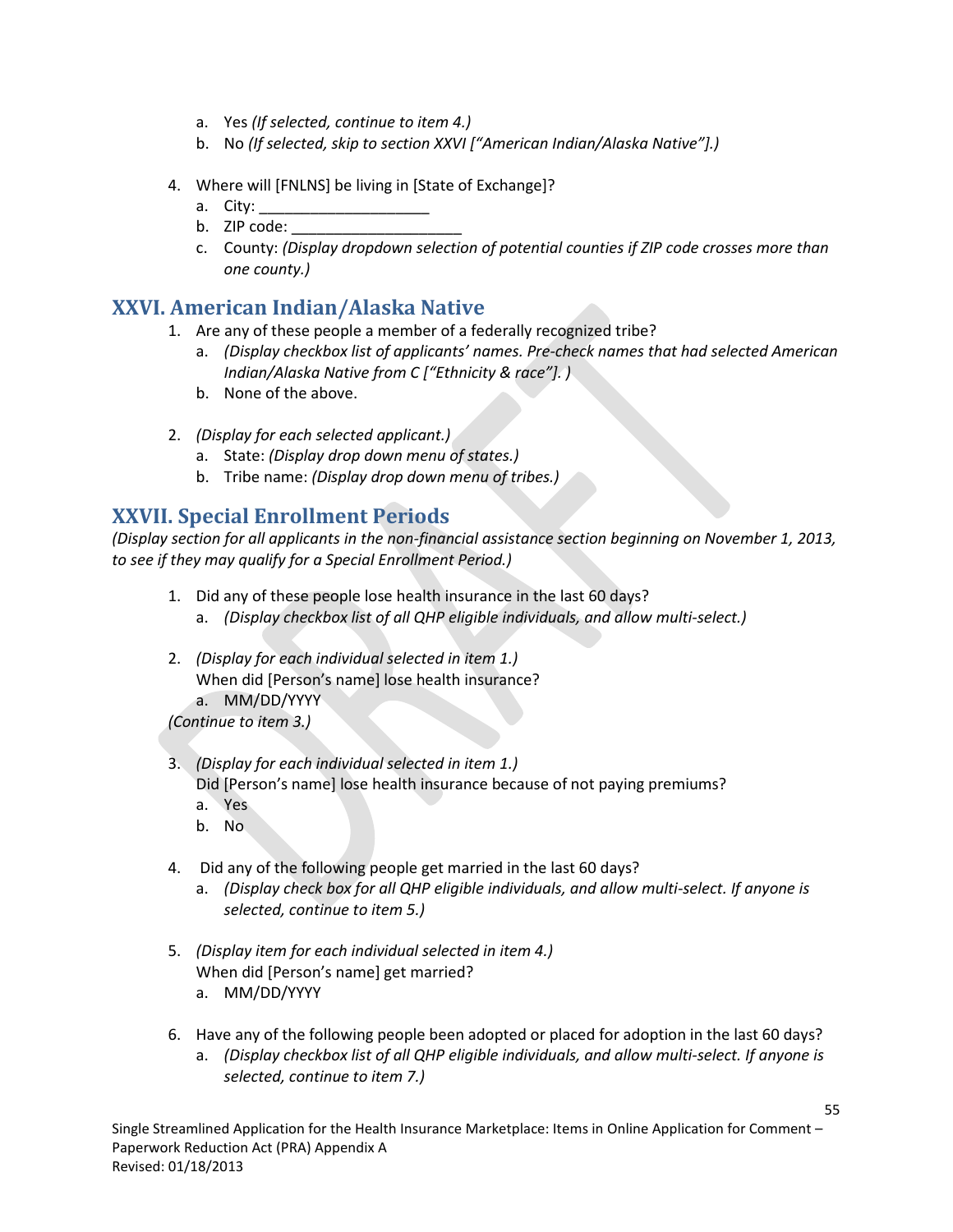a. Yes *(If selected, continue to item 4.)*
   b. No *(If selected, skip to section XXVI ["American Indian/Alaska Native"].)*

4. Where will [FNLNS] be living in [State of Exchange]?
   a. City: ____________________
   b. ZIP code: ____________________
   c. County: *(Display dropdown selection of potential counties if ZIP code crosses more than one county.)*

## XXVI. American Indian/Alaska Native

1. Are any of these people a member of a federally recognized tribe?
   a. *(Display checkbox list of applicants' names. Pre-check names that had selected American Indian/Alaska Native from C ["Ethnicity & race"]. )*
   b. None of the above.

2. *(Display for each selected applicant.)*
   a. State: *(Display drop down menu of states.)*
   b. Tribe name: *(Display drop down menu of tribes.)*

## XXVII. Special Enrollment Periods

*(Display section for all applicants in the non-financial assistance section beginning on November 1, 2013, to see if they may qualify for a Special Enrollment Period.)*

1. Did any of these people lose health insurance in the last 60 days?
   a. *(Display checkbox list of all QHP eligible individuals, and allow multi-select.)*

2. *(Display for each individual selected in item 1.)*
   When did [Person's name] lose health insurance?
   a. MM/DD/YYYY

*(Continue to item 3.)*

3. *(Display for each individual selected in item 1.)*
   Did [Person's name] lose health insurance because of not paying premiums?
   a. Yes
   b. No

4. Did any of the following people get married in the last 60 days?
   a. *(Display check box for all QHP eligible individuals, and allow multi-select. If anyone is selected, continue to item 5.)*

5. *(Display item for each individual selected in item 4.)*
   When did [Person's name] get married?
   a. MM/DD/YYYY

6. Have any of the following people been adopted or placed for adoption in the last 60 days?
   a. *(Display checkbox list of all QHP eligible individuals, and allow multi-select. If anyone is selected, continue to item 7.)*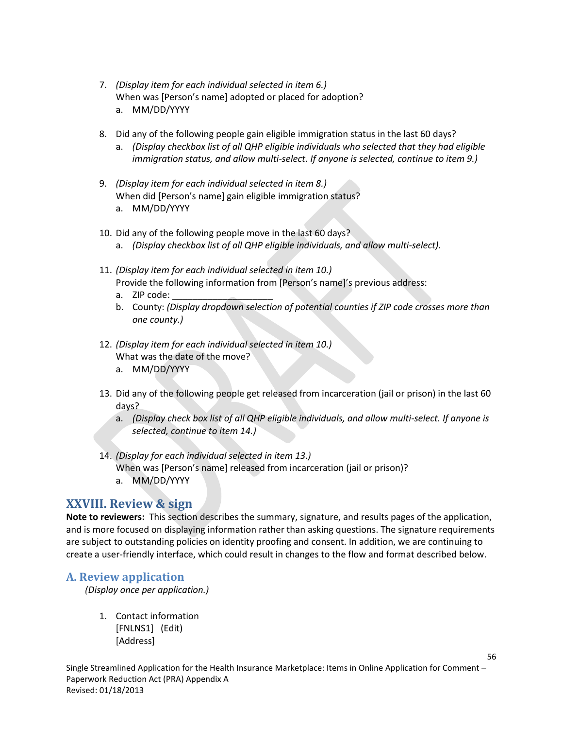7. *(Display item for each individual selected in item 6.)*
   When was [Person's name] adopted or placed for adoption?
   a. MM/DD/YYYY

8. Did any of the following people gain eligible immigration status in the last 60 days?
   a. *(Display checkbox list of all QHP eligible individuals who selected that they had eligible immigration status, and allow multi-select. If anyone is selected, continue to item 9.)*

9. *(Display item for each individual selected in item 8.)*
   When did [Person's name] gain eligible immigration status?
   a. MM/DD/YYYY

10. Did any of the following people move in the last 60 days?
    a. *(Display checkbox list of all QHP eligible individuals, and allow multi-select).*

11. *(Display item for each individual selected in item 10.)*
    Provide the following information from [Person's name]'s previous address:
    a. ZIP code: ____________________
    b. County: *(Display dropdown selection of potential counties if ZIP code crosses more than one county.)*

12. *(Display item for each individual selected in item 10.)*
    What was the date of the move?
    a. MM/DD/YYYY

13. Did any of the following people get released from incarceration (jail or prison) in the last 60 days?
    a. *(Display check box list of all QHP eligible individuals, and allow multi-select. If anyone is selected, continue to item 14.)*

14. *(Display for each individual selected in item 13.)*
    When was [Person's name] released from incarceration (jail or prison)?
    a. MM/DD/YYYY

## XXVIII. Review & sign

**Note to reviewers:** This section describes the summary, signature, and results pages of the application, and is more focused on displaying information rather than asking questions. The signature requirements are subject to outstanding policies on identity proofing and consent. In addition, we are continuing to create a user-friendly interface, which could result in changes to the flow and format described below.

### A. Review application

*(Display once per application.)*

1. Contact information
   [FNLNS1] (Edit)
   [Address]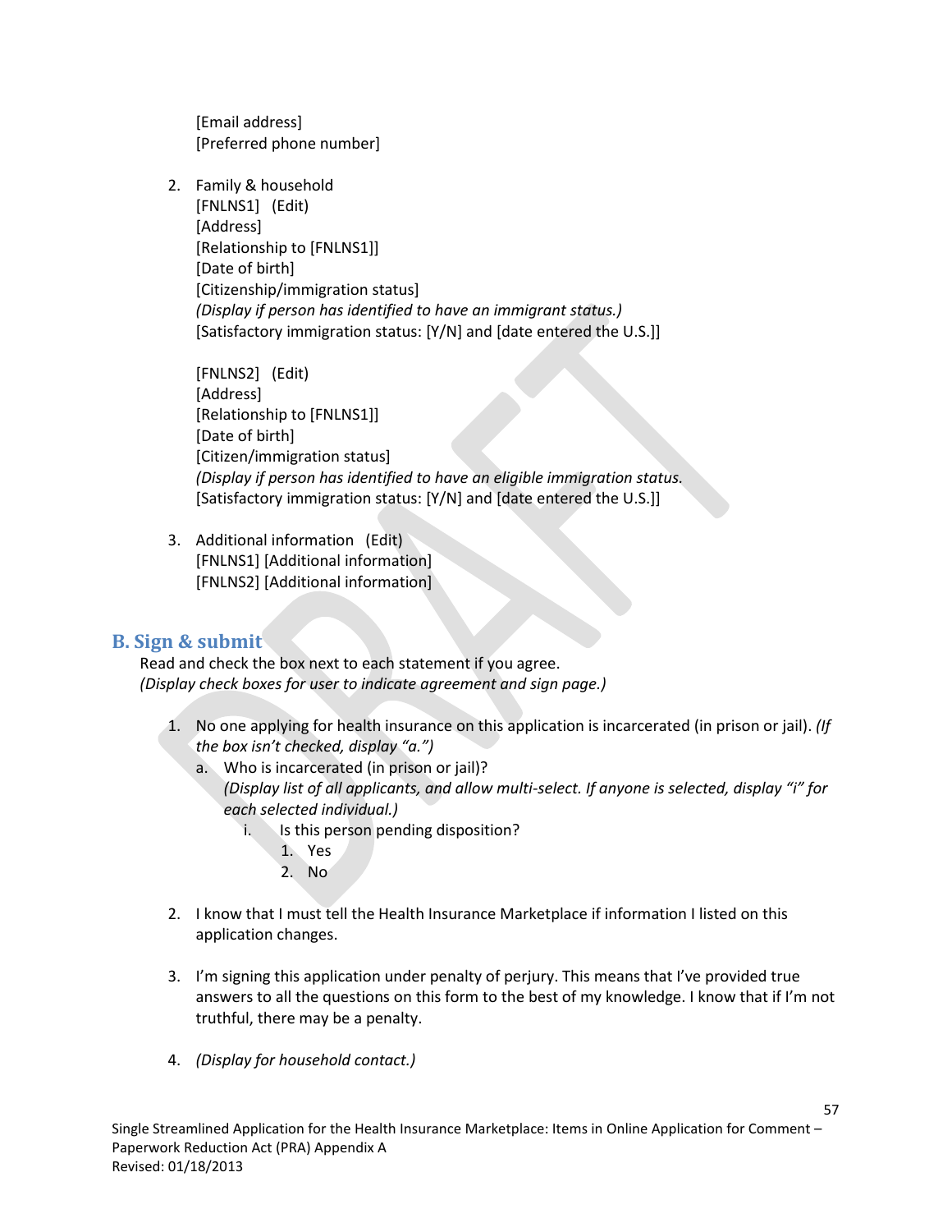[Email address]
[Preferred phone number]

2. Family & household
   [FNLNS1]   (Edit)
   [Address]
   [Relationship to [FNLNS1]]
   [Date of birth]
   [Citizenship/immigration status]
   *(Display if person has identified to have an immigrant status.)*
   [Satisfactory immigration status: [Y/N] and [date entered the U.S.]]

   [FNLNS2]   (Edit)
   [Address]
   [Relationship to [FNLNS1]]
   [Date of birth]
   [Citizen/immigration status]
   *(Display if person has identified to have an eligible immigration status.*
   [Satisfactory immigration status: [Y/N] and [date entered the U.S.]]

3. Additional information   (Edit)
   [FNLNS1] [Additional information]
   [FNLNS2] [Additional information]

## B. Sign & submit

Read and check the box next to each statement if you agree.
*(Display check boxes for user to indicate agreement and sign page.)*

1. No one applying for health insurance on this application is incarcerated (in prison or jail). *(If the box isn't checked, display "a.")*
   a. Who is incarcerated (in prison or jail)?
      *(Display list of all applicants, and allow multi-select. If anyone is selected, display "i" for each selected individual.)*
      i. Is this person pending disposition?
         1. Yes
         2. No

2. I know that I must tell the Health Insurance Marketplace if information I listed on this application changes.

3. I'm signing this application under penalty of perjury. This means that I've provided true answers to all the questions on this form to the best of my knowledge. I know that if I'm not truthful, there may be a penalty.

4. *(Display for household contact.)*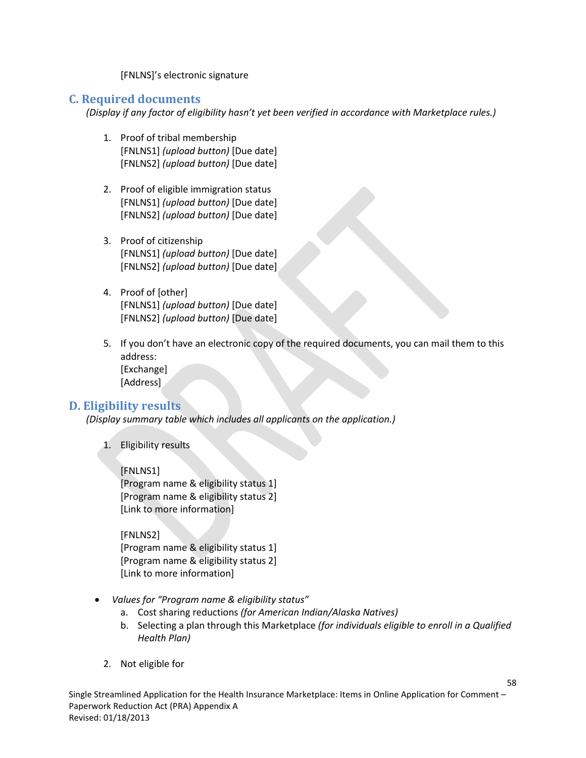[FNLNS]'s electronic signature

## C. Required documents

*(Display if any factor of eligibility hasn't yet been verified in accordance with Marketplace rules.)*

1. Proof of tribal membership
   [FNLNS1] *(upload button)* [Due date]
   [FNLNS2] *(upload button)* [Due date]

2. Proof of eligible immigration status
   [FNLNS1] *(upload button)* [Due date]
   [FNLNS2] *(upload button)* [Due date]

3. Proof of citizenship
   [FNLNS1] *(upload button)* [Due date]
   [FNLNS2] *(upload button)* [Due date]

4. Proof of [other]
   [FNLNS1] *(upload button)* [Due date]
   [FNLNS2] *(upload button)* [Due date]

5. If you don't have an electronic copy of the required documents, you can mail them to this address:
   [Exchange]
   [Address]

## D. Eligibility results

*(Display summary table which includes all applicants on the application.)*

1. Eligibility results

   [FNLNS1]
   [Program name & eligibility status 1]
   [Program name & eligibility status 2]
   [Link to more information]

   [FNLNS2]
   [Program name & eligibility status 1]
   [Program name & eligibility status 2]
   [Link to more information]

- *Values for "Program name & eligibility status"*
  a. Cost sharing reductions *(for American Indian/Alaska Natives)*
  b. Selecting a plan through this Marketplace *(for individuals eligible to enroll in a Qualified Health Plan)*

2. Not eligible for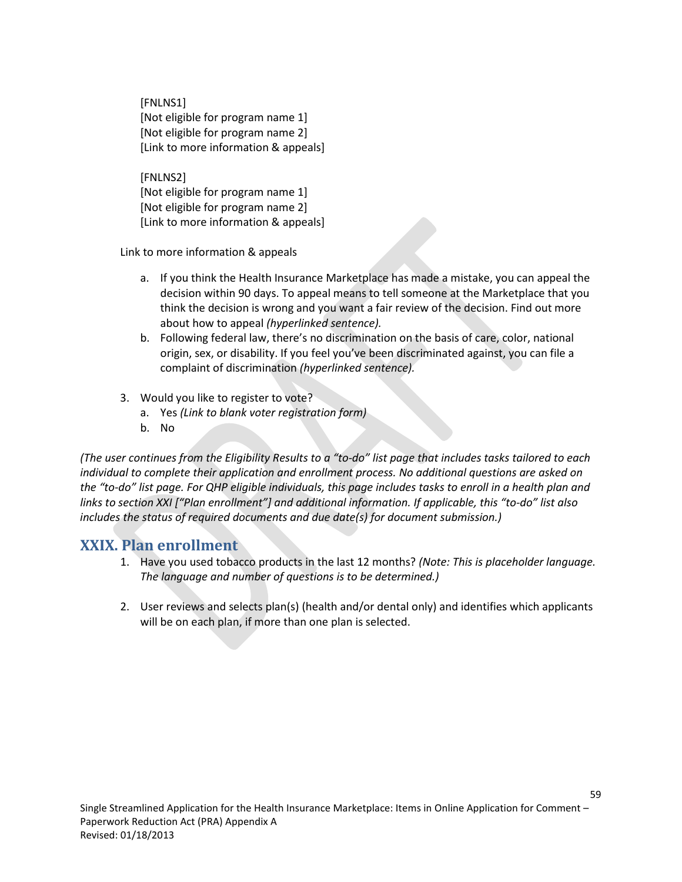[FNLNS1]
[Not eligible for program name 1]
[Not eligible for program name 2]
[Link to more information & appeals]

[FNLNS2]
[Not eligible for program name 1]
[Not eligible for program name 2]
[Link to more information & appeals]

Link to more information & appeals

a. If you think the Health Insurance Marketplace has made a mistake, you can appeal the decision within 90 days. To appeal means to tell someone at the Marketplace that you think the decision is wrong and you want a fair review of the decision. Find out more about how to appeal *(hyperlinked sentence).*
b. Following federal law, there's no discrimination on the basis of care, color, national origin, sex, or disability. If you feel you've been discriminated against, you can file a complaint of discrimination *(hyperlinked sentence).*

3. Would you like to register to vote?
   a. Yes *(Link to blank voter registration form)*
   b. No

*(The user continues from the Eligibility Results to a "to-do" list page that includes tasks tailored to each individual to complete their application and enrollment process. No additional questions are asked on the "to-do" list page. For QHP eligible individuals, this page includes tasks to enroll in a health plan and links to section XXI ["Plan enrollment"] and additional information. If applicable, this "to-do" list also includes the status of required documents and due date(s) for document submission.)*

## XXIX. Plan enrollment

1. Have you used tobacco products in the last 12 months? *(Note: This is placeholder language. The language and number of questions is to be determined.)*

2. User reviews and selects plan(s) (health and/or dental only) and identifies which applicants will be on each plan, if more than one plan is selected.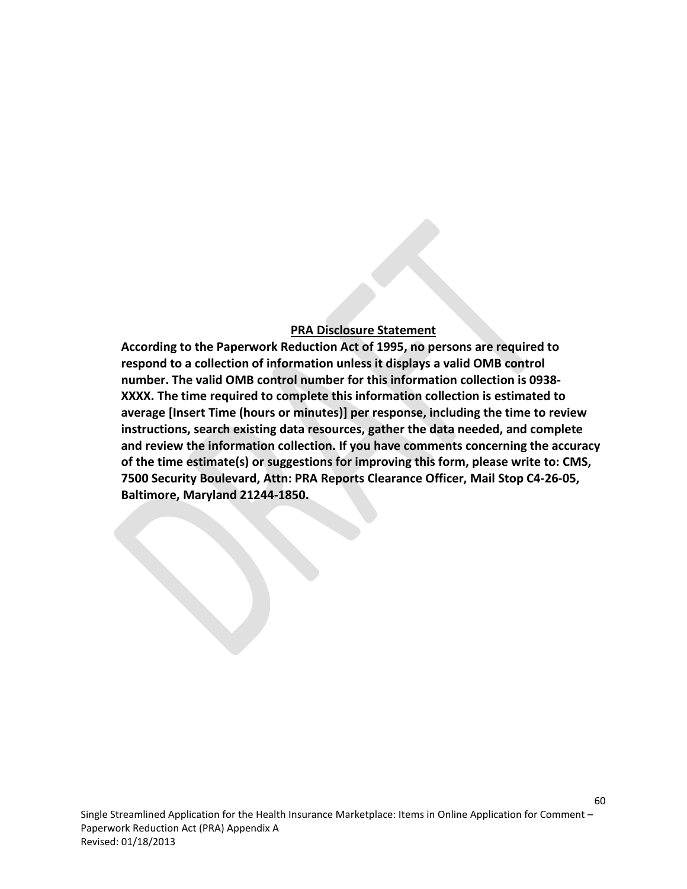**PRA Disclosure Statement**

**According to the Paperwork Reduction Act of 1995, no persons are required to respond to a collection of information unless it displays a valid OMB control number. The valid OMB control number for this information collection is 0938-XXXX. The time required to complete this information collection is estimated to average [Insert Time (hours or minutes)] per response, including the time to review instructions, search existing data resources, gather the data needed, and complete and review the information collection. If you have comments concerning the accuracy of the time estimate(s) or suggestions for improving this form, please write to: CMS, 7500 Security Boulevard, Attn: PRA Reports Clearance Officer, Mail Stop C4-26-05, Baltimore, Maryland 21244-1850.**